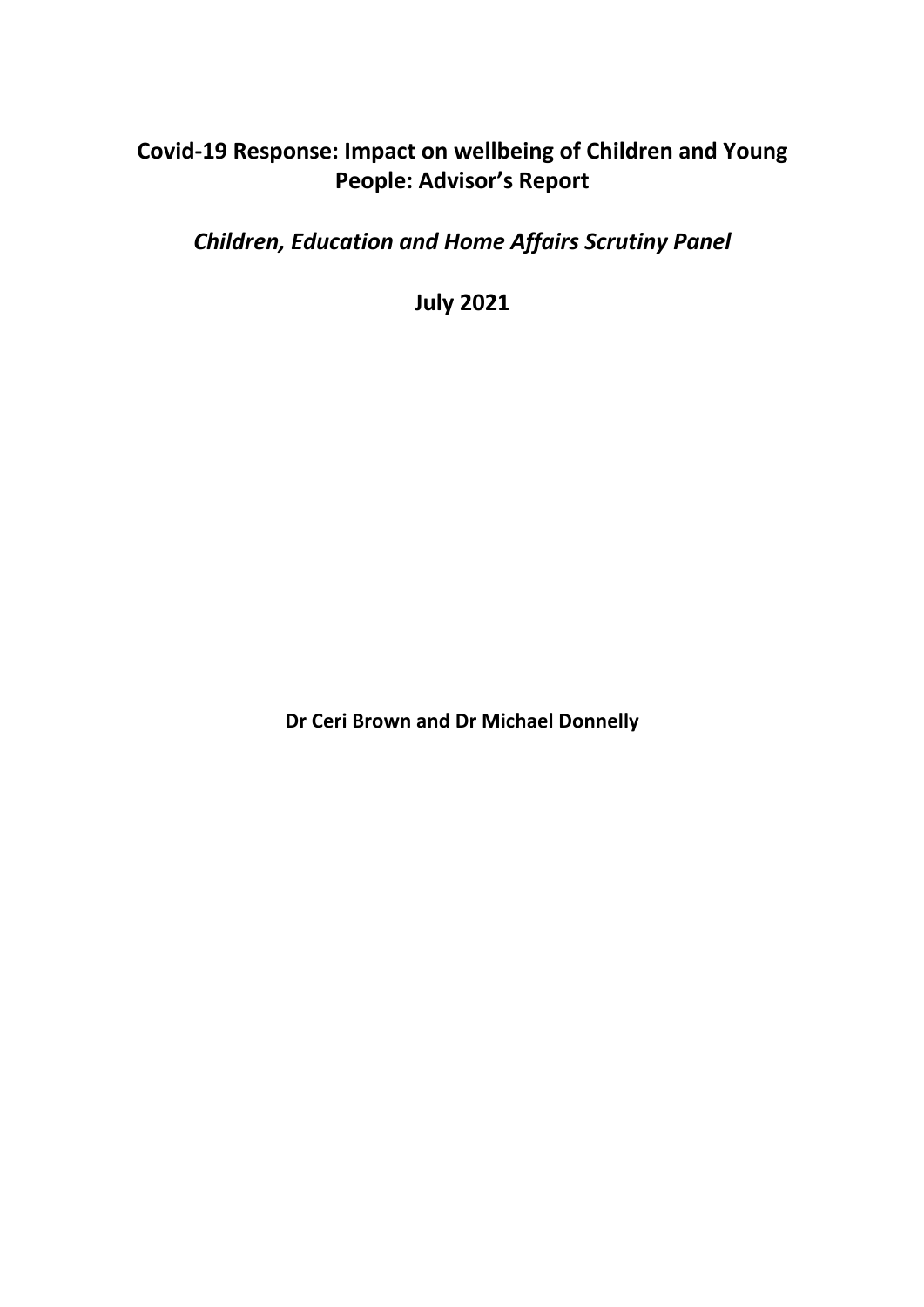# Covid-19 Response: Impact on wellbeing of Children and Young People: Advisor's Report

## *Children, Education and Home Affairs Scrutiny Panel*

**July 2021**

**Dr Ceri Brown and Dr Michael Donnelly**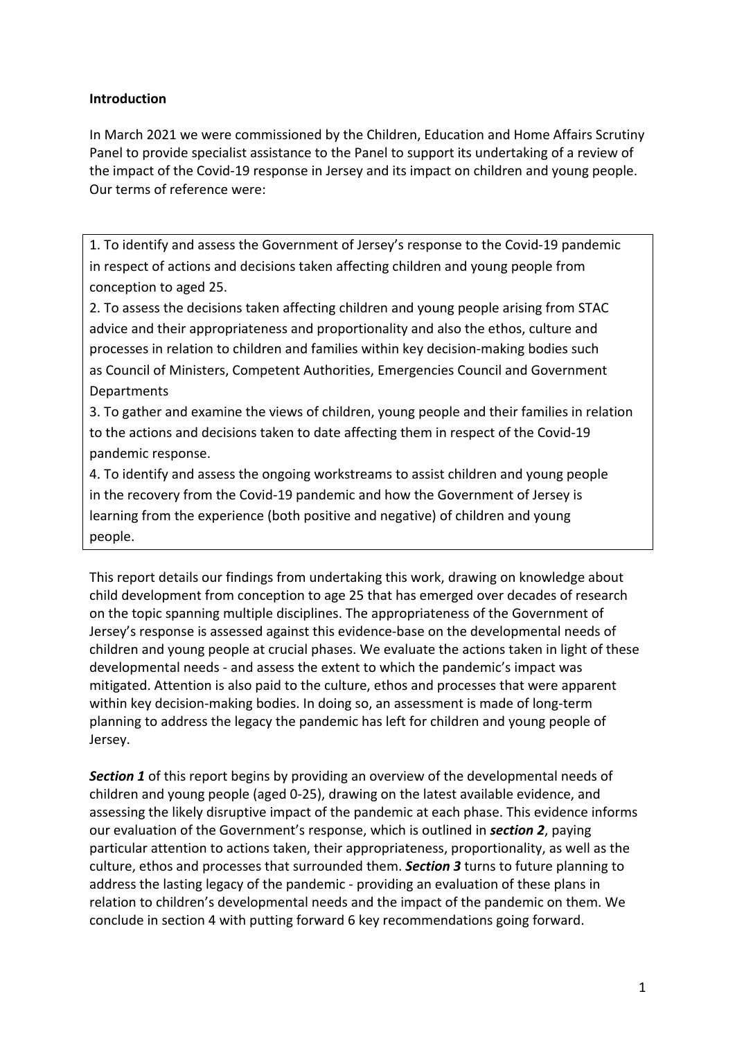**Introduction**

In March 2021 we were commissioned by the Children, Education and Home Affairs Scrutiny Panel to provide specialist assistance to the Panel to support its undertaking of a review of the impact of the Covid-19 response in Jersey and its impact on children and young people. Our terms of reference were:

1. To identify and assess the Government of Jersey's response to the Covid-19 pandemic in respect of actions and decisions taken affecting children and young people from conception to aged 25.
2. To assess the decisions taken affecting children and young people arising from STAC advice and their appropriateness and proportionality and also the ethos, culture and processes in relation to children and families within key decision-making bodies such as Council of Ministers, Competent Authorities, Emergencies Council and Government Departments
3. To gather and examine the views of children, young people and their families in relation to the actions and decisions taken to date affecting them in respect of the Covid-19 pandemic response.
4. To identify and assess the ongoing workstreams to assist children and young people in the recovery from the Covid-19 pandemic and how the Government of Jersey is learning from the experience (both positive and negative) of children and young people.

This report details our findings from undertaking this work, drawing on knowledge about child development from conception to age 25 that has emerged over decades of research on the topic spanning multiple disciplines. The appropriateness of the Government of Jersey's response is assessed against this evidence-base on the developmental needs of children and young people at crucial phases. We evaluate the actions taken in light of these developmental needs - and assess the extent to which the pandemic's impact was mitigated. Attention is also paid to the culture, ethos and processes that were apparent within key decision-making bodies. In doing so, an assessment is made of long-term planning to address the legacy the pandemic has left for children and young people of Jersey.

***Section 1*** of this report begins by providing an overview of the developmental needs of children and young people (aged 0-25), drawing on the latest available evidence, and assessing the likely disruptive impact of the pandemic at each phase. This evidence informs our evaluation of the Government's response, which is outlined in ***section 2***, paying particular attention to actions taken, their appropriateness, proportionality, as well as the culture, ethos and processes that surrounded them. ***Section 3*** turns to future planning to address the lasting legacy of the pandemic - providing an evaluation of these plans in relation to children's developmental needs and the impact of the pandemic on them. We conclude in section 4 with putting forward 6 key recommendations going forward.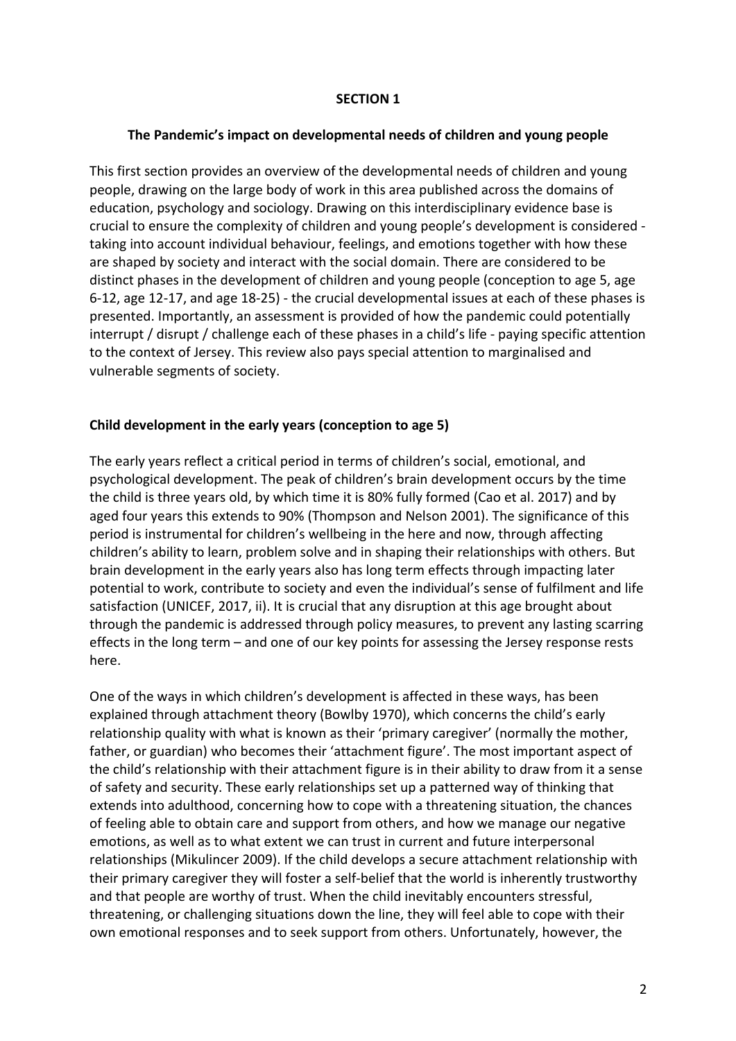## SECTION 1

### The Pandemic's impact on developmental needs of children and young people

This first section provides an overview of the developmental needs of children and young people, drawing on the large body of work in this area published across the domains of education, psychology and sociology. Drawing on this interdisciplinary evidence base is crucial to ensure the complexity of children and young people's development is considered - taking into account individual behaviour, feelings, and emotions together with how these are shaped by society and interact with the social domain. There are considered to be distinct phases in the development of children and young people (conception to age 5, age 6-12, age 12-17, and age 18-25) - the crucial developmental issues at each of these phases is presented. Importantly, an assessment is provided of how the pandemic could potentially interrupt / disrupt / challenge each of these phases in a child's life - paying specific attention to the context of Jersey. This review also pays special attention to marginalised and vulnerable segments of society.

### Child development in the early years (conception to age 5)

The early years reflect a critical period in terms of children's social, emotional, and psychological development. The peak of children's brain development occurs by the time the child is three years old, by which time it is 80% fully formed (Cao et al. 2017) and by aged four years this extends to 90% (Thompson and Nelson 2001). The significance of this period is instrumental for children's wellbeing in the here and now, through affecting children's ability to learn, problem solve and in shaping their relationships with others. But brain development in the early years also has long term effects through impacting later potential to work, contribute to society and even the individual's sense of fulfilment and life satisfaction (UNICEF, 2017, ii). It is crucial that any disruption at this age brought about through the pandemic is addressed through policy measures, to prevent any lasting scarring effects in the long term – and one of our key points for assessing the Jersey response rests here.

One of the ways in which children's development is affected in these ways, has been explained through attachment theory (Bowlby 1970), which concerns the child's early relationship quality with what is known as their 'primary caregiver' (normally the mother, father, or guardian) who becomes their 'attachment figure'. The most important aspect of the child's relationship with their attachment figure is in their ability to draw from it a sense of safety and security. These early relationships set up a patterned way of thinking that extends into adulthood, concerning how to cope with a threatening situation, the chances of feeling able to obtain care and support from others, and how we manage our negative emotions, as well as to what extent we can trust in current and future interpersonal relationships (Mikulincer 2009). If the child develops a secure attachment relationship with their primary caregiver they will foster a self-belief that the world is inherently trustworthy and that people are worthy of trust. When the child inevitably encounters stressful, threatening, or challenging situations down the line, they will feel able to cope with their own emotional responses and to seek support from others. Unfortunately, however, the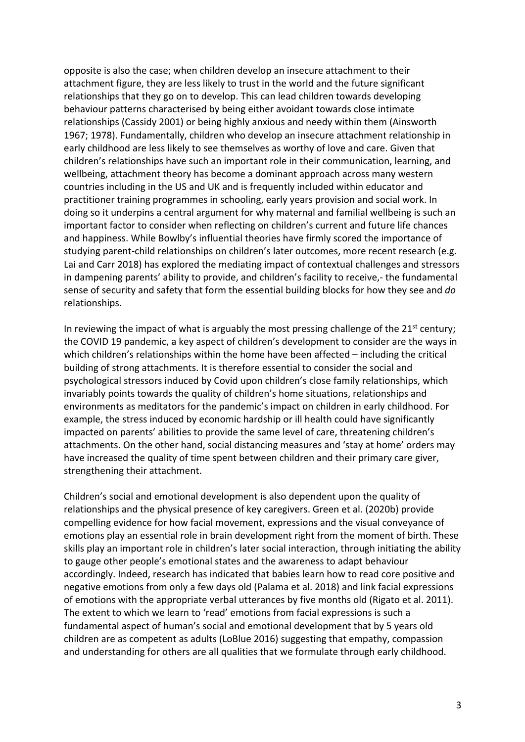opposite is also the case; when children develop an insecure attachment to their attachment figure, they are less likely to trust in the world and the future significant relationships that they go on to develop. This can lead children towards developing behaviour patterns characterised by being either avoidant towards close intimate relationships (Cassidy 2001) or being highly anxious and needy within them (Ainsworth 1967; 1978). Fundamentally, children who develop an insecure attachment relationship in early childhood are less likely to see themselves as worthy of love and care. Given that children's relationships have such an important role in their communication, learning, and wellbeing, attachment theory has become a dominant approach across many western countries including in the US and UK and is frequently included within educator and practitioner training programmes in schooling, early years provision and social work. In doing so it underpins a central argument for why maternal and familial wellbeing is such an important factor to consider when reflecting on children's current and future life chances and happiness. While Bowlby's influential theories have firmly scored the importance of studying parent-child relationships on children's later outcomes, more recent research (e.g. Lai and Carr 2018) has explored the mediating impact of contextual challenges and stressors in dampening parents' ability to provide, and children's facility to receive,- the fundamental sense of security and safety that form the essential building blocks for how they see and *do* relationships.

In reviewing the impact of what is arguably the most pressing challenge of the 21st century; the COVID 19 pandemic, a key aspect of children's development to consider are the ways in which children's relationships within the home have been affected – including the critical building of strong attachments. It is therefore essential to consider the social and psychological stressors induced by Covid upon children's close family relationships, which invariably points towards the quality of children's home situations, relationships and environments as meditators for the pandemic's impact on children in early childhood. For example, the stress induced by economic hardship or ill health could have significantly impacted on parents' abilities to provide the same level of care, threatening children's attachments. On the other hand, social distancing measures and 'stay at home' orders may have increased the quality of time spent between children and their primary care giver, strengthening their attachment.

Children's social and emotional development is also dependent upon the quality of relationships and the physical presence of key caregivers. Green et al. (2020b) provide compelling evidence for how facial movement, expressions and the visual conveyance of emotions play an essential role in brain development right from the moment of birth. These skills play an important role in children's later social interaction, through initiating the ability to gauge other people's emotional states and the awareness to adapt behaviour accordingly. Indeed, research has indicated that babies learn how to read core positive and negative emotions from only a few days old (Palama et al. 2018) and link facial expressions of emotions with the appropriate verbal utterances by five months old (Rigato et al. 2011). The extent to which we learn to 'read' emotions from facial expressions is such a fundamental aspect of human's social and emotional development that by 5 years old children are as competent as adults (LoBlue 2016) suggesting that empathy, compassion and understanding for others are all qualities that we formulate through early childhood.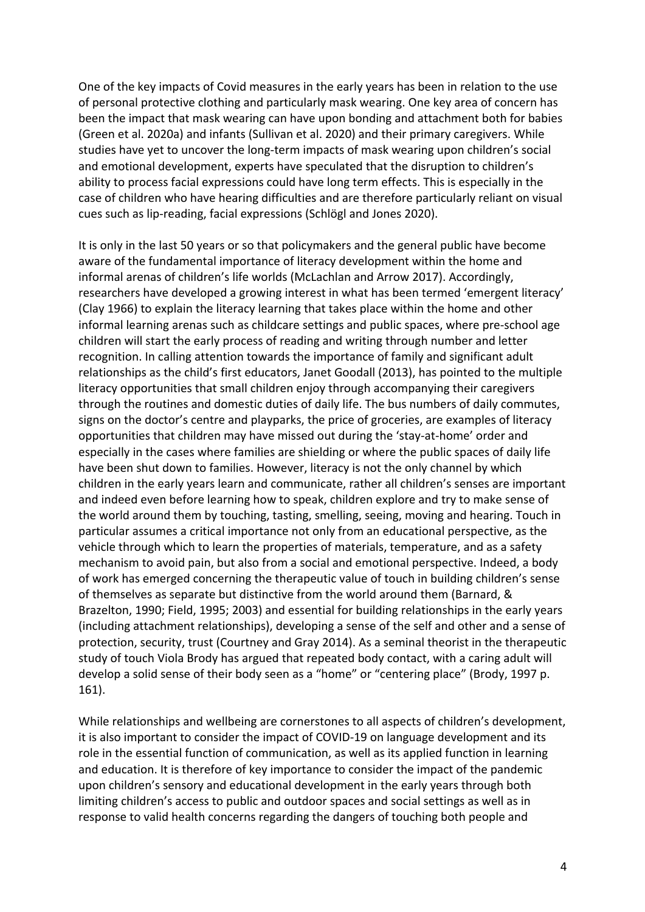One of the key impacts of Covid measures in the early years has been in relation to the use of personal protective clothing and particularly mask wearing. One key area of concern has been the impact that mask wearing can have upon bonding and attachment both for babies (Green et al. 2020a) and infants (Sullivan et al. 2020) and their primary caregivers. While studies have yet to uncover the long-term impacts of mask wearing upon children's social and emotional development, experts have speculated that the disruption to children's ability to process facial expressions could have long term effects. This is especially in the case of children who have hearing difficulties and are therefore particularly reliant on visual cues such as lip-reading, facial expressions (Schlögl and Jones 2020).

It is only in the last 50 years or so that policymakers and the general public have become aware of the fundamental importance of literacy development within the home and informal arenas of children's life worlds (McLachlan and Arrow 2017). Accordingly, researchers have developed a growing interest in what has been termed 'emergent literacy' (Clay 1966) to explain the literacy learning that takes place within the home and other informal learning arenas such as childcare settings and public spaces, where pre-school age children will start the early process of reading and writing through number and letter recognition. In calling attention towards the importance of family and significant adult relationships as the child's first educators, Janet Goodall (2013), has pointed to the multiple literacy opportunities that small children enjoy through accompanying their caregivers through the routines and domestic duties of daily life. The bus numbers of daily commutes, signs on the doctor's centre and playparks, the price of groceries, are examples of literacy opportunities that children may have missed out during the 'stay-at-home' order and especially in the cases where families are shielding or where the public spaces of daily life have been shut down to families. However, literacy is not the only channel by which children in the early years learn and communicate, rather all children's senses are important and indeed even before learning how to speak, children explore and try to make sense of the world around them by touching, tasting, smelling, seeing, moving and hearing. Touch in particular assumes a critical importance not only from an educational perspective, as the vehicle through which to learn the properties of materials, temperature, and as a safety mechanism to avoid pain, but also from a social and emotional perspective. Indeed, a body of work has emerged concerning the therapeutic value of touch in building children's sense of themselves as separate but distinctive from the world around them (Barnard, & Brazelton, 1990; Field, 1995; 2003) and essential for building relationships in the early years (including attachment relationships), developing a sense of the self and other and a sense of protection, security, trust (Courtney and Gray 2014). As a seminal theorist in the therapeutic study of touch Viola Brody has argued that repeated body contact, with a caring adult will develop a solid sense of their body seen as a "home" or "centering place" (Brody, 1997 p. 161).

While relationships and wellbeing are cornerstones to all aspects of children's development, it is also important to consider the impact of COVID-19 on language development and its role in the essential function of communication, as well as its applied function in learning and education. It is therefore of key importance to consider the impact of the pandemic upon children's sensory and educational development in the early years through both limiting children's access to public and outdoor spaces and social settings as well as in response to valid health concerns regarding the dangers of touching both people and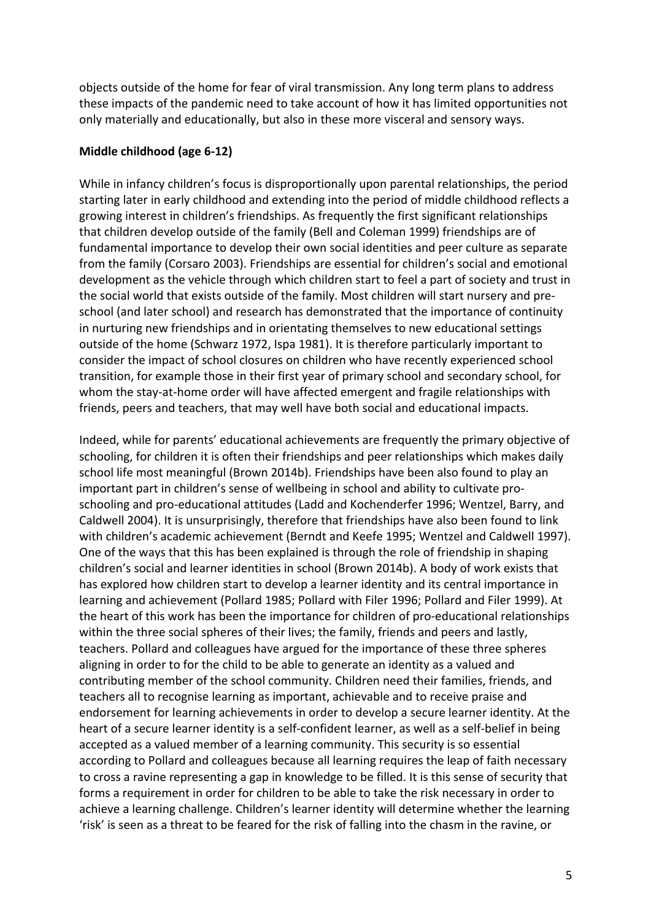objects outside of the home for fear of viral transmission. Any long term plans to address these impacts of the pandemic need to take account of how it has limited opportunities not only materially and educationally, but also in these more visceral and sensory ways.

**Middle childhood (age 6-12)**

While in infancy children's focus is disproportionally upon parental relationships, the period starting later in early childhood and extending into the period of middle childhood reflects a growing interest in children's friendships. As frequently the first significant relationships that children develop outside of the family (Bell and Coleman 1999) friendships are of fundamental importance to develop their own social identities and peer culture as separate from the family (Corsaro 2003). Friendships are essential for children's social and emotional development as the vehicle through which children start to feel a part of society and trust in the social world that exists outside of the family. Most children will start nursery and pre-school (and later school) and research has demonstrated that the importance of continuity in nurturing new friendships and in orientating themselves to new educational settings outside of the home (Schwarz 1972, Ispa 1981). It is therefore particularly important to consider the impact of school closures on children who have recently experienced school transition, for example those in their first year of primary school and secondary school, for whom the stay-at-home order will have affected emergent and fragile relationships with friends, peers and teachers, that may well have both social and educational impacts.

Indeed, while for parents' educational achievements are frequently the primary objective of schooling, for children it is often their friendships and peer relationships which makes daily school life most meaningful (Brown 2014b). Friendships have been also found to play an important part in children's sense of wellbeing in school and ability to cultivate pro-schooling and pro-educational attitudes (Ladd and Kochenderfer 1996; Wentzel, Barry, and Caldwell 2004). It is unsurprisingly, therefore that friendships have also been found to link with children's academic achievement (Berndt and Keefe 1995; Wentzel and Caldwell 1997). One of the ways that this has been explained is through the role of friendship in shaping children's social and learner identities in school (Brown 2014b). A body of work exists that has explored how children start to develop a learner identity and its central importance in learning and achievement (Pollard 1985; Pollard with Filer 1996; Pollard and Filer 1999). At the heart of this work has been the importance for children of pro-educational relationships within the three social spheres of their lives; the family, friends and peers and lastly, teachers. Pollard and colleagues have argued for the importance of these three spheres aligning in order to for the child to be able to generate an identity as a valued and contributing member of the school community. Children need their families, friends, and teachers all to recognise learning as important, achievable and to receive praise and endorsement for learning achievements in order to develop a secure learner identity. At the heart of a secure learner identity is a self-confident learner, as well as a self-belief in being accepted as a valued member of a learning community. This security is so essential according to Pollard and colleagues because all learning requires the leap of faith necessary to cross a ravine representing a gap in knowledge to be filled. It is this sense of security that forms a requirement in order for children to be able to take the risk necessary in order to achieve a learning challenge. Children's learner identity will determine whether the learning 'risk' is seen as a threat to be feared for the risk of falling into the chasm in the ravine, or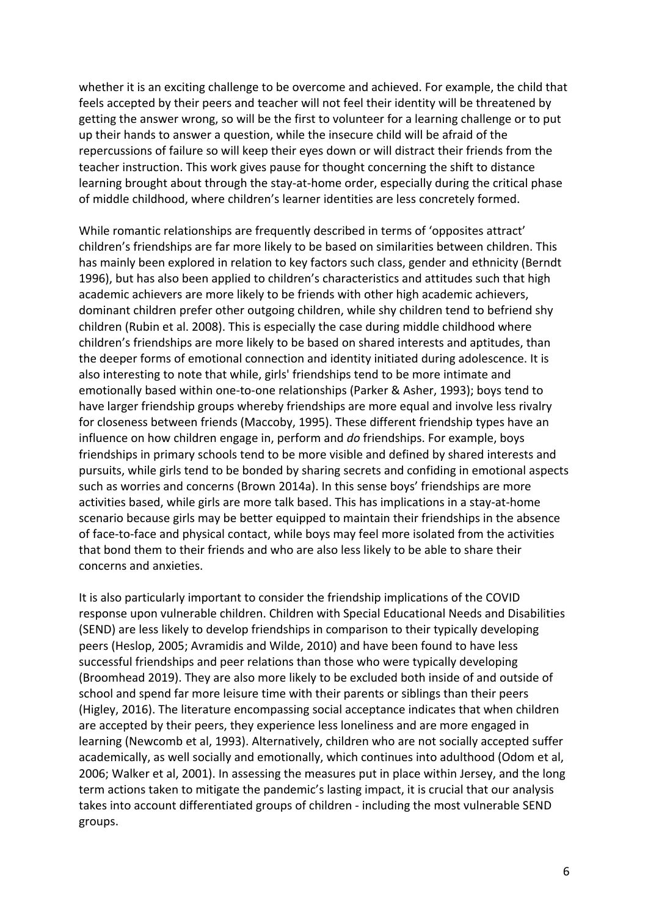whether it is an exciting challenge to be overcome and achieved. For example, the child that feels accepted by their peers and teacher will not feel their identity will be threatened by getting the answer wrong, so will be the first to volunteer for a learning challenge or to put up their hands to answer a question, while the insecure child will be afraid of the repercussions of failure so will keep their eyes down or will distract their friends from the teacher instruction. This work gives pause for thought concerning the shift to distance learning brought about through the stay-at-home order, especially during the critical phase of middle childhood, where children's learner identities are less concretely formed.

While romantic relationships are frequently described in terms of 'opposites attract' children's friendships are far more likely to be based on similarities between children. This has mainly been explored in relation to key factors such class, gender and ethnicity (Berndt 1996), but has also been applied to children's characteristics and attitudes such that high academic achievers are more likely to be friends with other high academic achievers, dominant children prefer other outgoing children, while shy children tend to befriend shy children (Rubin et al. 2008). This is especially the case during middle childhood where children's friendships are more likely to be based on shared interests and aptitudes, than the deeper forms of emotional connection and identity initiated during adolescence. It is also interesting to note that while, girls' friendships tend to be more intimate and emotionally based within one-to-one relationships (Parker & Asher, 1993); boys tend to have larger friendship groups whereby friendships are more equal and involve less rivalry for closeness between friends (Maccoby, 1995). These different friendship types have an influence on how children engage in, perform and *do* friendships. For example, boys friendships in primary schools tend to be more visible and defined by shared interests and pursuits, while girls tend to be bonded by sharing secrets and confiding in emotional aspects such as worries and concerns (Brown 2014a). In this sense boys' friendships are more activities based, while girls are more talk based. This has implications in a stay-at-home scenario because girls may be better equipped to maintain their friendships in the absence of face-to-face and physical contact, while boys may feel more isolated from the activities that bond them to their friends and who are also less likely to be able to share their concerns and anxieties.

It is also particularly important to consider the friendship implications of the COVID response upon vulnerable children. Children with Special Educational Needs and Disabilities (SEND) are less likely to develop friendships in comparison to their typically developing peers (Heslop, 2005; Avramidis and Wilde, 2010) and have been found to have less successful friendships and peer relations than those who were typically developing (Broomhead 2019). They are also more likely to be excluded both inside of and outside of school and spend far more leisure time with their parents or siblings than their peers (Higley, 2016). The literature encompassing social acceptance indicates that when children are accepted by their peers, they experience less loneliness and are more engaged in learning (Newcomb et al, 1993). Alternatively, children who are not socially accepted suffer academically, as well socially and emotionally, which continues into adulthood (Odom et al, 2006; Walker et al, 2001). In assessing the measures put in place within Jersey, and the long term actions taken to mitigate the pandemic's lasting impact, it is crucial that our analysis takes into account differentiated groups of children - including the most vulnerable SEND groups.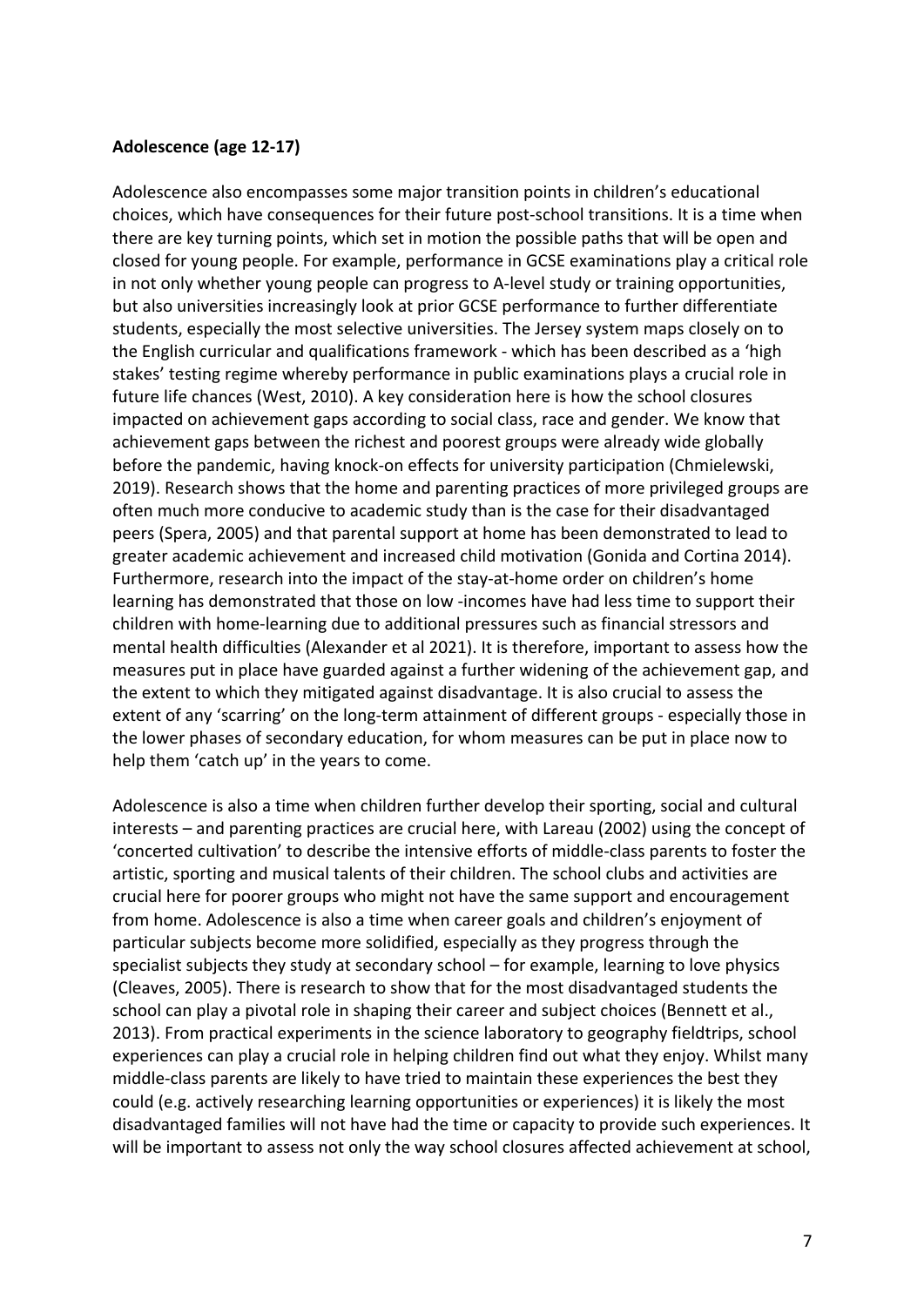**Adolescence (age 12-17)**

Adolescence also encompasses some major transition points in children's educational choices, which have consequences for their future post-school transitions. It is a time when there are key turning points, which set in motion the possible paths that will be open and closed for young people. For example, performance in GCSE examinations play a critical role in not only whether young people can progress to A-level study or training opportunities, but also universities increasingly look at prior GCSE performance to further differentiate students, especially the most selective universities. The Jersey system maps closely on to the English curricular and qualifications framework - which has been described as a 'high stakes' testing regime whereby performance in public examinations plays a crucial role in future life chances (West, 2010). A key consideration here is how the school closures impacted on achievement gaps according to social class, race and gender. We know that achievement gaps between the richest and poorest groups were already wide globally before the pandemic, having knock-on effects for university participation (Chmielewski, 2019). Research shows that the home and parenting practices of more privileged groups are often much more conducive to academic study than is the case for their disadvantaged peers (Spera, 2005) and that parental support at home has been demonstrated to lead to greater academic achievement and increased child motivation (Gonida and Cortina 2014). Furthermore, research into the impact of the stay-at-home order on children's home learning has demonstrated that those on low -incomes have had less time to support their children with home-learning due to additional pressures such as financial stressors and mental health difficulties (Alexander et al 2021). It is therefore, important to assess how the measures put in place have guarded against a further widening of the achievement gap, and the extent to which they mitigated against disadvantage. It is also crucial to assess the extent of any 'scarring' on the long-term attainment of different groups - especially those in the lower phases of secondary education, for whom measures can be put in place now to help them 'catch up' in the years to come.

Adolescence is also a time when children further develop their sporting, social and cultural interests – and parenting practices are crucial here, with Lareau (2002) using the concept of 'concerted cultivation' to describe the intensive efforts of middle-class parents to foster the artistic, sporting and musical talents of their children. The school clubs and activities are crucial here for poorer groups who might not have the same support and encouragement from home. Adolescence is also a time when career goals and children's enjoyment of particular subjects become more solidified, especially as they progress through the specialist subjects they study at secondary school – for example, learning to love physics (Cleaves, 2005). There is research to show that for the most disadvantaged students the school can play a pivotal role in shaping their career and subject choices (Bennett et al., 2013). From practical experiments in the science laboratory to geography fieldtrips, school experiences can play a crucial role in helping children find out what they enjoy. Whilst many middle-class parents are likely to have tried to maintain these experiences the best they could (e.g. actively researching learning opportunities or experiences) it is likely the most disadvantaged families will not have had the time or capacity to provide such experiences. It will be important to assess not only the way school closures affected achievement at school,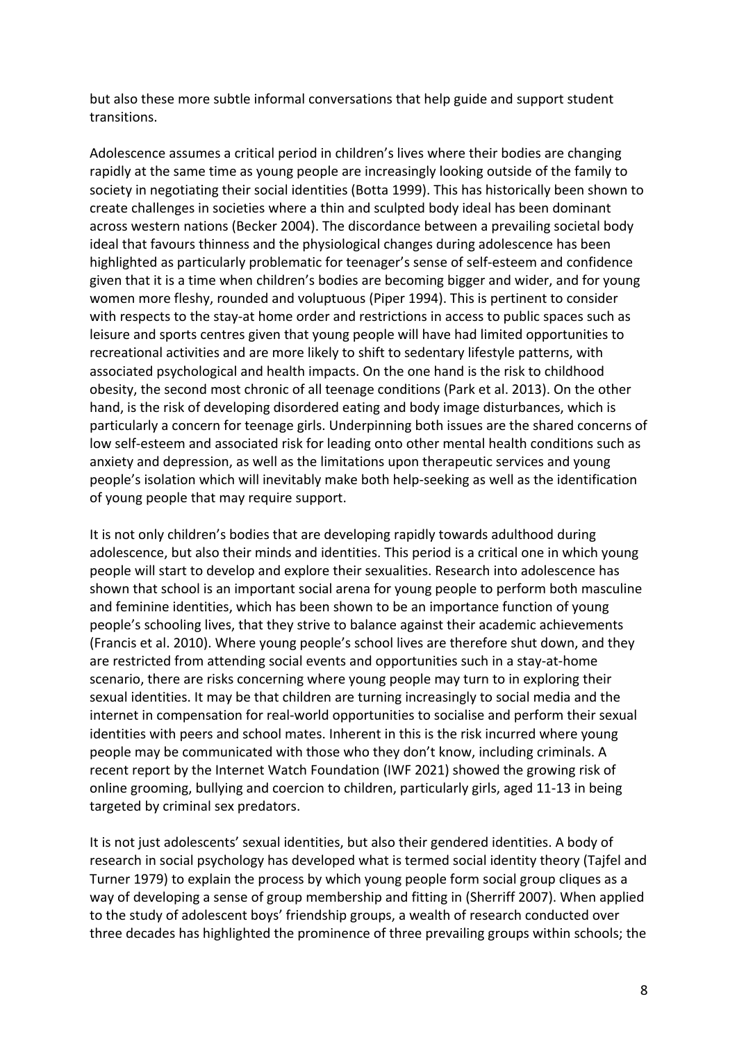but also these more subtle informal conversations that help guide and support student transitions.

Adolescence assumes a critical period in children's lives where their bodies are changing rapidly at the same time as young people are increasingly looking outside of the family to society in negotiating their social identities (Botta 1999). This has historically been shown to create challenges in societies where a thin and sculpted body ideal has been dominant across western nations (Becker 2004). The discordance between a prevailing societal body ideal that favours thinness and the physiological changes during adolescence has been highlighted as particularly problematic for teenager's sense of self-esteem and confidence given that it is a time when children's bodies are becoming bigger and wider, and for young women more fleshy, rounded and voluptuous (Piper 1994). This is pertinent to consider with respects to the stay-at home order and restrictions in access to public spaces such as leisure and sports centres given that young people will have had limited opportunities to recreational activities and are more likely to shift to sedentary lifestyle patterns, with associated psychological and health impacts. On the one hand is the risk to childhood obesity, the second most chronic of all teenage conditions (Park et al. 2013). On the other hand, is the risk of developing disordered eating and body image disturbances, which is particularly a concern for teenage girls. Underpinning both issues are the shared concerns of low self-esteem and associated risk for leading onto other mental health conditions such as anxiety and depression, as well as the limitations upon therapeutic services and young people's isolation which will inevitably make both help-seeking as well as the identification of young people that may require support.

It is not only children's bodies that are developing rapidly towards adulthood during adolescence, but also their minds and identities. This period is a critical one in which young people will start to develop and explore their sexualities. Research into adolescence has shown that school is an important social arena for young people to perform both masculine and feminine identities, which has been shown to be an importance function of young people's schooling lives, that they strive to balance against their academic achievements (Francis et al. 2010). Where young people's school lives are therefore shut down, and they are restricted from attending social events and opportunities such in a stay-at-home scenario, there are risks concerning where young people may turn to in exploring their sexual identities. It may be that children are turning increasingly to social media and the internet in compensation for real-world opportunities to socialise and perform their sexual identities with peers and school mates. Inherent in this is the risk incurred where young people may be communicated with those who they don't know, including criminals. A recent report by the Internet Watch Foundation (IWF 2021) showed the growing risk of online grooming, bullying and coercion to children, particularly girls, aged 11-13 in being targeted by criminal sex predators.

It is not just adolescents' sexual identities, but also their gendered identities. A body of research in social psychology has developed what is termed social identity theory (Tajfel and Turner 1979) to explain the process by which young people form social group cliques as a way of developing a sense of group membership and fitting in (Sherriff 2007). When applied to the study of adolescent boys' friendship groups, a wealth of research conducted over three decades has highlighted the prominence of three prevailing groups within schools; the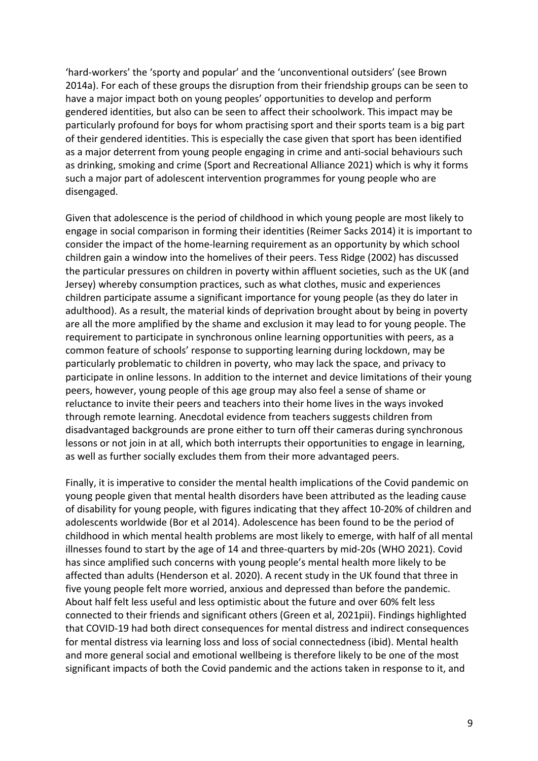'hard-workers' the 'sporty and popular' and the 'unconventional outsiders' (see Brown 2014a). For each of these groups the disruption from their friendship groups can be seen to have a major impact both on young peoples' opportunities to develop and perform gendered identities, but also can be seen to affect their schoolwork. This impact may be particularly profound for boys for whom practising sport and their sports team is a big part of their gendered identities. This is especially the case given that sport has been identified as a major deterrent from young people engaging in crime and anti-social behaviours such as drinking, smoking and crime (Sport and Recreational Alliance 2021) which is why it forms such a major part of adolescent intervention programmes for young people who are disengaged.

Given that adolescence is the period of childhood in which young people are most likely to engage in social comparison in forming their identities (Reimer Sacks 2014) it is important to consider the impact of the home-learning requirement as an opportunity by which school children gain a window into the homelives of their peers. Tess Ridge (2002) has discussed the particular pressures on children in poverty within affluent societies, such as the UK (and Jersey) whereby consumption practices, such as what clothes, music and experiences children participate assume a significant importance for young people (as they do later in adulthood). As a result, the material kinds of deprivation brought about by being in poverty are all the more amplified by the shame and exclusion it may lead to for young people. The requirement to participate in synchronous online learning opportunities with peers, as a common feature of schools' response to supporting learning during lockdown, may be particularly problematic to children in poverty, who may lack the space, and privacy to participate in online lessons. In addition to the internet and device limitations of their young peers, however, young people of this age group may also feel a sense of shame or reluctance to invite their peers and teachers into their home lives in the ways invoked through remote learning. Anecdotal evidence from teachers suggests children from disadvantaged backgrounds are prone either to turn off their cameras during synchronous lessons or not join in at all, which both interrupts their opportunities to engage in learning, as well as further socially excludes them from their more advantaged peers.

Finally, it is imperative to consider the mental health implications of the Covid pandemic on young people given that mental health disorders have been attributed as the leading cause of disability for young people, with figures indicating that they affect 10-20% of children and adolescents worldwide (Bor et al 2014). Adolescence has been found to be the period of childhood in which mental health problems are most likely to emerge, with half of all mental illnesses found to start by the age of 14 and three-quarters by mid-20s (WHO 2021). Covid has since amplified such concerns with young people's mental health more likely to be affected than adults (Henderson et al. 2020). A recent study in the UK found that three in five young people felt more worried, anxious and depressed than before the pandemic. About half felt less useful and less optimistic about the future and over 60% felt less connected to their friends and significant others (Green et al, 2021pii). Findings highlighted that COVID-19 had both direct consequences for mental distress and indirect consequences for mental distress via learning loss and loss of social connectedness (ibid). Mental health and more general social and emotional wellbeing is therefore likely to be one of the most significant impacts of both the Covid pandemic and the actions taken in response to it, and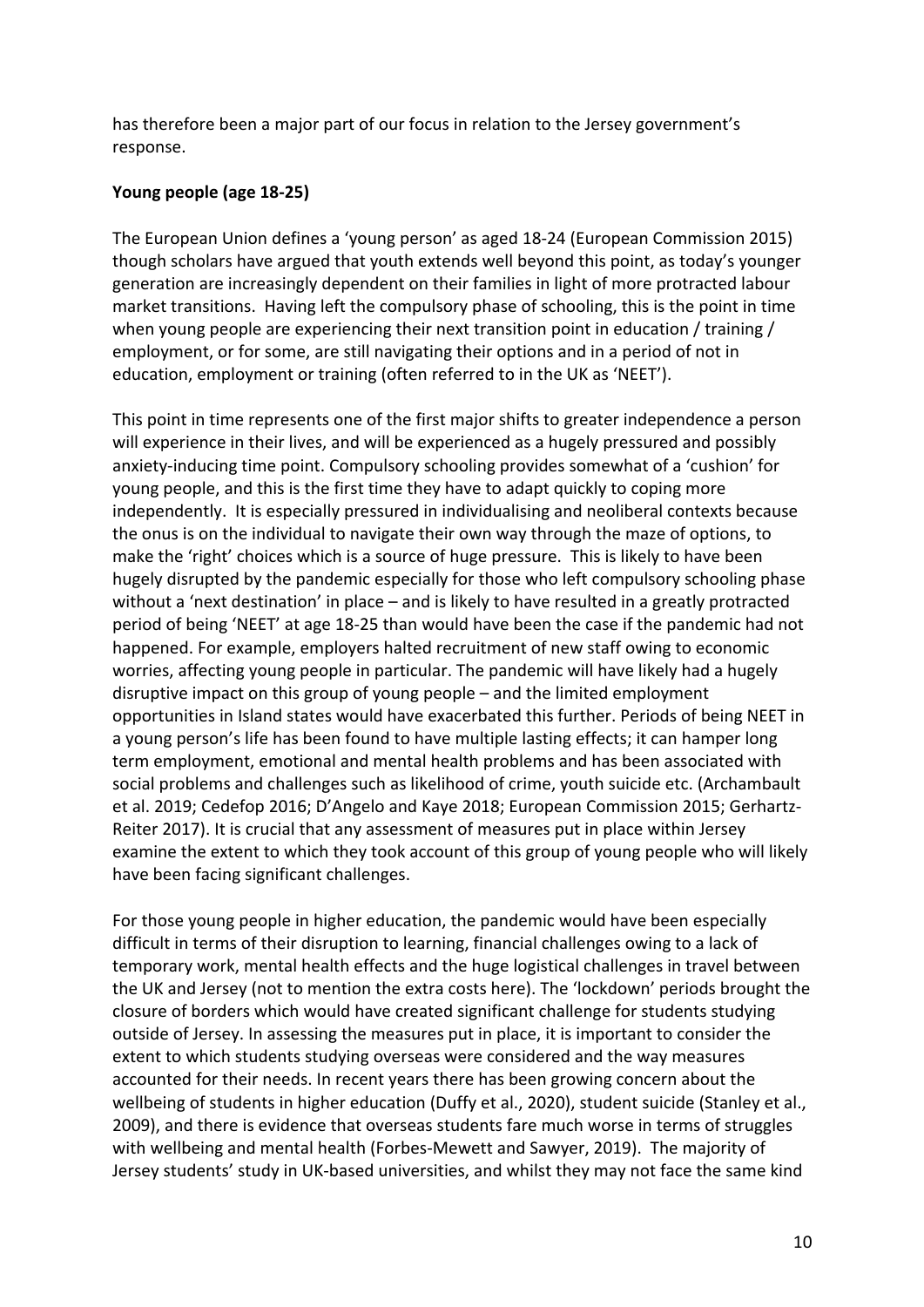has therefore been a major part of our focus in relation to the Jersey government's response.

**Young people (age 18-25)**

The European Union defines a 'young person' as aged 18-24 (European Commission 2015) though scholars have argued that youth extends well beyond this point, as today's younger generation are increasingly dependent on their families in light of more protracted labour market transitions. Having left the compulsory phase of schooling, this is the point in time when young people are experiencing their next transition point in education / training / employment, or for some, are still navigating their options and in a period of not in education, employment or training (often referred to in the UK as 'NEET').

This point in time represents one of the first major shifts to greater independence a person will experience in their lives, and will be experienced as a hugely pressured and possibly anxiety-inducing time point. Compulsory schooling provides somewhat of a 'cushion' for young people, and this is the first time they have to adapt quickly to coping more independently. It is especially pressured in individualising and neoliberal contexts because the onus is on the individual to navigate their own way through the maze of options, to make the 'right' choices which is a source of huge pressure. This is likely to have been hugely disrupted by the pandemic especially for those who left compulsory schooling phase without a 'next destination' in place – and is likely to have resulted in a greatly protracted period of being 'NEET' at age 18-25 than would have been the case if the pandemic had not happened. For example, employers halted recruitment of new staff owing to economic worries, affecting young people in particular. The pandemic will have likely had a hugely disruptive impact on this group of young people – and the limited employment opportunities in Island states would have exacerbated this further. Periods of being NEET in a young person's life has been found to have multiple lasting effects; it can hamper long term employment, emotional and mental health problems and has been associated with social problems and challenges such as likelihood of crime, youth suicide etc. (Archambault et al. 2019; Cedefop 2016; D'Angelo and Kaye 2018; European Commission 2015; Gerhartz-Reiter 2017). It is crucial that any assessment of measures put in place within Jersey examine the extent to which they took account of this group of young people who will likely have been facing significant challenges.

For those young people in higher education, the pandemic would have been especially difficult in terms of their disruption to learning, financial challenges owing to a lack of temporary work, mental health effects and the huge logistical challenges in travel between the UK and Jersey (not to mention the extra costs here). The 'lockdown' periods brought the closure of borders which would have created significant challenge for students studying outside of Jersey. In assessing the measures put in place, it is important to consider the extent to which students studying overseas were considered and the way measures accounted for their needs. In recent years there has been growing concern about the wellbeing of students in higher education (Duffy et al., 2020), student suicide (Stanley et al., 2009), and there is evidence that overseas students fare much worse in terms of struggles with wellbeing and mental health (Forbes-Mewett and Sawyer, 2019). The majority of Jersey students' study in UK-based universities, and whilst they may not face the same kind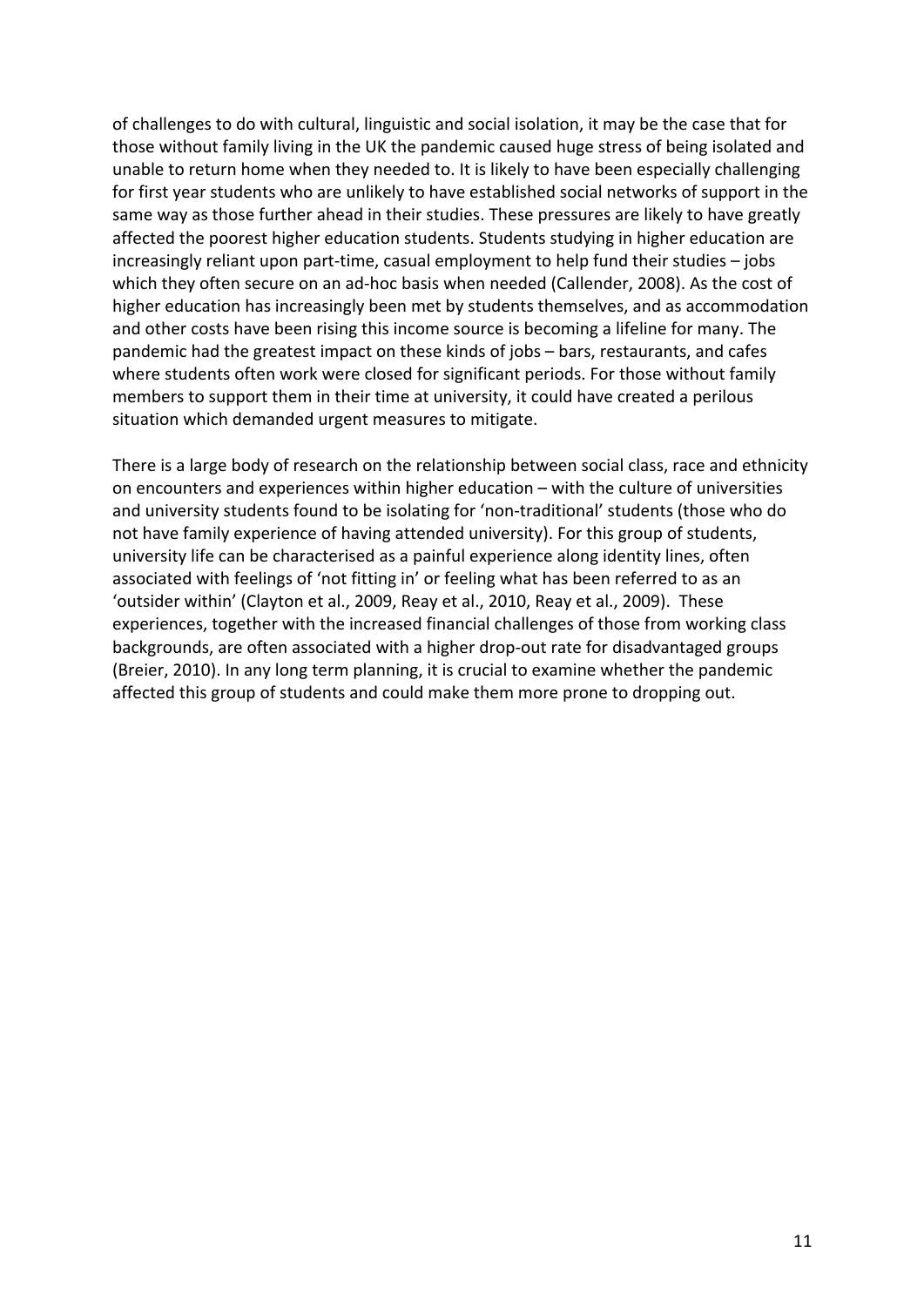of challenges to do with cultural, linguistic and social isolation, it may be the case that for those without family living in the UK the pandemic caused huge stress of being isolated and unable to return home when they needed to. It is likely to have been especially challenging for first year students who are unlikely to have established social networks of support in the same way as those further ahead in their studies. These pressures are likely to have greatly affected the poorest higher education students. Students studying in higher education are increasingly reliant upon part-time, casual employment to help fund their studies – jobs which they often secure on an ad-hoc basis when needed (Callender, 2008). As the cost of higher education has increasingly been met by students themselves, and as accommodation and other costs have been rising this income source is becoming a lifeline for many. The pandemic had the greatest impact on these kinds of jobs – bars, restaurants, and cafes where students often work were closed for significant periods. For those without family members to support them in their time at university, it could have created a perilous situation which demanded urgent measures to mitigate.

There is a large body of research on the relationship between social class, race and ethnicity on encounters and experiences within higher education – with the culture of universities and university students found to be isolating for 'non-traditional' students (those who do not have family experience of having attended university). For this group of students, university life can be characterised as a painful experience along identity lines, often associated with feelings of 'not fitting in' or feeling what has been referred to as an 'outsider within' (Clayton et al., 2009, Reay et al., 2010, Reay et al., 2009). These experiences, together with the increased financial challenges of those from working class backgrounds, are often associated with a higher drop-out rate for disadvantaged groups (Breier, 2010). In any long term planning, it is crucial to examine whether the pandemic affected this group of students and could make them more prone to dropping out.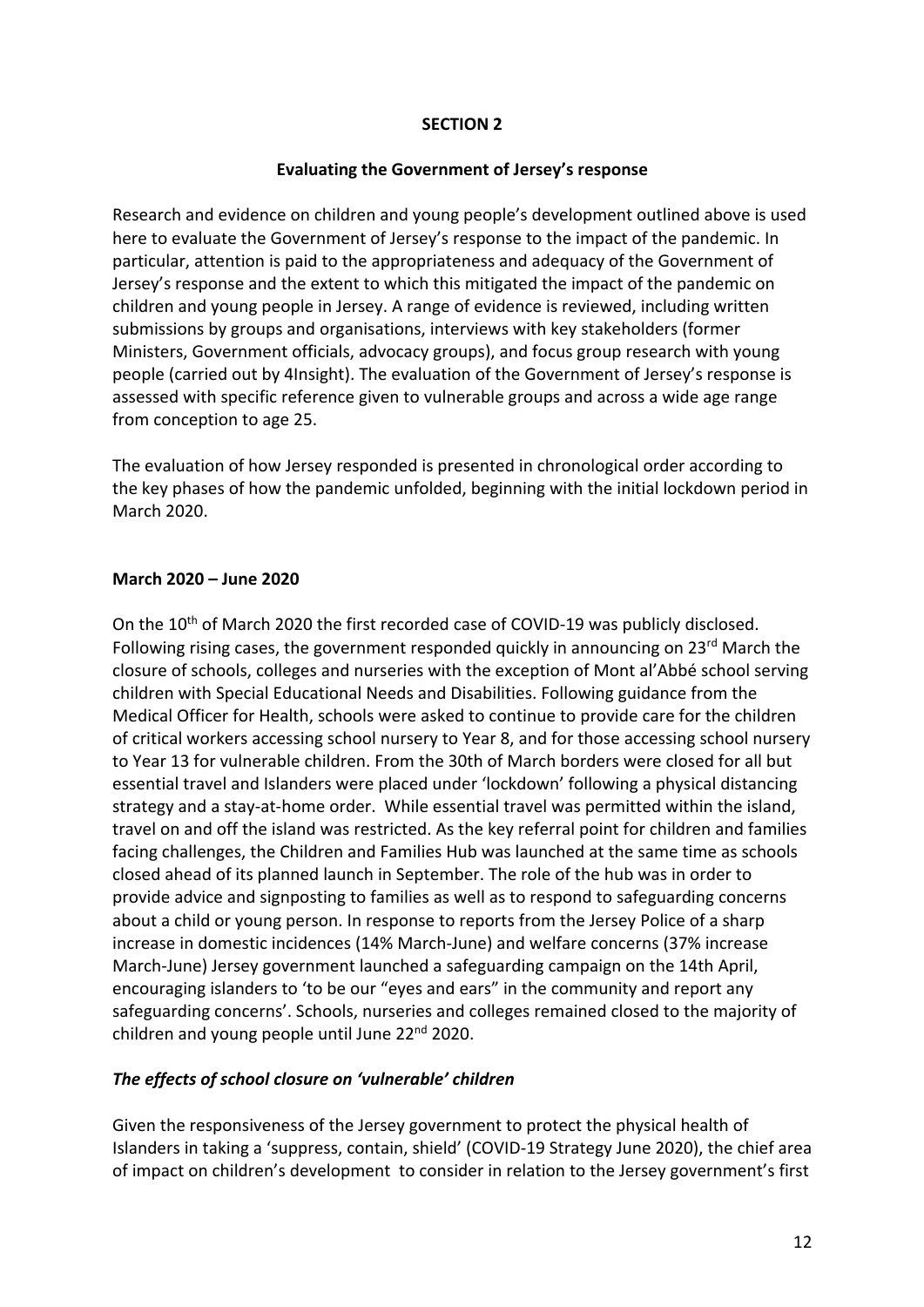## SECTION 2

### Evaluating the Government of Jersey's response

Research and evidence on children and young people's development outlined above is used here to evaluate the Government of Jersey's response to the impact of the pandemic. In particular, attention is paid to the appropriateness and adequacy of the Government of Jersey's response and the extent to which this mitigated the impact of the pandemic on children and young people in Jersey. A range of evidence is reviewed, including written submissions by groups and organisations, interviews with key stakeholders (former Ministers, Government officials, advocacy groups), and focus group research with young people (carried out by 4Insight). The evaluation of the Government of Jersey's response is assessed with specific reference given to vulnerable groups and across a wide age range from conception to age 25.

The evaluation of how Jersey responded is presented in chronological order according to the key phases of how the pandemic unfolded, beginning with the initial lockdown period in March 2020.

### March 2020 – June 2020

On the 10th of March 2020 the first recorded case of COVID-19 was publicly disclosed. Following rising cases, the government responded quickly in announcing on 23rd March the closure of schools, colleges and nurseries with the exception of Mont al'Abbé school serving children with Special Educational Needs and Disabilities. Following guidance from the Medical Officer for Health, schools were asked to continue to provide care for the children of critical workers accessing school nursery to Year 8, and for those accessing school nursery to Year 13 for vulnerable children. From the 30th of March borders were closed for all but essential travel and Islanders were placed under 'lockdown' following a physical distancing strategy and a stay-at-home order. While essential travel was permitted within the island, travel on and off the island was restricted. As the key referral point for children and families facing challenges, the Children and Families Hub was launched at the same time as schools closed ahead of its planned launch in September. The role of the hub was in order to provide advice and signposting to families as well as to respond to safeguarding concerns about a child or young person. In response to reports from the Jersey Police of a sharp increase in domestic incidences (14% March-June) and welfare concerns (37% increase March-June) Jersey government launched a safeguarding campaign on the 14th April, encouraging islanders to 'to be our "eyes and ears" in the community and report any safeguarding concerns'. Schools, nurseries and colleges remained closed to the majority of children and young people until June 22nd 2020.

#### *The effects of school closure on 'vulnerable' children*

Given the responsiveness of the Jersey government to protect the physical health of Islanders in taking a 'suppress, contain, shield' (COVID-19 Strategy June 2020), the chief area of impact on children's development to consider in relation to the Jersey government's first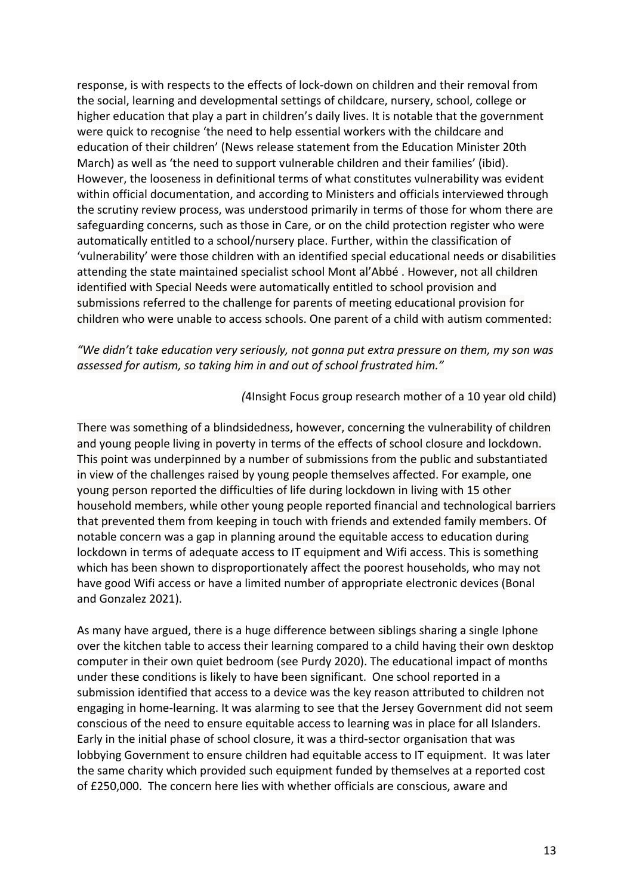response, is with respects to the effects of lock-down on children and their removal from the social, learning and developmental settings of childcare, nursery, school, college or higher education that play a part in children's daily lives. It is notable that the government were quick to recognise 'the need to help essential workers with the childcare and education of their children' (News release statement from the Education Minister 20th March) as well as 'the need to support vulnerable children and their families' (ibid). However, the looseness in definitional terms of what constitutes vulnerability was evident within official documentation, and according to Ministers and officials interviewed through the scrutiny review process, was understood primarily in terms of those for whom there are safeguarding concerns, such as those in Care, or on the child protection register who were automatically entitled to a school/nursery place. Further, within the classification of 'vulnerability' were those children with an identified special educational needs or disabilities attending the state maintained specialist school Mont al'Abbé . However, not all children identified with Special Needs were automatically entitled to school provision and submissions referred to the challenge for parents of meeting educational provision for children who were unable to access schools. One parent of a child with autism commented:

*"We didn't take education very seriously, not gonna put extra pressure on them, my son was assessed for autism, so taking him in and out of school frustrated him."*

(*4Insight Focus group research mother of a 10 year old child)

There was something of a blindsidedness, however, concerning the vulnerability of children and young people living in poverty in terms of the effects of school closure and lockdown. This point was underpinned by a number of submissions from the public and substantiated in view of the challenges raised by young people themselves affected. For example, one young person reported the difficulties of life during lockdown in living with 15 other household members, while other young people reported financial and technological barriers that prevented them from keeping in touch with friends and extended family members. Of notable concern was a gap in planning around the equitable access to education during lockdown in terms of adequate access to IT equipment and Wifi access. This is something which has been shown to disproportionately affect the poorest households, who may not have good Wifi access or have a limited number of appropriate electronic devices (Bonal and Gonzalez 2021).

As many have argued, there is a huge difference between siblings sharing a single Iphone over the kitchen table to access their learning compared to a child having their own desktop computer in their own quiet bedroom (see Purdy 2020). The educational impact of months under these conditions is likely to have been significant. One school reported in a submission identified that access to a device was the key reason attributed to children not engaging in home-learning. It was alarming to see that the Jersey Government did not seem conscious of the need to ensure equitable access to learning was in place for all Islanders. Early in the initial phase of school closure, it was a third-sector organisation that was lobbying Government to ensure children had equitable access to IT equipment. It was later the same charity which provided such equipment funded by themselves at a reported cost of £250,000. The concern here lies with whether officials are conscious, aware and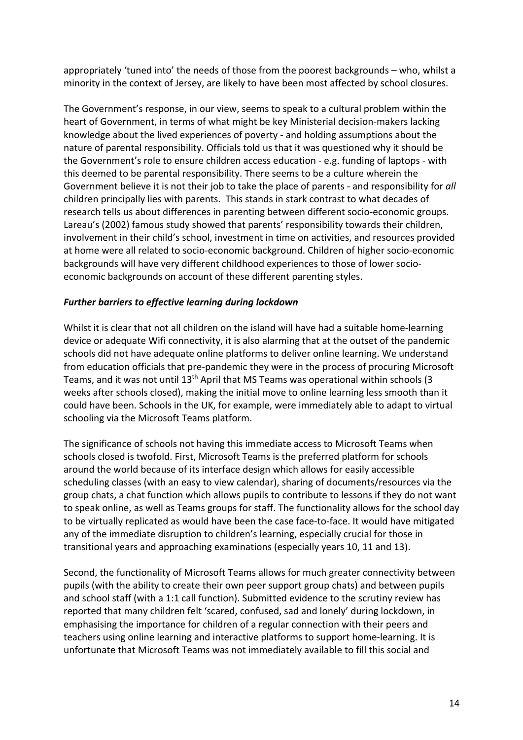appropriately 'tuned into' the needs of those from the poorest backgrounds – who, whilst a minority in the context of Jersey, are likely to have been most affected by school closures.

The Government's response, in our view, seems to speak to a cultural problem within the heart of Government, in terms of what might be key Ministerial decision-makers lacking knowledge about the lived experiences of poverty - and holding assumptions about the nature of parental responsibility. Officials told us that it was questioned why it should be the Government's role to ensure children access education - e.g. funding of laptops - with this deemed to be parental responsibility. There seems to be a culture wherein the Government believe it is not their job to take the place of parents - and responsibility for *all* children principally lies with parents. This stands in stark contrast to what decades of research tells us about differences in parenting between different socio-economic groups. Lareau's (2002) famous study showed that parents' responsibility towards their children, involvement in their child's school, investment in time on activities, and resources provided at home were all related to socio-economic background. Children of higher socio-economic backgrounds will have very different childhood experiences to those of lower socio-economic backgrounds on account of these different parenting styles.

***Further barriers to effective learning during lockdown***

Whilst it is clear that not all children on the island will have had a suitable home-learning device or adequate Wifi connectivity, it is also alarming that at the outset of the pandemic schools did not have adequate online platforms to deliver online learning. We understand from education officials that pre-pandemic they were in the process of procuring Microsoft Teams, and it was not until 13th April that MS Teams was operational within schools (3 weeks after schools closed), making the initial move to online learning less smooth than it could have been. Schools in the UK, for example, were immediately able to adapt to virtual schooling via the Microsoft Teams platform.

The significance of schools not having this immediate access to Microsoft Teams when schools closed is twofold. First, Microsoft Teams is the preferred platform for schools around the world because of its interface design which allows for easily accessible scheduling classes (with an easy to view calendar), sharing of documents/resources via the group chats, a chat function which allows pupils to contribute to lessons if they do not want to speak online, as well as Teams groups for staff. The functionality allows for the school day to be virtually replicated as would have been the case face-to-face. It would have mitigated any of the immediate disruption to children's learning, especially crucial for those in transitional years and approaching examinations (especially years 10, 11 and 13).

Second, the functionality of Microsoft Teams allows for much greater connectivity between pupils (with the ability to create their own peer support group chats) and between pupils and school staff (with a 1:1 call function). Submitted evidence to the scrutiny review has reported that many children felt 'scared, confused, sad and lonely' during lockdown, in emphasising the importance for children of a regular connection with their peers and teachers using online learning and interactive platforms to support home-learning. It is unfortunate that Microsoft Teams was not immediately available to fill this social and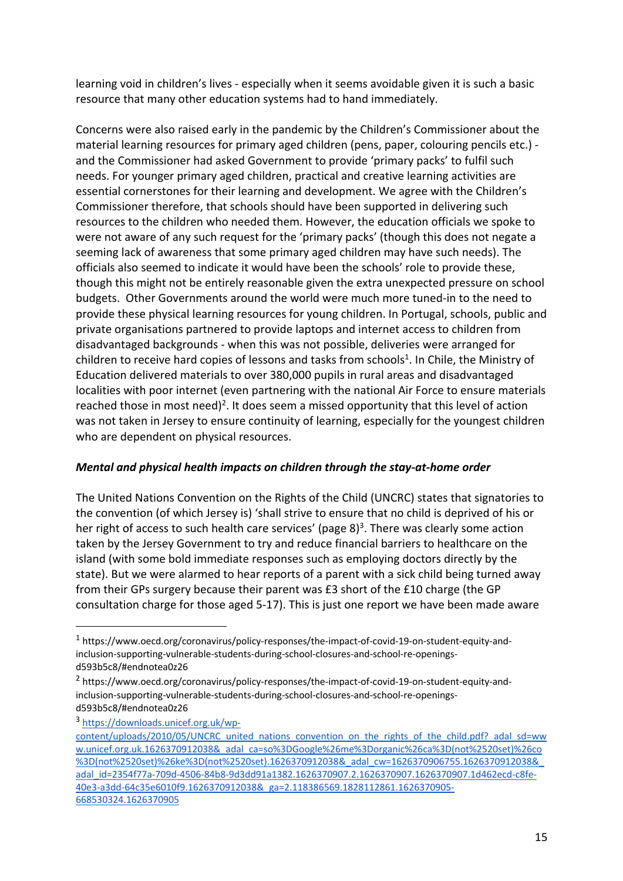learning void in children's lives - especially when it seems avoidable given it is such a basic resource that many other education systems had to hand immediately.

Concerns were also raised early in the pandemic by the Children's Commissioner about the material learning resources for primary aged children (pens, paper, colouring pencils etc.) - and the Commissioner had asked Government to provide 'primary packs' to fulfil such needs. For younger primary aged children, practical and creative learning activities are essential cornerstones for their learning and development. We agree with the Children's Commissioner therefore, that schools should have been supported in delivering such resources to the children who needed them. However, the education officials we spoke to were not aware of any such request for the 'primary packs' (though this does not negate a seeming lack of awareness that some primary aged children may have such needs). The officials also seemed to indicate it would have been the schools' role to provide these, though this might not be entirely reasonable given the extra unexpected pressure on school budgets. Other Governments around the world were much more tuned-in to the need to provide these physical learning resources for young children. In Portugal, schools, public and private organisations partnered to provide laptops and internet access to children from disadvantaged backgrounds - when this was not possible, deliveries were arranged for children to receive hard copies of lessons and tasks from schools[1]. In Chile, the Ministry of Education delivered materials to over 380,000 pupils in rural areas and disadvantaged localities with poor internet (even partnering with the national Air Force to ensure materials reached those in most need)[2]. It does seem a missed opportunity that this level of action was not taken in Jersey to ensure continuity of learning, especially for the youngest children who are dependent on physical resources.

### *Mental and physical health impacts on children through the stay-at-home order*

The United Nations Convention on the Rights of the Child (UNCRC) states that signatories to the convention (of which Jersey is) 'shall strive to ensure that no child is deprived of his or her right of access to such health care services' (page 8)[3]. There was clearly some action taken by the Jersey Government to try and reduce financial barriers to healthcare on the island (with some bold immediate responses such as employing doctors directly by the state). But we were alarmed to hear reports of a parent with a sick child being turned away from their GPs surgery because their parent was £3 short of the £10 charge (the GP consultation charge for those aged 5-17). This is just one report we have been made aware

---

[1] https://www.oecd.org/coronavirus/policy-responses/the-impact-of-covid-19-on-student-equity-and-inclusion-supporting-vulnerable-students-during-school-closures-and-school-re-openings-d593b5c8/#endnotea0z26

[2] https://www.oecd.org/coronavirus/policy-responses/the-impact-of-covid-19-on-student-equity-and-inclusion-supporting-vulnerable-students-during-school-closures-and-school-re-openings-d593b5c8/#endnotea0z26

[3] https://downloads.unicef.org.uk/wp-content/uploads/2010/05/UNCRC_united_nations_convention_on_the_rights_of_the_child.pdf?_adal_sd=www.unicef.org.uk.1626370912038&_adal_ca=so%3DGoogle%26me%3Dorganic%26ca%3D(not%2520set)%26co%3D(not%2520set)%26ke%3D(not%2520set).1626370912038&_adal_cw=1626370906755.1626370912038&_adal_id=2354f77a-709d-4506-84b8-9d3dd91a1382.1626370907.2.1626370907.1626370907.1d462ecd-c8fe-40e3-a3dd-64c35e6010f9.1626370912038&_ga=2.118386569.1828112861.1626370905-668530324.1626370905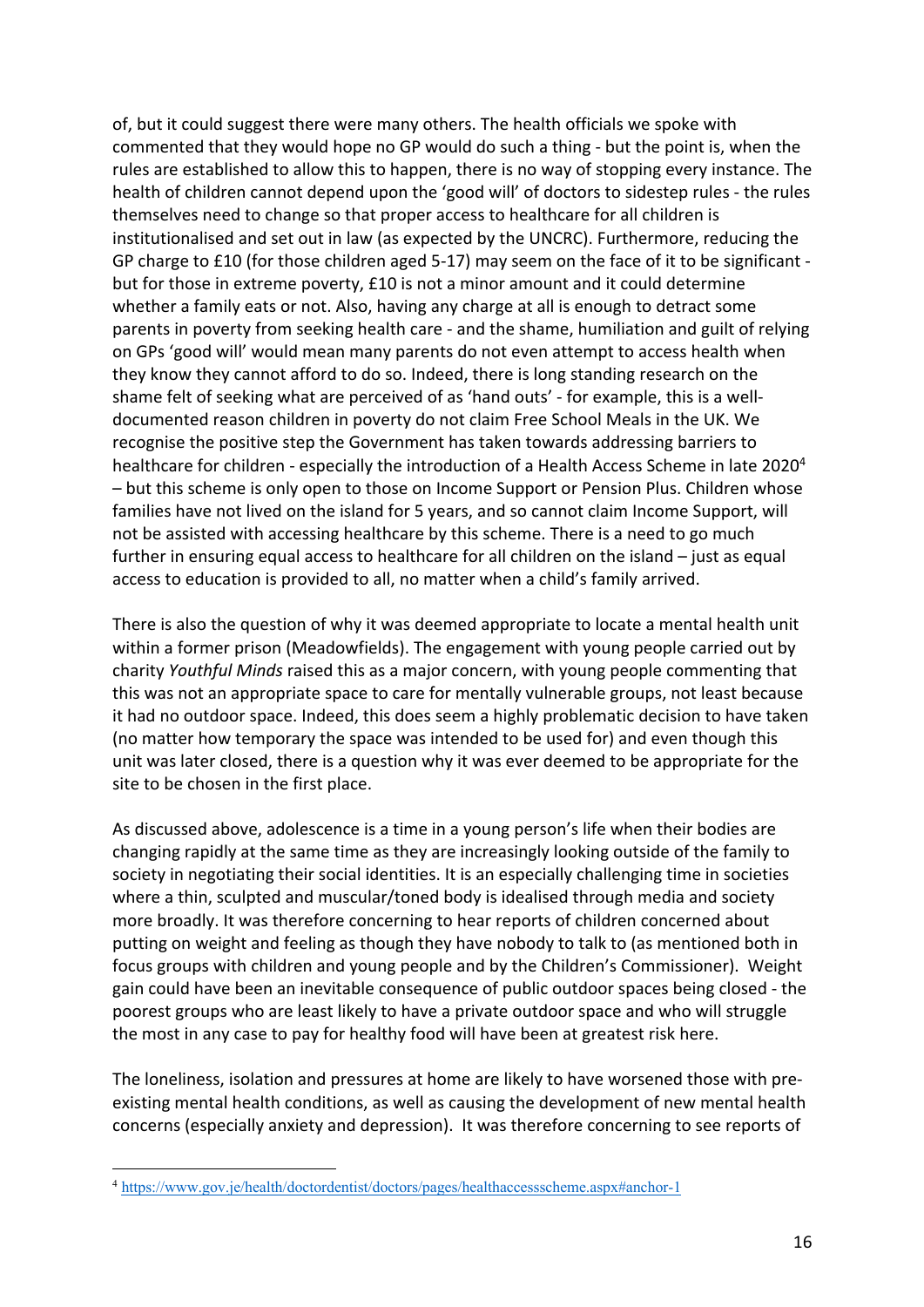of, but it could suggest there were many others. The health officials we spoke with commented that they would hope no GP would do such a thing - but the point is, when the rules are established to allow this to happen, there is no way of stopping every instance. The health of children cannot depend upon the 'good will' of doctors to sidestep rules - the rules themselves need to change so that proper access to healthcare for all children is institutionalised and set out in law (as expected by the UNCRC). Furthermore, reducing the GP charge to £10 (for those children aged 5-17) may seem on the face of it to be significant - but for those in extreme poverty, £10 is not a minor amount and it could determine whether a family eats or not. Also, having any charge at all is enough to detract some parents in poverty from seeking health care - and the shame, humiliation and guilt of relying on GPs 'good will' would mean many parents do not even attempt to access health when they know they cannot afford to do so. Indeed, there is long standing research on the shame felt of seeking what are perceived of as 'hand outs' - for example, this is a well-documented reason children in poverty do not claim Free School Meals in the UK. We recognise the positive step the Government has taken towards addressing barriers to healthcare for children - especially the introduction of a Health Access Scheme in late 2020[4] – but this scheme is only open to those on Income Support or Pension Plus. Children whose families have not lived on the island for 5 years, and so cannot claim Income Support, will not be assisted with accessing healthcare by this scheme. There is a need to go much further in ensuring equal access to healthcare for all children on the island – just as equal access to education is provided to all, no matter when a child's family arrived.

There is also the question of why it was deemed appropriate to locate a mental health unit within a former prison (Meadowfields). The engagement with young people carried out by charity *Youthful Minds* raised this as a major concern, with young people commenting that this was not an appropriate space to care for mentally vulnerable groups, not least because it had no outdoor space. Indeed, this does seem a highly problematic decision to have taken (no matter how temporary the space was intended to be used for) and even though this unit was later closed, there is a question why it was ever deemed to be appropriate for the site to be chosen in the first place.

As discussed above, adolescence is a time in a young person's life when their bodies are changing rapidly at the same time as they are increasingly looking outside of the family to society in negotiating their social identities. It is an especially challenging time in societies where a thin, sculpted and muscular/toned body is idealised through media and society more broadly. It was therefore concerning to hear reports of children concerned about putting on weight and feeling as though they have nobody to talk to (as mentioned both in focus groups with children and young people and by the Children's Commissioner). Weight gain could have been an inevitable consequence of public outdoor spaces being closed - the poorest groups who are least likely to have a private outdoor space and who will struggle the most in any case to pay for healthy food will have been at greatest risk here.

The loneliness, isolation and pressures at home are likely to have worsened those with pre-existing mental health conditions, as well as causing the development of new mental health concerns (especially anxiety and depression). It was therefore concerning to see reports of

[4] https://www.gov.je/health/doctordentist/doctors/pages/healthaccessscheme.aspx#anchor-1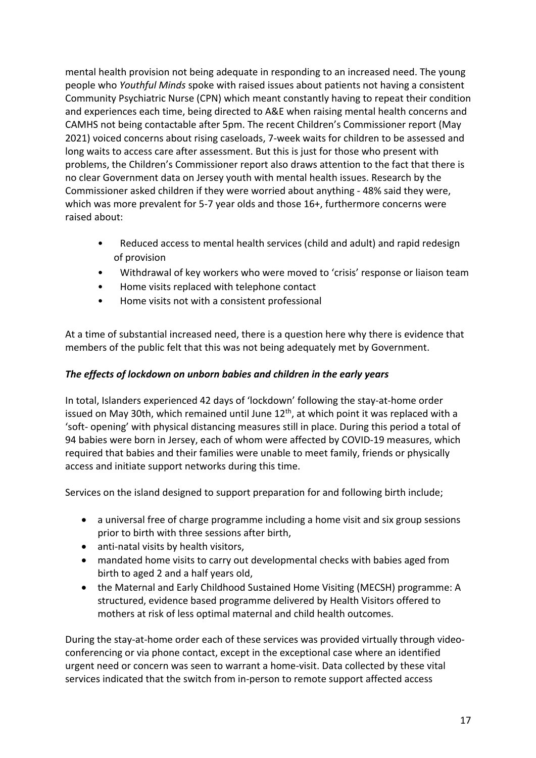mental health provision not being adequate in responding to an increased need. The young people who *Youthful Minds* spoke with raised issues about patients not having a consistent Community Psychiatric Nurse (CPN) which meant constantly having to repeat their condition and experiences each time, being directed to A&E when raising mental health concerns and CAMHS not being contactable after 5pm. The recent Children's Commissioner report (May 2021) voiced concerns about rising caseloads, 7-week waits for children to be assessed and long waits to access care after assessment. But this is just for those who present with problems, the Children's Commissioner report also draws attention to the fact that there is no clear Government data on Jersey youth with mental health issues. Research by the Commissioner asked children if they were worried about anything - 48% said they were, which was more prevalent for 5-7 year olds and those 16+, furthermore concerns were raised about:

- Reduced access to mental health services (child and adult) and rapid redesign of provision
- Withdrawal of key workers who were moved to 'crisis' response or liaison team
- Home visits replaced with telephone contact
- Home visits not with a consistent professional

At a time of substantial increased need, there is a question here why there is evidence that members of the public felt that this was not being adequately met by Government.

### *The effects of lockdown on unborn babies and children in the early years*

In total, Islanders experienced 42 days of 'lockdown' following the stay-at-home order issued on May 30th, which remained until June 12th, at which point it was replaced with a 'soft- opening' with physical distancing measures still in place. During this period a total of 94 babies were born in Jersey, each of whom were affected by COVID-19 measures, which required that babies and their families were unable to meet family, friends or physically access and initiate support networks during this time.

Services on the island designed to support preparation for and following birth include;

- a universal free of charge programme including a home visit and six group sessions prior to birth with three sessions after birth,
- anti-natal visits by health visitors,
- mandated home visits to carry out developmental checks with babies aged from birth to aged 2 and a half years old,
- the Maternal and Early Childhood Sustained Home Visiting (MECSH) programme: A structured, evidence based programme delivered by Health Visitors offered to mothers at risk of less optimal maternal and child health outcomes.

During the stay-at-home order each of these services was provided virtually through video-conferencing or via phone contact, except in the exceptional case where an identified urgent need or concern was seen to warrant a home-visit. Data collected by these vital services indicated that the switch from in-person to remote support affected access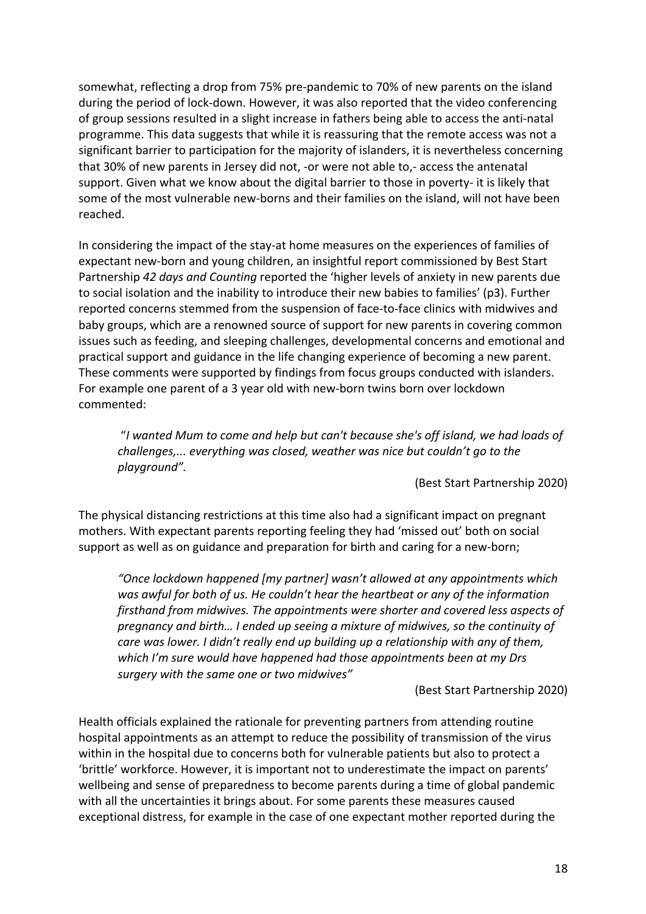somewhat, reflecting a drop from 75% pre-pandemic to 70% of new parents on the island during the period of lock-down. However, it was also reported that the video conferencing of group sessions resulted in a slight increase in fathers being able to access the anti-natal programme. This data suggests that while it is reassuring that the remote access was not a significant barrier to participation for the majority of islanders, it is nevertheless concerning that 30% of new parents in Jersey did not, -or were not able to,- access the antenatal support. Given what we know about the digital barrier to those in poverty- it is likely that some of the most vulnerable new-borns and their families on the island, will not have been reached.

In considering the impact of the stay-at home measures on the experiences of families of expectant new-born and young children, an insightful report commissioned by Best Start Partnership *42 days and Counting* reported the 'higher levels of anxiety in new parents due to social isolation and the inability to introduce their new babies to families' (p3). Further reported concerns stemmed from the suspension of face-to-face clinics with midwives and baby groups, which are a renowned source of support for new parents in covering common issues such as feeding, and sleeping challenges, developmental concerns and emotional and practical support and guidance in the life changing experience of becoming a new parent. These comments were supported by findings from focus groups conducted with islanders. For example one parent of a 3 year old with new-born twins born over lockdown commented:

> "*I wanted Mum to come and help but can't because she's off island, we had loads of challenges,... everything was closed, weather was nice but couldn't go to the playground".*
>
> (Best Start Partnership 2020)

The physical distancing restrictions at this time also had a significant impact on pregnant mothers. With expectant parents reporting feeling they had 'missed out' both on social support as well as on guidance and preparation for birth and caring for a new-born;

> *"Once lockdown happened [my partner] wasn't allowed at any appointments which was awful for both of us. He couldn't hear the heartbeat or any of the information firsthand from midwives. The appointments were shorter and covered less aspects of pregnancy and birth… I ended up seeing a mixture of midwives, so the continuity of care was lower. I didn't really end up building up a relationship with any of them, which I'm sure would have happened had those appointments been at my Drs surgery with the same one or two midwives"*
>
> (Best Start Partnership 2020)

Health officials explained the rationale for preventing partners from attending routine hospital appointments as an attempt to reduce the possibility of transmission of the virus within in the hospital due to concerns both for vulnerable patients but also to protect a 'brittle' workforce. However, it is important not to underestimate the impact on parents' wellbeing and sense of preparedness to become parents during a time of global pandemic with all the uncertainties it brings about. For some parents these measures caused exceptional distress, for example in the case of one expectant mother reported during the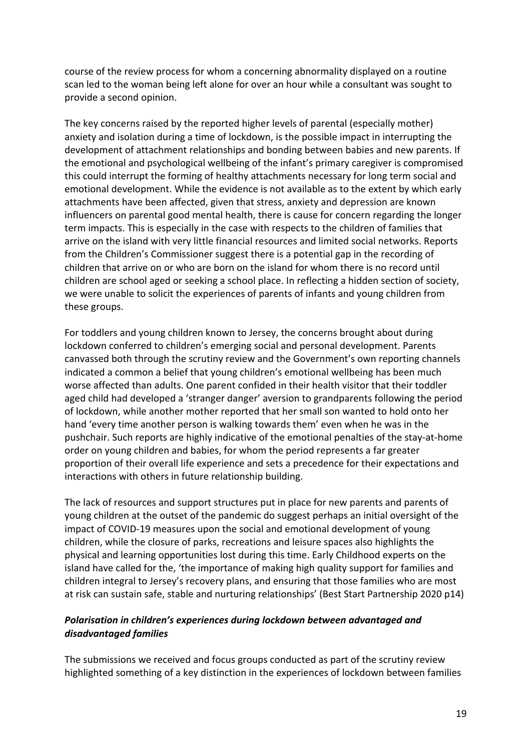course of the review process for whom a concerning abnormality displayed on a routine scan led to the woman being left alone for over an hour while a consultant was sought to provide a second opinion.

The key concerns raised by the reported higher levels of parental (especially mother) anxiety and isolation during a time of lockdown, is the possible impact in interrupting the development of attachment relationships and bonding between babies and new parents. If the emotional and psychological wellbeing of the infant's primary caregiver is compromised this could interrupt the forming of healthy attachments necessary for long term social and emotional development. While the evidence is not available as to the extent by which early attachments have been affected, given that stress, anxiety and depression are known influencers on parental good mental health, there is cause for concern regarding the longer term impacts. This is especially in the case with respects to the children of families that arrive on the island with very little financial resources and limited social networks. Reports from the Children's Commissioner suggest there is a potential gap in the recording of children that arrive on or who are born on the island for whom there is no record until children are school aged or seeking a school place. In reflecting a hidden section of society, we were unable to solicit the experiences of parents of infants and young children from these groups.

For toddlers and young children known to Jersey, the concerns brought about during lockdown conferred to children's emerging social and personal development. Parents canvassed both through the scrutiny review and the Government's own reporting channels indicated a common a belief that young children's emotional wellbeing has been much worse affected than adults. One parent confided in their health visitor that their toddler aged child had developed a 'stranger danger' aversion to grandparents following the period of lockdown, while another mother reported that her small son wanted to hold onto her hand 'every time another person is walking towards them' even when he was in the pushchair. Such reports are highly indicative of the emotional penalties of the stay-at-home order on young children and babies, for whom the period represents a far greater proportion of their overall life experience and sets a precedence for their expectations and interactions with others in future relationship building.

The lack of resources and support structures put in place for new parents and parents of young children at the outset of the pandemic do suggest perhaps an initial oversight of the impact of COVID-19 measures upon the social and emotional development of young children, while the closure of parks, recreations and leisure spaces also highlights the physical and learning opportunities lost during this time. Early Childhood experts on the island have called for the, 'the importance of making high quality support for families and children integral to Jersey's recovery plans, and ensuring that those families who are most at risk can sustain safe, stable and nurturing relationships' (Best Start Partnership 2020 p14)

### *Polarisation in children's experiences during lockdown between advantaged and disadvantaged families*

The submissions we received and focus groups conducted as part of the scrutiny review highlighted something of a key distinction in the experiences of lockdown between families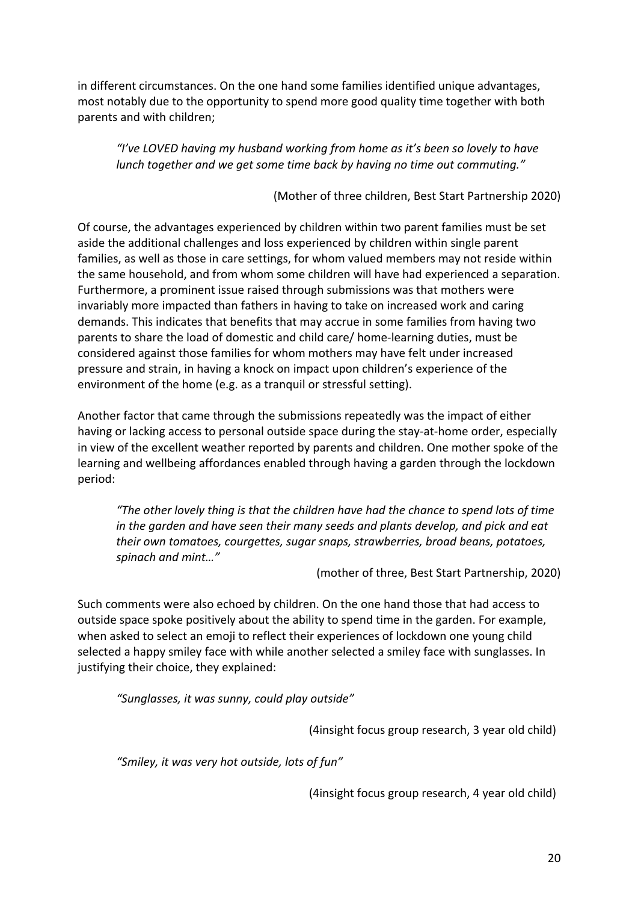in different circumstances. On the one hand some families identified unique advantages, most notably due to the opportunity to spend more good quality time together with both parents and with children;

> *"I've LOVED having my husband working from home as it's been so lovely to have lunch together and we get some time back by having no time out commuting."*
>
> (Mother of three children, Best Start Partnership 2020)

Of course, the advantages experienced by children within two parent families must be set aside the additional challenges and loss experienced by children within single parent families, as well as those in care settings, for whom valued members may not reside within the same household, and from whom some children will have had experienced a separation. Furthermore, a prominent issue raised through submissions was that mothers were invariably more impacted than fathers in having to take on increased work and caring demands. This indicates that benefits that may accrue in some families from having two parents to share the load of domestic and child care/ home-learning duties, must be considered against those families for whom mothers may have felt under increased pressure and strain, in having a knock on impact upon children's experience of the environment of the home (e.g. as a tranquil or stressful setting).

Another factor that came through the submissions repeatedly was the impact of either having or lacking access to personal outside space during the stay-at-home order, especially in view of the excellent weather reported by parents and children. One mother spoke of the learning and wellbeing affordances enabled through having a garden through the lockdown period:

> *"The other lovely thing is that the children have had the chance to spend lots of time in the garden and have seen their many seeds and plants develop, and pick and eat their own tomatoes, courgettes, sugar snaps, strawberries, broad beans, potatoes, spinach and mint…"*
>
> (mother of three, Best Start Partnership, 2020)

Such comments were also echoed by children. On the one hand those that had access to outside space spoke positively about the ability to spend time in the garden. For example, when asked to select an emoji to reflect their experiences of lockdown one young child selected a happy smiley face with while another selected a smiley face with sunglasses. In justifying their choice, they explained:

> *"Sunglasses, it was sunny, could play outside"*
>
> (4insight focus group research, 3 year old child)

> *"Smiley, it was very hot outside, lots of fun"*
>
> (4insight focus group research, 4 year old child)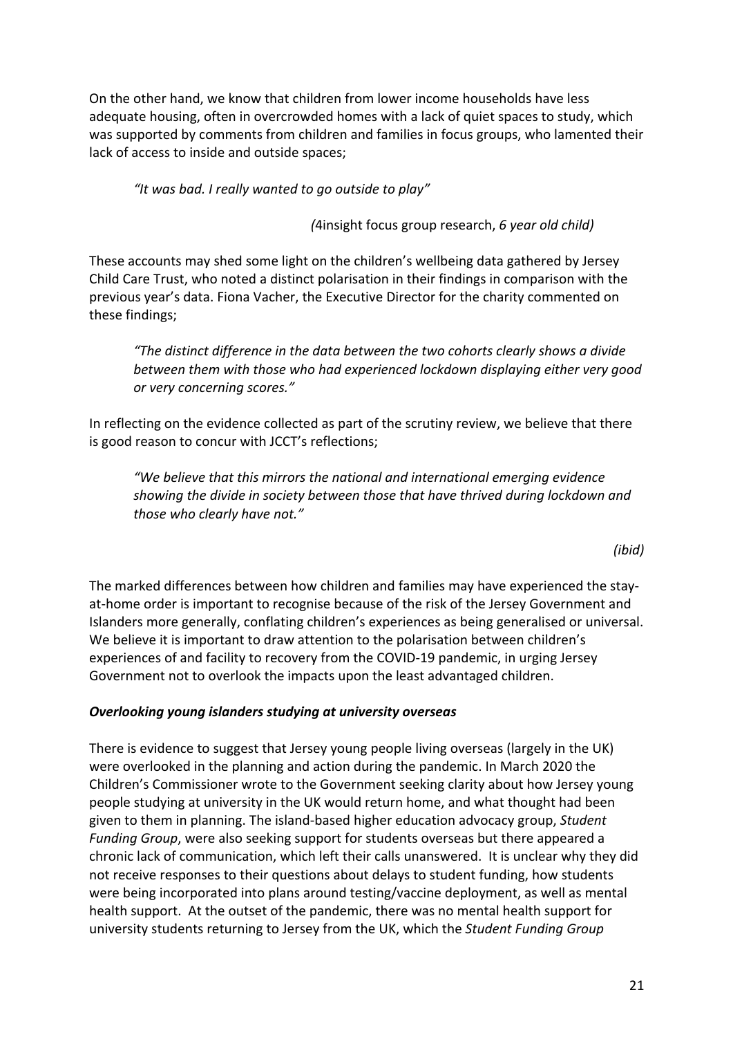On the other hand, we know that children from lower income households have less adequate housing, often in overcrowded homes with a lack of quiet spaces to study, which was supported by comments from children and families in focus groups, who lamented their lack of access to inside and outside spaces;

> *"It was bad. I really wanted to go outside to play"*
>
> *(*4insight focus group research, *6 year old child)*

These accounts may shed some light on the children's wellbeing data gathered by Jersey Child Care Trust, who noted a distinct polarisation in their findings in comparison with the previous year's data. Fiona Vacher, the Executive Director for the charity commented on these findings;

> *"The distinct difference in the data between the two cohorts clearly shows a divide between them with those who had experienced lockdown displaying either very good or very concerning scores."*

In reflecting on the evidence collected as part of the scrutiny review, we believe that there is good reason to concur with JCCT's reflections;

> *"We believe that this mirrors the national and international emerging evidence showing the divide in society between those that have thrived during lockdown and those who clearly have not."*
>
> *(ibid)*

The marked differences between how children and families may have experienced the stay-at-home order is important to recognise because of the risk of the Jersey Government and Islanders more generally, conflating children's experiences as being generalised or universal. We believe it is important to draw attention to the polarisation between children's experiences of and facility to recovery from the COVID-19 pandemic, in urging Jersey Government not to overlook the impacts upon the least advantaged children.

***Overlooking young islanders studying at university overseas***

There is evidence to suggest that Jersey young people living overseas (largely in the UK) were overlooked in the planning and action during the pandemic. In March 2020 the Children's Commissioner wrote to the Government seeking clarity about how Jersey young people studying at university in the UK would return home, and what thought had been given to them in planning. The island-based higher education advocacy group, *Student Funding Group*, were also seeking support for students overseas but there appeared a chronic lack of communication, which left their calls unanswered. It is unclear why they did not receive responses to their questions about delays to student funding, how students were being incorporated into plans around testing/vaccine deployment, as well as mental health support. At the outset of the pandemic, there was no mental health support for university students returning to Jersey from the UK, which the *Student Funding Group*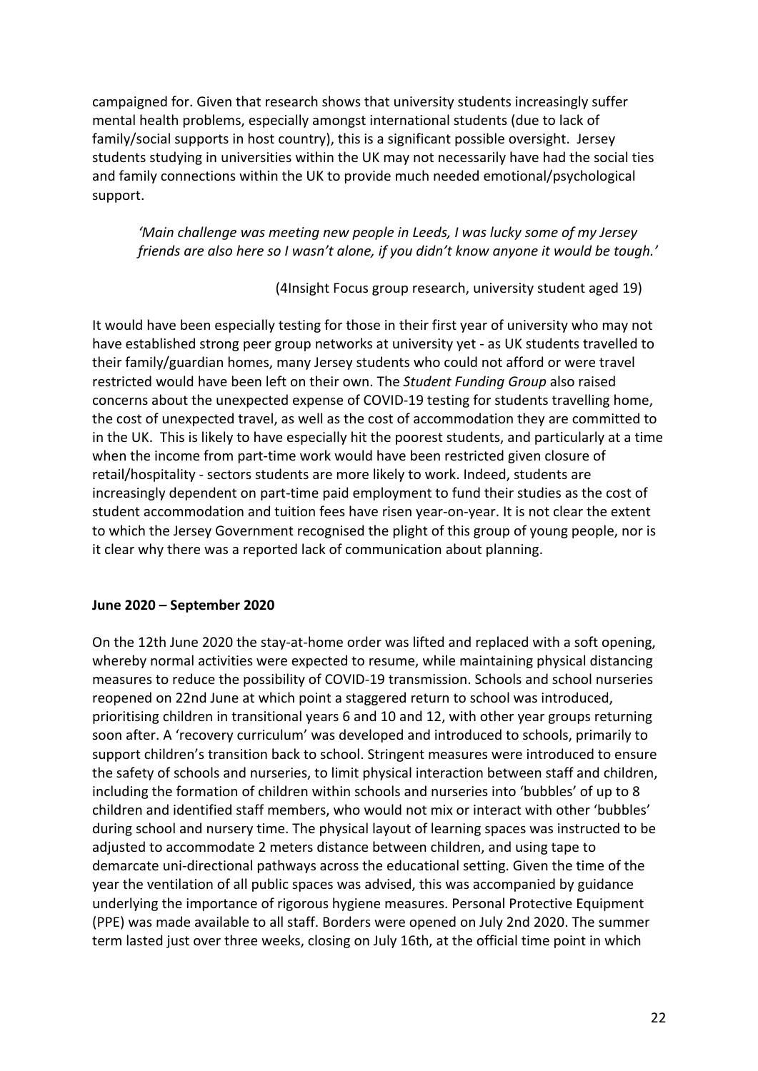campaigned for. Given that research shows that university students increasingly suffer mental health problems, especially amongst international students (due to lack of family/social supports in host country), this is a significant possible oversight. Jersey students studying in universities within the UK may not necessarily have had the social ties and family connections within the UK to provide much needed emotional/psychological support.

> *'Main challenge was meeting new people in Leeds, I was lucky some of my Jersey friends are also here so I wasn't alone, if you didn't know anyone it would be tough.'*
>
> (4Insight Focus group research, university student aged 19)

It would have been especially testing for those in their first year of university who may not have established strong peer group networks at university yet - as UK students travelled to their family/guardian homes, many Jersey students who could not afford or were travel restricted would have been left on their own. The *Student Funding Group* also raised concerns about the unexpected expense of COVID-19 testing for students travelling home, the cost of unexpected travel, as well as the cost of accommodation they are committed to in the UK. This is likely to have especially hit the poorest students, and particularly at a time when the income from part-time work would have been restricted given closure of retail/hospitality - sectors students are more likely to work. Indeed, students are increasingly dependent on part-time paid employment to fund their studies as the cost of student accommodation and tuition fees have risen year-on-year. It is not clear the extent to which the Jersey Government recognised the plight of this group of young people, nor is it clear why there was a reported lack of communication about planning.

**June 2020 – September 2020**

On the 12th June 2020 the stay-at-home order was lifted and replaced with a soft opening, whereby normal activities were expected to resume, while maintaining physical distancing measures to reduce the possibility of COVID-19 transmission. Schools and school nurseries reopened on 22nd June at which point a staggered return to school was introduced, prioritising children in transitional years 6 and 10 and 12, with other year groups returning soon after. A 'recovery curriculum' was developed and introduced to schools, primarily to support children's transition back to school. Stringent measures were introduced to ensure the safety of schools and nurseries, to limit physical interaction between staff and children, including the formation of children within schools and nurseries into 'bubbles' of up to 8 children and identified staff members, who would not mix or interact with other 'bubbles' during school and nursery time. The physical layout of learning spaces was instructed to be adjusted to accommodate 2 meters distance between children, and using tape to demarcate uni-directional pathways across the educational setting. Given the time of the year the ventilation of all public spaces was advised, this was accompanied by guidance underlying the importance of rigorous hygiene measures. Personal Protective Equipment (PPE) was made available to all staff. Borders were opened on July 2nd 2020. The summer term lasted just over three weeks, closing on July 16th, at the official time point in which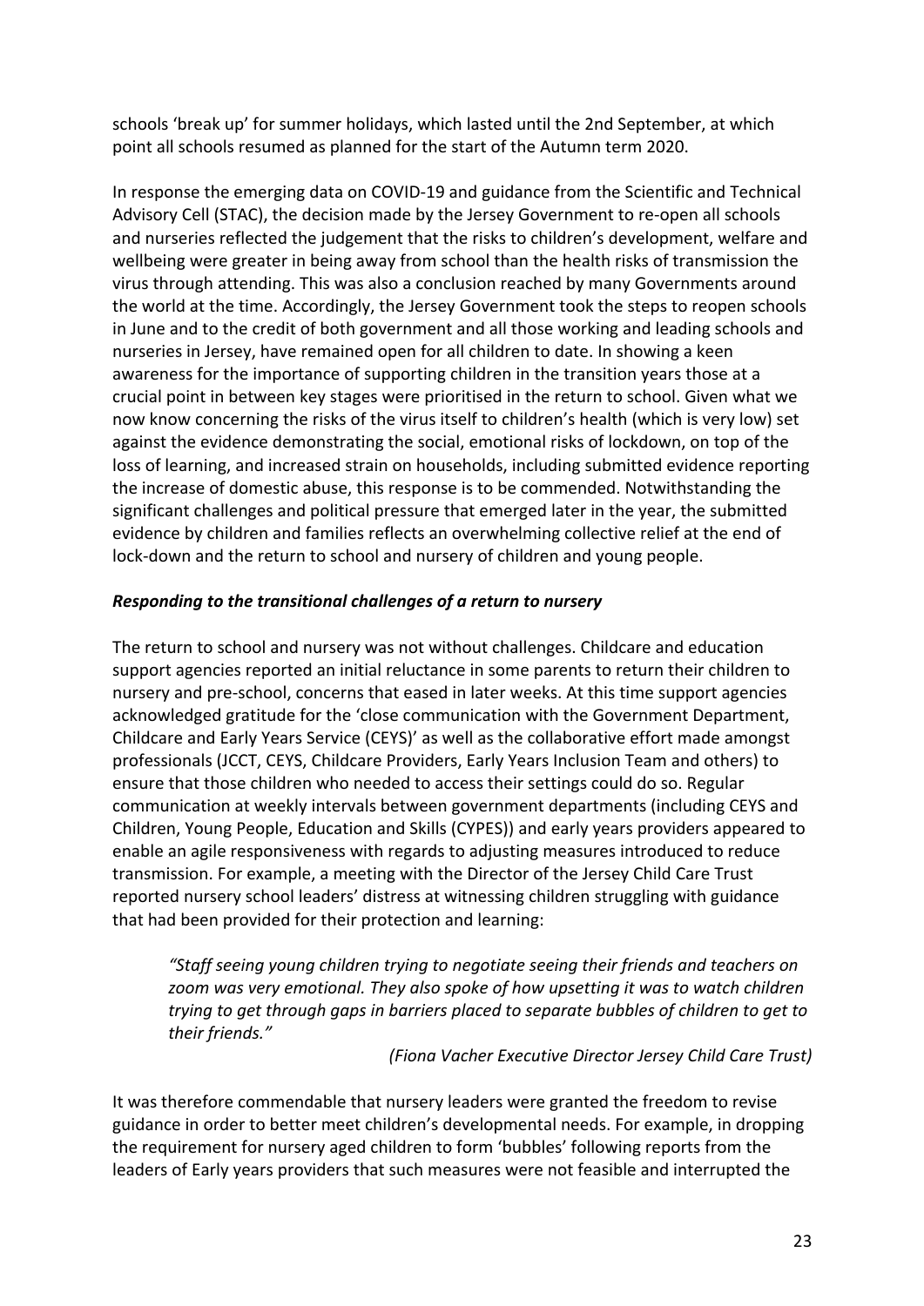schools 'break up' for summer holidays, which lasted until the 2nd September, at which point all schools resumed as planned for the start of the Autumn term 2020.

In response the emerging data on COVID-19 and guidance from the Scientific and Technical Advisory Cell (STAC), the decision made by the Jersey Government to re-open all schools and nurseries reflected the judgement that the risks to children's development, welfare and wellbeing were greater in being away from school than the health risks of transmission the virus through attending. This was also a conclusion reached by many Governments around the world at the time. Accordingly, the Jersey Government took the steps to reopen schools in June and to the credit of both government and all those working and leading schools and nurseries in Jersey, have remained open for all children to date. In showing a keen awareness for the importance of supporting children in the transition years those at a crucial point in between key stages were prioritised in the return to school. Given what we now know concerning the risks of the virus itself to children's health (which is very low) set against the evidence demonstrating the social, emotional risks of lockdown, on top of the loss of learning, and increased strain on households, including submitted evidence reporting the increase of domestic abuse, this response is to be commended. Notwithstanding the significant challenges and political pressure that emerged later in the year, the submitted evidence by children and families reflects an overwhelming collective relief at the end of lock-down and the return to school and nursery of children and young people.

***Responding to the transitional challenges of a return to nursery***

The return to school and nursery was not without challenges. Childcare and education support agencies reported an initial reluctance in some parents to return their children to nursery and pre-school, concerns that eased in later weeks. At this time support agencies acknowledged gratitude for the 'close communication with the Government Department, Childcare and Early Years Service (CEYS)' as well as the collaborative effort made amongst professionals (JCCT, CEYS, Childcare Providers, Early Years Inclusion Team and others) to ensure that those children who needed to access their settings could do so. Regular communication at weekly intervals between government departments (including CEYS and Children, Young People, Education and Skills (CYPES)) and early years providers appeared to enable an agile responsiveness with regards to adjusting measures introduced to reduce transmission. For example, a meeting with the Director of the Jersey Child Care Trust reported nursery school leaders' distress at witnessing children struggling with guidance that had been provided for their protection and learning:

> *"Staff seeing young children trying to negotiate seeing their friends and teachers on zoom was very emotional. They also spoke of how upsetting it was to watch children trying to get through gaps in barriers placed to separate bubbles of children to get to their friends."*
>
> *(Fiona Vacher Executive Director Jersey Child Care Trust)*

It was therefore commendable that nursery leaders were granted the freedom to revise guidance in order to better meet children's developmental needs. For example, in dropping the requirement for nursery aged children to form 'bubbles' following reports from the leaders of Early years providers that such measures were not feasible and interrupted the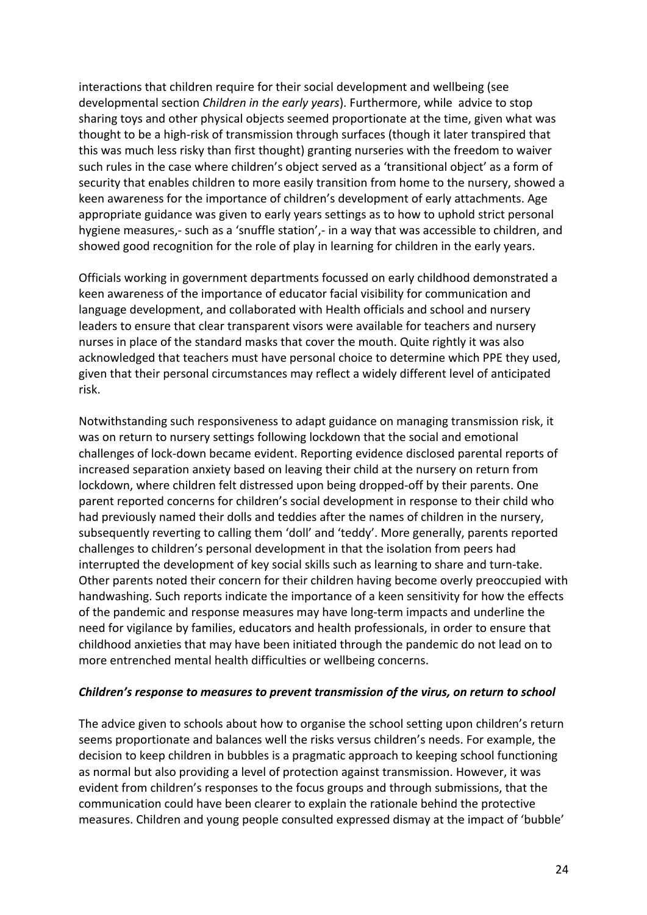interactions that children require for their social development and wellbeing (see developmental section *Children in the early years*). Furthermore, while advice to stop sharing toys and other physical objects seemed proportionate at the time, given what was thought to be a high-risk of transmission through surfaces (though it later transpired that this was much less risky than first thought) granting nurseries with the freedom to waiver such rules in the case where children's object served as a 'transitional object' as a form of security that enables children to more easily transition from home to the nursery, showed a keen awareness for the importance of children's development of early attachments. Age appropriate guidance was given to early years settings as to how to uphold strict personal hygiene measures,- such as a 'snuffle station',- in a way that was accessible to children, and showed good recognition for the role of play in learning for children in the early years.

Officials working in government departments focussed on early childhood demonstrated a keen awareness of the importance of educator facial visibility for communication and language development, and collaborated with Health officials and school and nursery leaders to ensure that clear transparent visors were available for teachers and nursery nurses in place of the standard masks that cover the mouth. Quite rightly it was also acknowledged that teachers must have personal choice to determine which PPE they used, given that their personal circumstances may reflect a widely different level of anticipated risk.

Notwithstanding such responsiveness to adapt guidance on managing transmission risk, it was on return to nursery settings following lockdown that the social and emotional challenges of lock-down became evident. Reporting evidence disclosed parental reports of increased separation anxiety based on leaving their child at the nursery on return from lockdown, where children felt distressed upon being dropped-off by their parents. One parent reported concerns for children's social development in response to their child who had previously named their dolls and teddies after the names of children in the nursery, subsequently reverting to calling them 'doll' and 'teddy'. More generally, parents reported challenges to children's personal development in that the isolation from peers had interrupted the development of key social skills such as learning to share and turn-take. Other parents noted their concern for their children having become overly preoccupied with handwashing. Such reports indicate the importance of a keen sensitivity for how the effects of the pandemic and response measures may have long-term impacts and underline the need for vigilance by families, educators and health professionals, in order to ensure that childhood anxieties that may have been initiated through the pandemic do not lead on to more entrenched mental health difficulties or wellbeing concerns.

***Children's response to measures to prevent transmission of the virus, on return to school***

The advice given to schools about how to organise the school setting upon children's return seems proportionate and balances well the risks versus children's needs. For example, the decision to keep children in bubbles is a pragmatic approach to keeping school functioning as normal but also providing a level of protection against transmission. However, it was evident from children's responses to the focus groups and through submissions, that the communication could have been clearer to explain the rationale behind the protective measures. Children and young people consulted expressed dismay at the impact of 'bubble'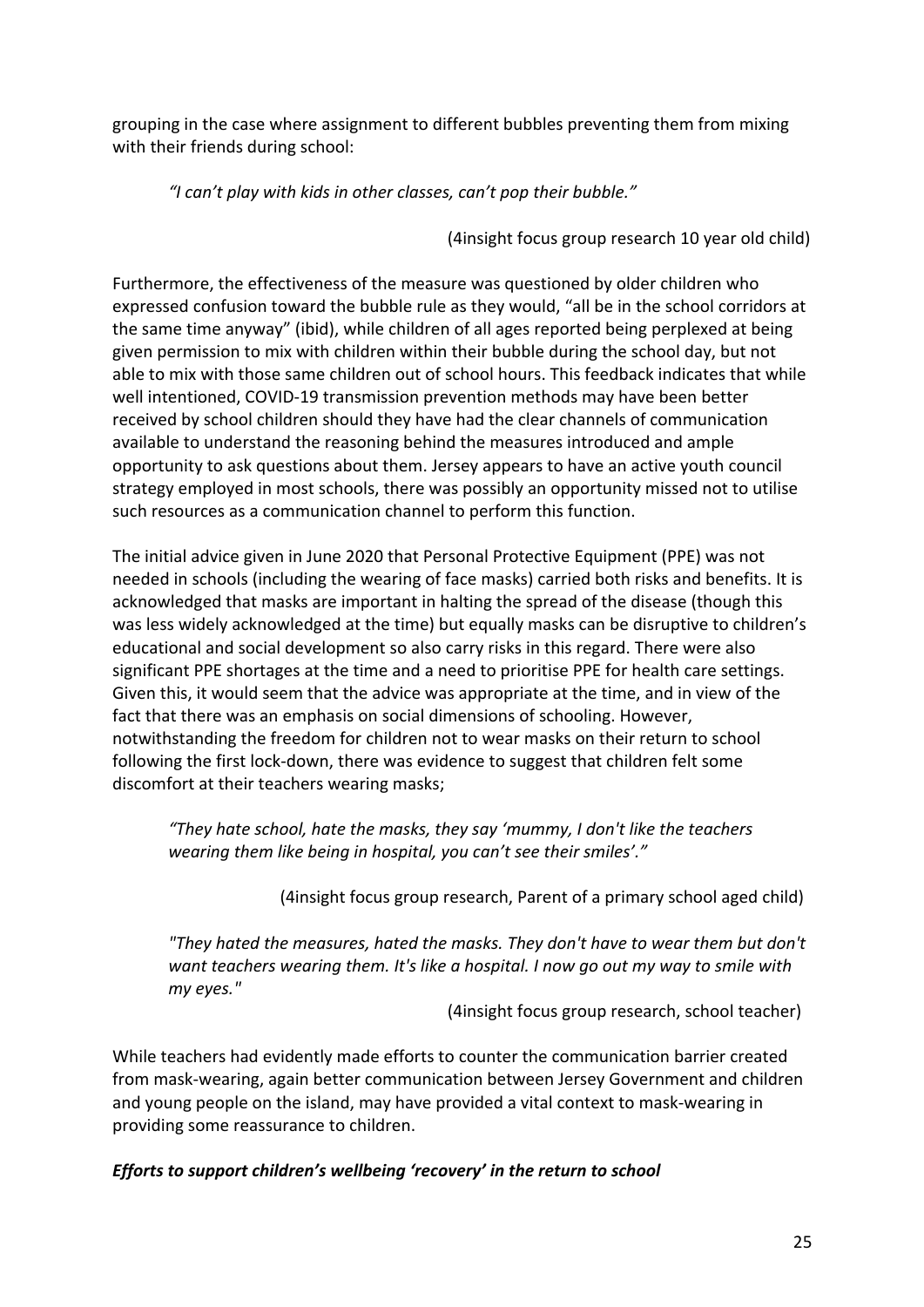grouping in the case where assignment to different bubbles preventing them from mixing with their friends during school:

> *"I can't play with kids in other classes, can't pop their bubble."*
>
> (4insight focus group research 10 year old child)

Furthermore, the effectiveness of the measure was questioned by older children who expressed confusion toward the bubble rule as they would, "all be in the school corridors at the same time anyway" (ibid), while children of all ages reported being perplexed at being given permission to mix with children within their bubble during the school day, but not able to mix with those same children out of school hours. This feedback indicates that while well intentioned, COVID-19 transmission prevention methods may have been better received by school children should they have had the clear channels of communication available to understand the reasoning behind the measures introduced and ample opportunity to ask questions about them. Jersey appears to have an active youth council strategy employed in most schools, there was possibly an opportunity missed not to utilise such resources as a communication channel to perform this function.

The initial advice given in June 2020 that Personal Protective Equipment (PPE) was not needed in schools (including the wearing of face masks) carried both risks and benefits. It is acknowledged that masks are important in halting the spread of the disease (though this was less widely acknowledged at the time) but equally masks can be disruptive to children's educational and social development so also carry risks in this regard. There were also significant PPE shortages at the time and a need to prioritise PPE for health care settings. Given this, it would seem that the advice was appropriate at the time, and in view of the fact that there was an emphasis on social dimensions of schooling. However, notwithstanding the freedom for children not to wear masks on their return to school following the first lock-down, there was evidence to suggest that children felt some discomfort at their teachers wearing masks;

> *"They hate school, hate the masks, they say 'mummy, I don't like the teachers wearing them like being in hospital, you can't see their smiles'."*
>
> (4insight focus group research, Parent of a primary school aged child)

> *"They hated the measures, hated the masks. They don't have to wear them but don't want teachers wearing them. It's like a hospital. I now go out my way to smile with my eyes."*
>
> (4insight focus group research, school teacher)

While teachers had evidently made efforts to counter the communication barrier created from mask-wearing, again better communication between Jersey Government and children and young people on the island, may have provided a vital context to mask-wearing in providing some reassurance to children.

***Efforts to support children's wellbeing 'recovery' in the return to school***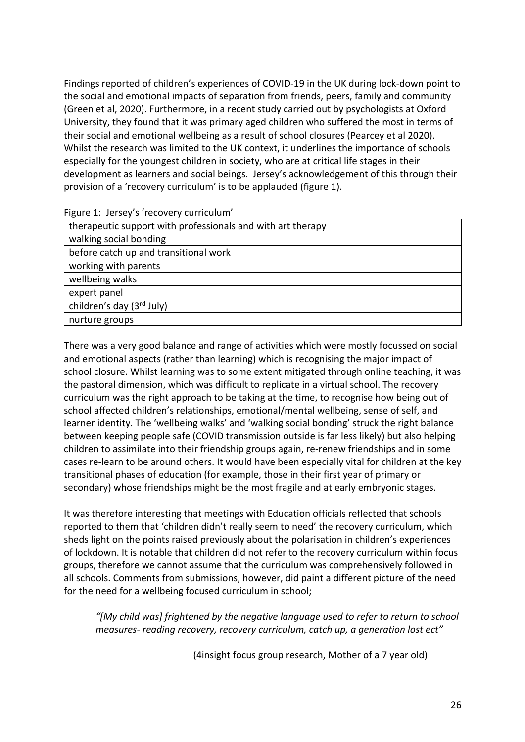Findings reported of children's experiences of COVID-19 in the UK during lock-down point to the social and emotional impacts of separation from friends, peers, family and community (Green et al, 2020). Furthermore, in a recent study carried out by psychologists at Oxford University, they found that it was primary aged children who suffered the most in terms of their social and emotional wellbeing as a result of school closures (Pearcey et al 2020). Whilst the research was limited to the UK context, it underlines the importance of schools especially for the youngest children in society, who are at critical life stages in their development as learners and social beings. Jersey's acknowledgement of this through their provision of a 'recovery curriculum' is to be applauded (figure 1).

Figure 1: Jersey's 'recovery curriculum'

| therapeutic support with professionals and with art therapy |
| --- |
| walking social bonding |
| before catch up and transitional work |
| working with parents |
| wellbeing walks |
| expert panel |
| children's day (3rd July) |
| nurture groups |

There was a very good balance and range of activities which were mostly focussed on social and emotional aspects (rather than learning) which is recognising the major impact of school closure. Whilst learning was to some extent mitigated through online teaching, it was the pastoral dimension, which was difficult to replicate in a virtual school. The recovery curriculum was the right approach to be taking at the time, to recognise how being out of school affected children's relationships, emotional/mental wellbeing, sense of self, and learner identity. The 'wellbeing walks' and 'walking social bonding' struck the right balance between keeping people safe (COVID transmission outside is far less likely) but also helping children to assimilate into their friendship groups again, re-renew friendships and in some cases re-learn to be around others. It would have been especially vital for children at the key transitional phases of education (for example, those in their first year of primary or secondary) whose friendships might be the most fragile and at early embryonic stages.

It was therefore interesting that meetings with Education officials reflected that schools reported to them that 'children didn't really seem to need' the recovery curriculum, which sheds light on the points raised previously about the polarisation in children's experiences of lockdown. It is notable that children did not refer to the recovery curriculum within focus groups, therefore we cannot assume that the curriculum was comprehensively followed in all schools. Comments from submissions, however, did paint a different picture of the need for the need for a wellbeing focused curriculum in school;

> *"[My child was] frightened by the negative language used to refer to return to school measures- reading recovery, recovery curriculum, catch up, a generation lost ect"*
>
> (4insight focus group research, Mother of a 7 year old)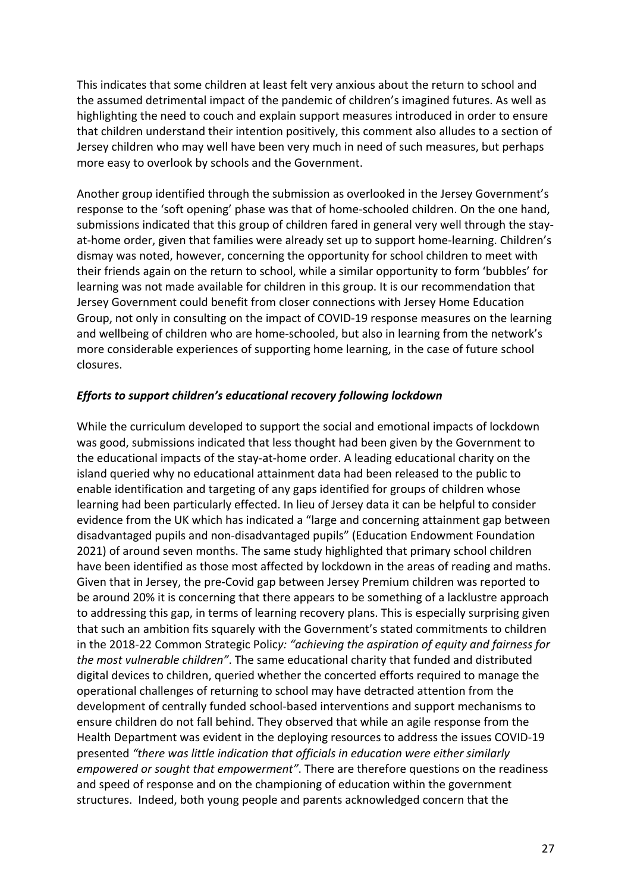This indicates that some children at least felt very anxious about the return to school and the assumed detrimental impact of the pandemic of children's imagined futures. As well as highlighting the need to couch and explain support measures introduced in order to ensure that children understand their intention positively, this comment also alludes to a section of Jersey children who may well have been very much in need of such measures, but perhaps more easy to overlook by schools and the Government.

Another group identified through the submission as overlooked in the Jersey Government's response to the 'soft opening' phase was that of home-schooled children. On the one hand, submissions indicated that this group of children fared in general very well through the stay-at-home order, given that families were already set up to support home-learning. Children's dismay was noted, however, concerning the opportunity for school children to meet with their friends again on the return to school, while a similar opportunity to form 'bubbles' for learning was not made available for children in this group. It is our recommendation that Jersey Government could benefit from closer connections with Jersey Home Education Group, not only in consulting on the impact of COVID-19 response measures on the learning and wellbeing of children who are home-schooled, but also in learning from the network's more considerable experiences of supporting home learning, in the case of future school closures.

***Efforts to support children's educational recovery following lockdown***

While the curriculum developed to support the social and emotional impacts of lockdown was good, submissions indicated that less thought had been given by the Government to the educational impacts of the stay-at-home order. A leading educational charity on the island queried why no educational attainment data had been released to the public to enable identification and targeting of any gaps identified for groups of children whose learning had been particularly effected. In lieu of Jersey data it can be helpful to consider evidence from the UK which has indicated a "large and concerning attainment gap between disadvantaged pupils and non-disadvantaged pupils" (Education Endowment Foundation 2021) of around seven months. The same study highlighted that primary school children have been identified as those most affected by lockdown in the areas of reading and maths. Given that in Jersey, the pre-Covid gap between Jersey Premium children was reported to be around 20% it is concerning that there appears to be something of a lacklustre approach to addressing this gap, in terms of learning recovery plans. This is especially surprising given that such an ambition fits squarely with the Government's stated commitments to children in the 2018-22 Common Strategic Polic*y: "achieving the aspiration of equity and fairness for the most vulnerable children"*. The same educational charity that funded and distributed digital devices to children, queried whether the concerted efforts required to manage the operational challenges of returning to school may have detracted attention from the development of centrally funded school-based interventions and support mechanisms to ensure children do not fall behind. They observed that while an agile response from the Health Department was evident in the deploying resources to address the issues COVID-19 presented *"there was little indication that officials in education were either similarly empowered or sought that empowerment"*. There are therefore questions on the readiness and speed of response and on the championing of education within the government structures. Indeed, both young people and parents acknowledged concern that the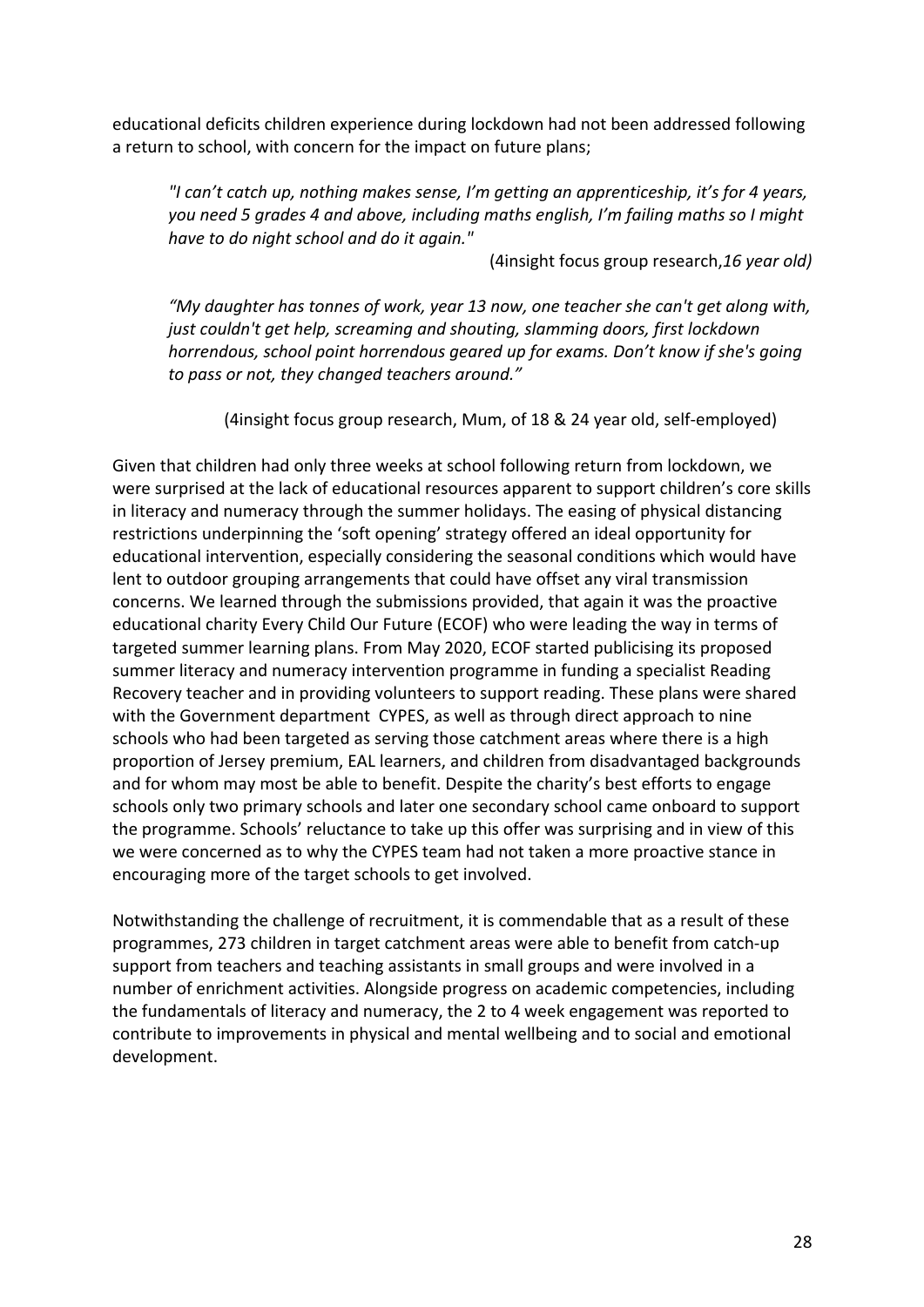educational deficits children experience during lockdown had not been addressed following a return to school, with concern for the impact on future plans;

> *"I can't catch up, nothing makes sense, I'm getting an apprenticeship, it's for 4 years, you need 5 grades 4 and above, including maths english, I'm failing maths so I might have to do night school and do it again."*
>
> (4insight focus group research, *16 year old)*

> *"My daughter has tonnes of work, year 13 now, one teacher she can't get along with, just couldn't get help, screaming and shouting, slamming doors, first lockdown horrendous, school point horrendous geared up for exams. Don't know if she's going to pass or not, they changed teachers around."*
>
> (4insight focus group research, Mum, of 18 & 24 year old, self-employed)

Given that children had only three weeks at school following return from lockdown, we were surprised at the lack of educational resources apparent to support children's core skills in literacy and numeracy through the summer holidays. The easing of physical distancing restrictions underpinning the 'soft opening' strategy offered an ideal opportunity for educational intervention, especially considering the seasonal conditions which would have lent to outdoor grouping arrangements that could have offset any viral transmission concerns. We learned through the submissions provided, that again it was the proactive educational charity Every Child Our Future (ECOF) who were leading the way in terms of targeted summer learning plans. From May 2020, ECOF started publicising its proposed summer literacy and numeracy intervention programme in funding a specialist Reading Recovery teacher and in providing volunteers to support reading. These plans were shared with the Government department CYPES, as well as through direct approach to nine schools who had been targeted as serving those catchment areas where there is a high proportion of Jersey premium, EAL learners, and children from disadvantaged backgrounds and for whom may most be able to benefit. Despite the charity's best efforts to engage schools only two primary schools and later one secondary school came onboard to support the programme. Schools' reluctance to take up this offer was surprising and in view of this we were concerned as to why the CYPES team had not taken a more proactive stance in encouraging more of the target schools to get involved.

Notwithstanding the challenge of recruitment, it is commendable that as a result of these programmes, 273 children in target catchment areas were able to benefit from catch-up support from teachers and teaching assistants in small groups and were involved in a number of enrichment activities. Alongside progress on academic competencies, including the fundamentals of literacy and numeracy, the 2 to 4 week engagement was reported to contribute to improvements in physical and mental wellbeing and to social and emotional development.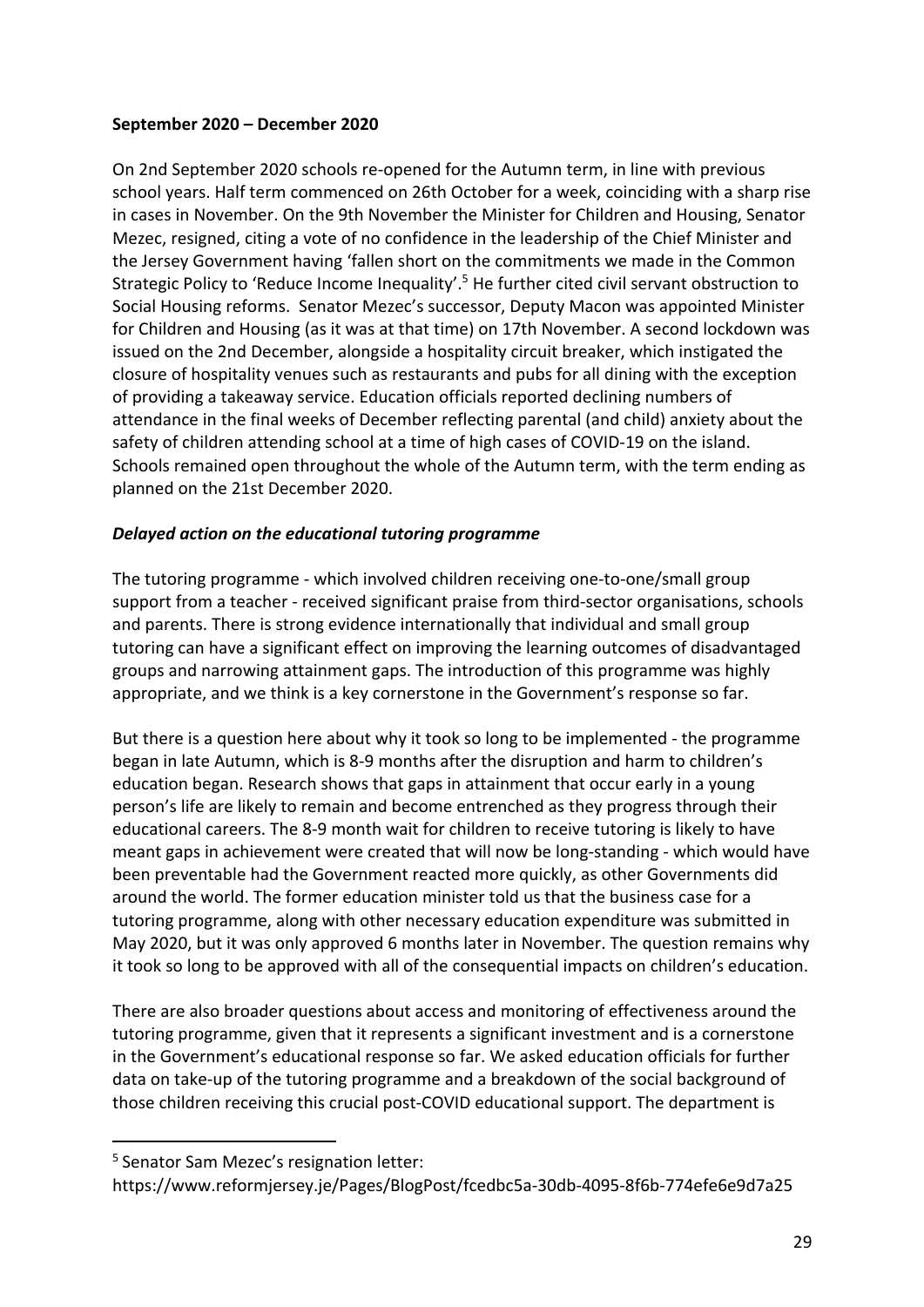**September 2020 – December 2020**

On 2nd September 2020 schools re-opened for the Autumn term, in line with previous school years. Half term commenced on 26th October for a week, coinciding with a sharp rise in cases in November. On the 9th November the Minister for Children and Housing, Senator Mezec, resigned, citing a vote of no confidence in the leadership of the Chief Minister and the Jersey Government having 'fallen short on the commitments we made in the Common Strategic Policy to 'Reduce Income Inequality'.[5] He further cited civil servant obstruction to Social Housing reforms. Senator Mezec's successor, Deputy Macon was appointed Minister for Children and Housing (as it was at that time) on 17th November. A second lockdown was issued on the 2nd December, alongside a hospitality circuit breaker, which instigated the closure of hospitality venues such as restaurants and pubs for all dining with the exception of providing a takeaway service. Education officials reported declining numbers of attendance in the final weeks of December reflecting parental (and child) anxiety about the safety of children attending school at a time of high cases of COVID-19 on the island. Schools remained open throughout the whole of the Autumn term, with the term ending as planned on the 21st December 2020.

***Delayed action on the educational tutoring programme***

The tutoring programme - which involved children receiving one-to-one/small group support from a teacher - received significant praise from third-sector organisations, schools and parents. There is strong evidence internationally that individual and small group tutoring can have a significant effect on improving the learning outcomes of disadvantaged groups and narrowing attainment gaps. The introduction of this programme was highly appropriate, and we think is a key cornerstone in the Government's response so far.

But there is a question here about why it took so long to be implemented - the programme began in late Autumn, which is 8-9 months after the disruption and harm to children's education began. Research shows that gaps in attainment that occur early in a young person's life are likely to remain and become entrenched as they progress through their educational careers. The 8-9 month wait for children to receive tutoring is likely to have meant gaps in achievement were created that will now be long-standing - which would have been preventable had the Government reacted more quickly, as other Governments did around the world. The former education minister told us that the business case for a tutoring programme, along with other necessary education expenditure was submitted in May 2020, but it was only approved 6 months later in November. The question remains why it took so long to be approved with all of the consequential impacts on children's education.

There are also broader questions about access and monitoring of effectiveness around the tutoring programme, given that it represents a significant investment and is a cornerstone in the Government's educational response so far. We asked education officials for further data on take-up of the tutoring programme and a breakdown of the social background of those children receiving this crucial post-COVID educational support. The department is

---

[5] Senator Sam Mezec's resignation letter: https://www.reformjersey.je/Pages/BlogPost/fcedbc5a-30db-4095-8f6b-774efe6e9d7a25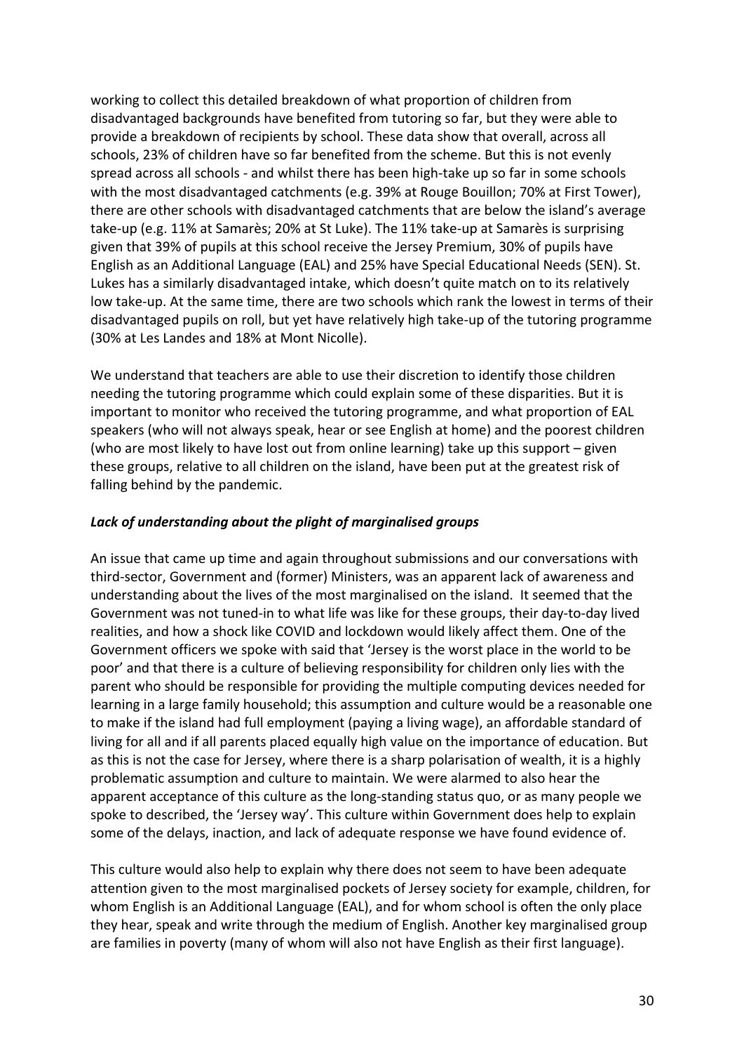working to collect this detailed breakdown of what proportion of children from disadvantaged backgrounds have benefited from tutoring so far, but they were able to provide a breakdown of recipients by school. These data show that overall, across all schools, 23% of children have so far benefited from the scheme. But this is not evenly spread across all schools - and whilst there has been high-take up so far in some schools with the most disadvantaged catchments (e.g. 39% at Rouge Bouillon; 70% at First Tower), there are other schools with disadvantaged catchments that are below the island's average take-up (e.g. 11% at Samarès; 20% at St Luke). The 11% take-up at Samarès is surprising given that 39% of pupils at this school receive the Jersey Premium, 30% of pupils have English as an Additional Language (EAL) and 25% have Special Educational Needs (SEN). St. Lukes has a similarly disadvantaged intake, which doesn't quite match on to its relatively low take-up. At the same time, there are two schools which rank the lowest in terms of their disadvantaged pupils on roll, but yet have relatively high take-up of the tutoring programme (30% at Les Landes and 18% at Mont Nicolle).

We understand that teachers are able to use their discretion to identify those children needing the tutoring programme which could explain some of these disparities. But it is important to monitor who received the tutoring programme, and what proportion of EAL speakers (who will not always speak, hear or see English at home) and the poorest children (who are most likely to have lost out from online learning) take up this support – given these groups, relative to all children on the island, have been put at the greatest risk of falling behind by the pandemic.

### *Lack of understanding about the plight of marginalised groups*

An issue that came up time and again throughout submissions and our conversations with third-sector, Government and (former) Ministers, was an apparent lack of awareness and understanding about the lives of the most marginalised on the island. It seemed that the Government was not tuned-in to what life was like for these groups, their day-to-day lived realities, and how a shock like COVID and lockdown would likely affect them. One of the Government officers we spoke with said that 'Jersey is the worst place in the world to be poor' and that there is a culture of believing responsibility for children only lies with the parent who should be responsible for providing the multiple computing devices needed for learning in a large family household; this assumption and culture would be a reasonable one to make if the island had full employment (paying a living wage), an affordable standard of living for all and if all parents placed equally high value on the importance of education. But as this is not the case for Jersey, where there is a sharp polarisation of wealth, it is a highly problematic assumption and culture to maintain. We were alarmed to also hear the apparent acceptance of this culture as the long-standing status quo, or as many people we spoke to described, the 'Jersey way'. This culture within Government does help to explain some of the delays, inaction, and lack of adequate response we have found evidence of.

This culture would also help to explain why there does not seem to have been adequate attention given to the most marginalised pockets of Jersey society for example, children, for whom English is an Additional Language (EAL), and for whom school is often the only place they hear, speak and write through the medium of English. Another key marginalised group are families in poverty (many of whom will also not have English as their first language).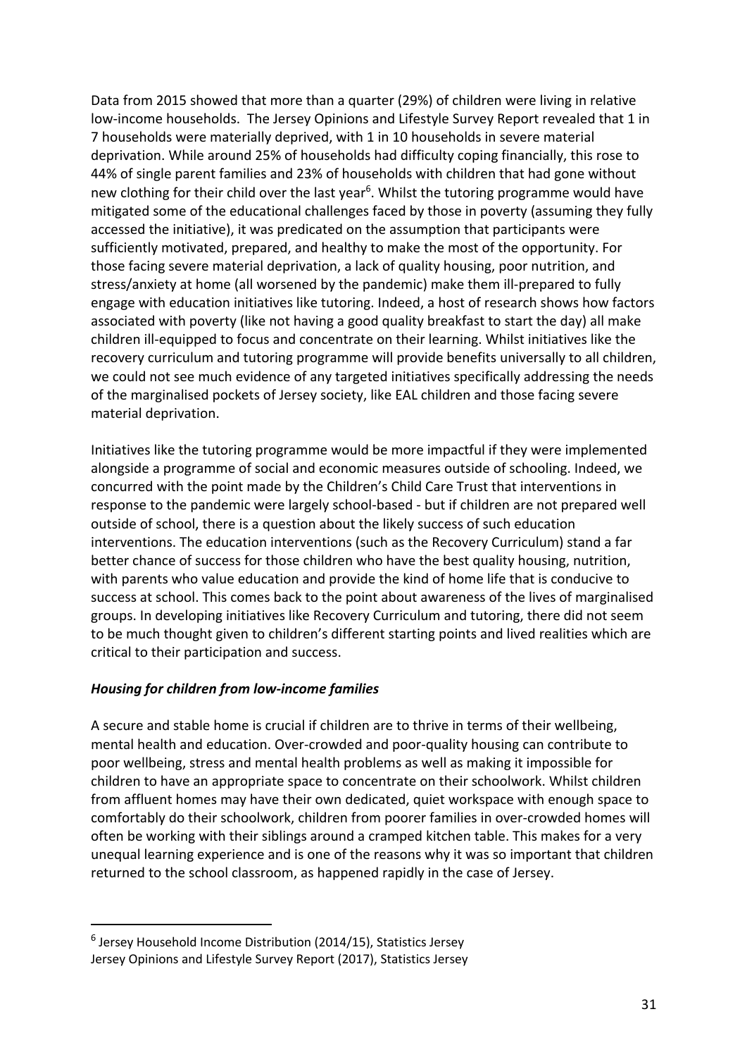Data from 2015 showed that more than a quarter (29%) of children were living in relative low-income households. The Jersey Opinions and Lifestyle Survey Report revealed that 1 in 7 households were materially deprived, with 1 in 10 households in severe material deprivation. While around 25% of households had difficulty coping financially, this rose to 44% of single parent families and 23% of households with children that had gone without new clothing for their child over the last year[6]. Whilst the tutoring programme would have mitigated some of the educational challenges faced by those in poverty (assuming they fully accessed the initiative), it was predicated on the assumption that participants were sufficiently motivated, prepared, and healthy to make the most of the opportunity. For those facing severe material deprivation, a lack of quality housing, poor nutrition, and stress/anxiety at home (all worsened by the pandemic) make them ill-prepared to fully engage with education initiatives like tutoring. Indeed, a host of research shows how factors associated with poverty (like not having a good quality breakfast to start the day) all make children ill-equipped to focus and concentrate on their learning. Whilst initiatives like the recovery curriculum and tutoring programme will provide benefits universally to all children, we could not see much evidence of any targeted initiatives specifically addressing the needs of the marginalised pockets of Jersey society, like EAL children and those facing severe material deprivation.

Initiatives like the tutoring programme would be more impactful if they were implemented alongside a programme of social and economic measures outside of schooling. Indeed, we concurred with the point made by the Children's Child Care Trust that interventions in response to the pandemic were largely school-based - but if children are not prepared well outside of school, there is a question about the likely success of such education interventions. The education interventions (such as the Recovery Curriculum) stand a far better chance of success for those children who have the best quality housing, nutrition, with parents who value education and provide the kind of home life that is conducive to success at school. This comes back to the point about awareness of the lives of marginalised groups. In developing initiatives like Recovery Curriculum and tutoring, there did not seem to be much thought given to children's different starting points and lived realities which are critical to their participation and success.

***Housing for children from low-income families***

A secure and stable home is crucial if children are to thrive in terms of their wellbeing, mental health and education. Over-crowded and poor-quality housing can contribute to poor wellbeing, stress and mental health problems as well as making it impossible for children to have an appropriate space to concentrate on their schoolwork. Whilst children from affluent homes may have their own dedicated, quiet workspace with enough space to comfortably do their schoolwork, children from poorer families in over-crowded homes will often be working with their siblings around a cramped kitchen table. This makes for a very unequal learning experience and is one of the reasons why it was so important that children returned to the school classroom, as happened rapidly in the case of Jersey.

---

[6] Jersey Household Income Distribution (2014/15), Statistics Jersey
Jersey Opinions and Lifestyle Survey Report (2017), Statistics Jersey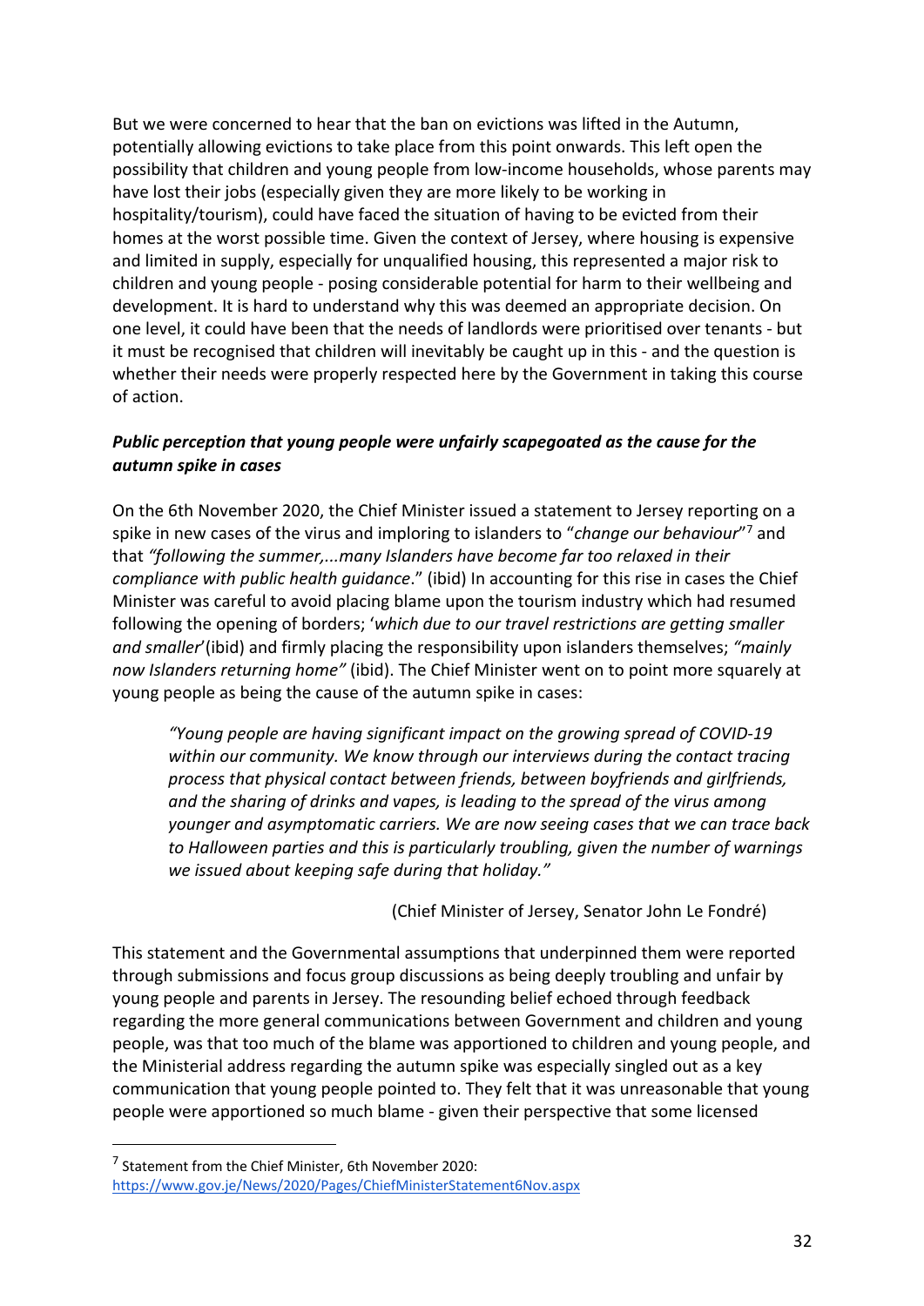But we were concerned to hear that the ban on evictions was lifted in the Autumn, potentially allowing evictions to take place from this point onwards. This left open the possibility that children and young people from low-income households, whose parents may have lost their jobs (especially given they are more likely to be working in hospitality/tourism), could have faced the situation of having to be evicted from their homes at the worst possible time. Given the context of Jersey, where housing is expensive and limited in supply, especially for unqualified housing, this represented a major risk to children and young people - posing considerable potential for harm to their wellbeing and development. It is hard to understand why this was deemed an appropriate decision. On one level, it could have been that the needs of landlords were prioritised over tenants - but it must be recognised that children will inevitably be caught up in this - and the question is whether their needs were properly respected here by the Government in taking this course of action.

***Public perception that young people were unfairly scapegoated as the cause for the autumn spike in cases***

On the 6th November 2020, the Chief Minister issued a statement to Jersey reporting on a spike in new cases of the virus and imploring to islanders to "*change our behaviour*"[7] and that *"following the summer,...many Islanders have become far too relaxed in their compliance with public health guidance*." (ibid) In accounting for this rise in cases the Chief Minister was careful to avoid placing blame upon the tourism industry which had resumed following the opening of borders; '*which due to our travel restrictions are getting smaller and smaller*'(ibid) and firmly placing the responsibility upon islanders themselves; *"mainly now Islanders returning home"* (ibid). The Chief Minister went on to point more squarely at young people as being the cause of the autumn spike in cases:

> *"Young people are having significant impact on the growing spread of COVID-19 within our community. We know through our interviews during the contact tracing process that physical contact between friends, between boyfriends and girlfriends, and the sharing of drinks and vapes, is leading to the spread of the virus among younger and asymptomatic carriers. We are now seeing cases that we can trace back to Halloween parties and this is particularly troubling, given the number of warnings we issued about keeping safe during that holiday."*
>
> (Chief Minister of Jersey, Senator John Le Fondré)

This statement and the Governmental assumptions that underpinned them were reported through submissions and focus group discussions as being deeply troubling and unfair by young people and parents in Jersey. The resounding belief echoed through feedback regarding the more general communications between Government and children and young people, was that too much of the blame was apportioned to children and young people, and the Ministerial address regarding the autumn spike was especially singled out as a key communication that young people pointed to. They felt that it was unreasonable that young people were apportioned so much blame - given their perspective that some licensed

[7] Statement from the Chief Minister, 6th November 2020: https://www.gov.je/News/2020/Pages/ChiefMinisterStatement6Nov.aspx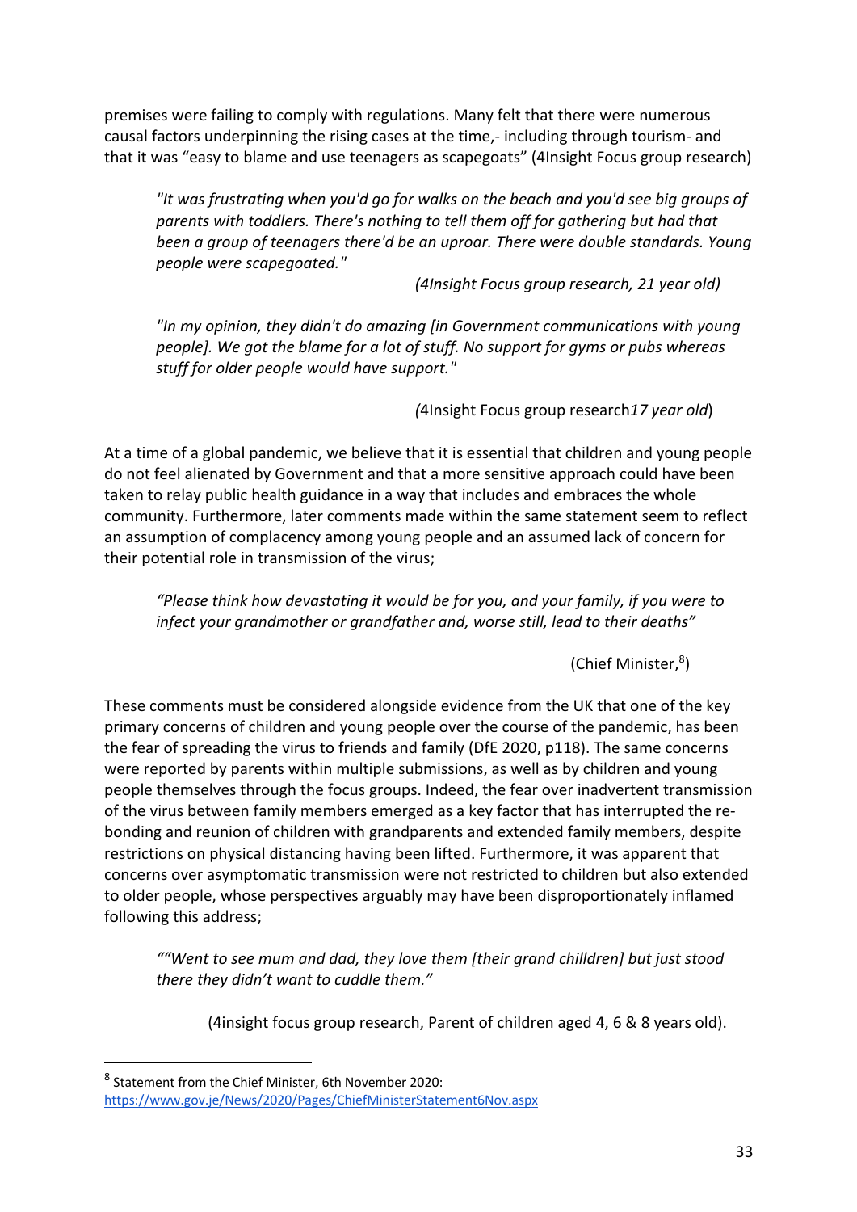premises were failing to comply with regulations. Many felt that there were numerous causal factors underpinning the rising cases at the time,- including through tourism- and that it was "easy to blame and use teenagers as scapegoats" (4Insight Focus group research)

> *"It was frustrating when you'd go for walks on the beach and you'd see big groups of parents with toddlers. There's nothing to tell them off for gathering but had that been a group of teenagers there'd be an uproar. There were double standards. Young people were scapegoated."*
>
> *(4Insight Focus group research, 21 year old)*

> *"In my opinion, they didn't do amazing [in Government communications with young people]. We got the blame for a lot of stuff. No support for gyms or pubs whereas stuff for older people would have support."*
>
> *(*4Insight Focus group research*17 year old*)

At a time of a global pandemic, we believe that it is essential that children and young people do not feel alienated by Government and that a more sensitive approach could have been taken to relay public health guidance in a way that includes and embraces the whole community. Furthermore, later comments made within the same statement seem to reflect an assumption of complacency among young people and an assumed lack of concern for their potential role in transmission of the virus;

> *"Please think how devastating it would be for you, and your family, if you were to infect your grandmother or grandfather and, worse still, lead to their deaths"*
>
> (Chief Minister,[8])

These comments must be considered alongside evidence from the UK that one of the key primary concerns of children and young people over the course of the pandemic, has been the fear of spreading the virus to friends and family (DfE 2020, p118). The same concerns were reported by parents within multiple submissions, as well as by children and young people themselves through the focus groups. Indeed, the fear over inadvertent transmission of the virus between family members emerged as a key factor that has interrupted the re-bonding and reunion of children with grandparents and extended family members, despite restrictions on physical distancing having been lifted. Furthermore, it was apparent that concerns over asymptomatic transmission were not restricted to children but also extended to older people, whose perspectives arguably may have been disproportionately inflamed following this address;

> *""Went to see mum and dad, they love them [their grand chilldren] but just stood there they didn't want to cuddle them."*
>
> (4insight focus group research, Parent of children aged 4, 6 & 8 years old).

[8] Statement from the Chief Minister, 6th November 2020: https://www.gov.je/News/2020/Pages/ChiefMinisterStatement6Nov.aspx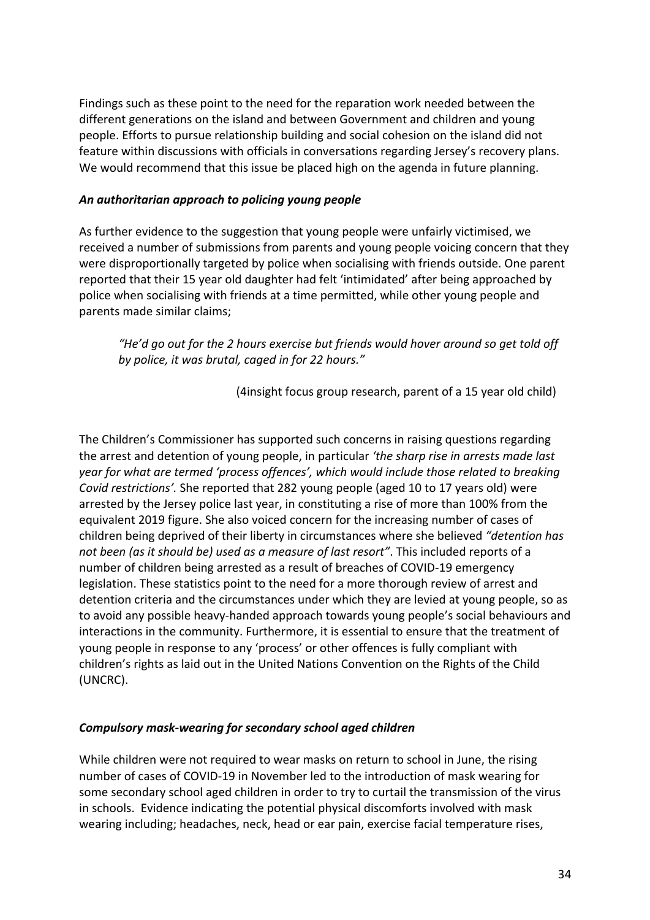Findings such as these point to the need for the reparation work needed between the different generations on the island and between Government and children and young people. Efforts to pursue relationship building and social cohesion on the island did not feature within discussions with officials in conversations regarding Jersey's recovery plans. We would recommend that this issue be placed high on the agenda in future planning.

### *An authoritarian approach to policing young people*

As further evidence to the suggestion that young people were unfairly victimised, we received a number of submissions from parents and young people voicing concern that they were disproportionally targeted by police when socialising with friends outside. One parent reported that their 15 year old daughter had felt 'intimidated' after being approached by police when socialising with friends at a time permitted, while other young people and parents made similar claims;

> *"He'd go out for the 2 hours exercise but friends would hover around so get told off by police, it was brutal, caged in for 22 hours."*
>
> (4insight focus group research, parent of a 15 year old child)

The Children's Commissioner has supported such concerns in raising questions regarding the arrest and detention of young people, in particular *'the sharp rise in arrests made last year for what are termed 'process offences', which would include those related to breaking Covid restrictions'.* She reported that 282 young people (aged 10 to 17 years old) were arrested by the Jersey police last year, in constituting a rise of more than 100% from the equivalent 2019 figure. She also voiced concern for the increasing number of cases of children being deprived of their liberty in circumstances where she believed *"detention has not been (as it should be) used as a measure of last resort"*. This included reports of a number of children being arrested as a result of breaches of COVID-19 emergency legislation. These statistics point to the need for a more thorough review of arrest and detention criteria and the circumstances under which they are levied at young people, so as to avoid any possible heavy-handed approach towards young people's social behaviours and interactions in the community. Furthermore, it is essential to ensure that the treatment of young people in response to any 'process' or other offences is fully compliant with children's rights as laid out in the United Nations Convention on the Rights of the Child (UNCRC).

### *Compulsory mask-wearing for secondary school aged children*

While children were not required to wear masks on return to school in June, the rising number of cases of COVID-19 in November led to the introduction of mask wearing for some secondary school aged children in order to try to curtail the transmission of the virus in schools. Evidence indicating the potential physical discomforts involved with mask wearing including; headaches, neck, head or ear pain, exercise facial temperature rises,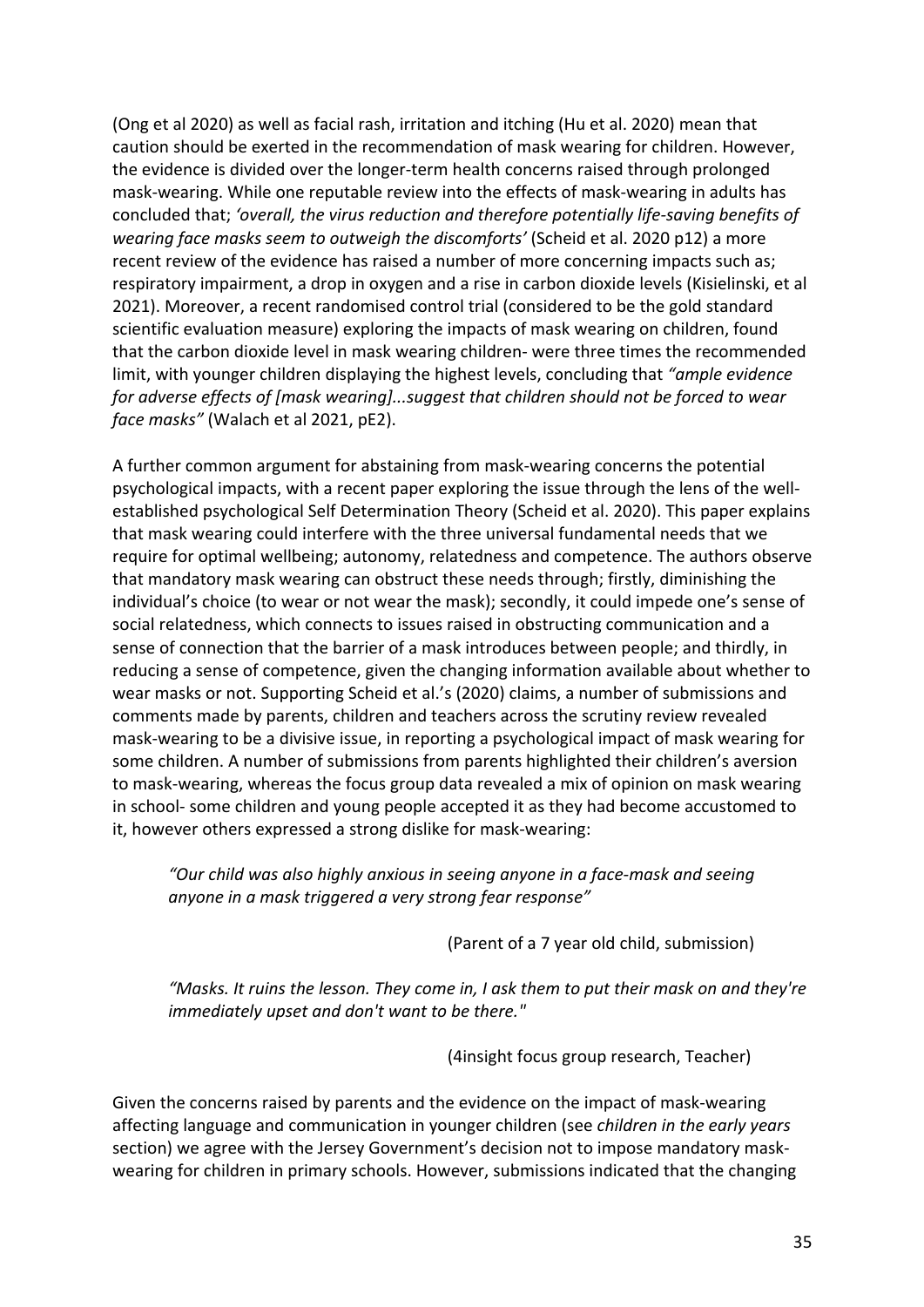(Ong et al 2020) as well as facial rash, irritation and itching (Hu et al. 2020) mean that caution should be exerted in the recommendation of mask wearing for children. However, the evidence is divided over the longer-term health concerns raised through prolonged mask-wearing. While one reputable review into the effects of mask-wearing in adults has concluded that; *'overall, the virus reduction and therefore potentially life-saving benefits of wearing face masks seem to outweigh the discomforts'* (Scheid et al. 2020 p12) a more recent review of the evidence has raised a number of more concerning impacts such as; respiratory impairment, a drop in oxygen and a rise in carbon dioxide levels (Kisielinski, et al 2021). Moreover, a recent randomised control trial (considered to be the gold standard scientific evaluation measure) exploring the impacts of mask wearing on children, found that the carbon dioxide level in mask wearing children- were three times the recommended limit, with younger children displaying the highest levels, concluding that *"ample evidence for adverse effects of [mask wearing]...suggest that children should not be forced to wear face masks"* (Walach et al 2021, pE2).

A further common argument for abstaining from mask-wearing concerns the potential psychological impacts, with a recent paper exploring the issue through the lens of the well-established psychological Self Determination Theory (Scheid et al. 2020). This paper explains that mask wearing could interfere with the three universal fundamental needs that we require for optimal wellbeing; autonomy, relatedness and competence. The authors observe that mandatory mask wearing can obstruct these needs through; firstly, diminishing the individual's choice (to wear or not wear the mask); secondly, it could impede one's sense of social relatedness, which connects to issues raised in obstructing communication and a sense of connection that the barrier of a mask introduces between people; and thirdly, in reducing a sense of competence, given the changing information available about whether to wear masks or not. Supporting Scheid et al.'s (2020) claims, a number of submissions and comments made by parents, children and teachers across the scrutiny review revealed mask-wearing to be a divisive issue, in reporting a psychological impact of mask wearing for some children. A number of submissions from parents highlighted their children's aversion to mask-wearing, whereas the focus group data revealed a mix of opinion on mask wearing in school- some children and young people accepted it as they had become accustomed to it, however others expressed a strong dislike for mask-wearing:

> *"Our child was also highly anxious in seeing anyone in a face-mask and seeing anyone in a mask triggered a very strong fear response"*
>
> (Parent of a 7 year old child, submission)

> *"Masks. It ruins the lesson. They come in, I ask them to put their mask on and they're immediately upset and don't want to be there."*
>
> (4insight focus group research, Teacher)

Given the concerns raised by parents and the evidence on the impact of mask-wearing affecting language and communication in younger children (see *children in the early years* section) we agree with the Jersey Government's decision not to impose mandatory mask-wearing for children in primary schools. However, submissions indicated that the changing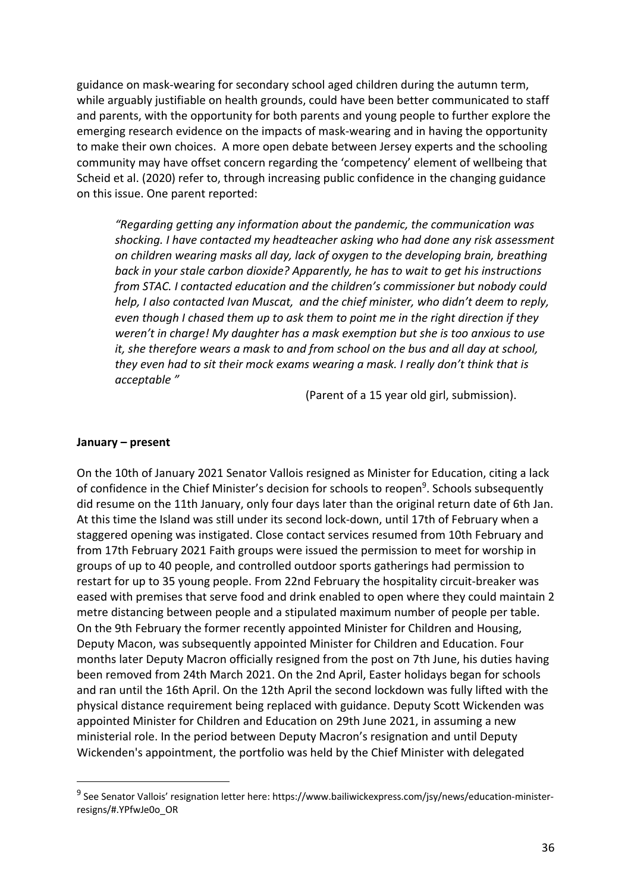guidance on mask-wearing for secondary school aged children during the autumn term, while arguably justifiable on health grounds, could have been better communicated to staff and parents, with the opportunity for both parents and young people to further explore the emerging research evidence on the impacts of mask-wearing and in having the opportunity to make their own choices. A more open debate between Jersey experts and the schooling community may have offset concern regarding the 'competency' element of wellbeing that Scheid et al. (2020) refer to, through increasing public confidence in the changing guidance on this issue. One parent reported:

> *"Regarding getting any information about the pandemic, the communication was shocking. I have contacted my headteacher asking who had done any risk assessment on children wearing masks all day, lack of oxygen to the developing brain, breathing back in your stale carbon dioxide? Apparently, he has to wait to get his instructions from STAC. I contacted education and the children's commissioner but nobody could help, I also contacted Ivan Muscat, and the chief minister, who didn't deem to reply, even though I chased them up to ask them to point me in the right direction if they weren't in charge! My daughter has a mask exemption but she is too anxious to use it, she therefore wears a mask to and from school on the bus and all day at school, they even had to sit their mock exams wearing a mask. I really don't think that is acceptable "*
>
> (Parent of a 15 year old girl, submission).

**January – present**

On the 10th of January 2021 Senator Vallois resigned as Minister for Education, citing a lack of confidence in the Chief Minister's decision for schools to reopen[9]. Schools subsequently did resume on the 11th January, only four days later than the original return date of 6th Jan. At this time the Island was still under its second lock-down, until 17th of February when a staggered opening was instigated. Close contact services resumed from 10th February and from 17th February 2021 Faith groups were issued the permission to meet for worship in groups of up to 40 people, and controlled outdoor sports gatherings had permission to restart for up to 35 young people. From 22nd February the hospitality circuit-breaker was eased with premises that serve food and drink enabled to open where they could maintain 2 metre distancing between people and a stipulated maximum number of people per table. On the 9th February the former recently appointed Minister for Children and Housing, Deputy Macon, was subsequently appointed Minister for Children and Education. Four months later Deputy Macron officially resigned from the post on 7th June, his duties having been removed from 24th March 2021. On the 2nd April, Easter holidays began for schools and ran until the 16th April. On the 12th April the second lockdown was fully lifted with the physical distance requirement being replaced with guidance. Deputy Scott Wickenden was appointed Minister for Children and Education on 29th June 2021, in assuming a new ministerial role. In the period between Deputy Macron's resignation and until Deputy Wickenden's appointment, the portfolio was held by the Chief Minister with delegated

---

[9] See Senator Vallois' resignation letter here: https://www.bailiwickexpress.com/jsy/news/education-minister-resigns/#.YPfwJe0o_OR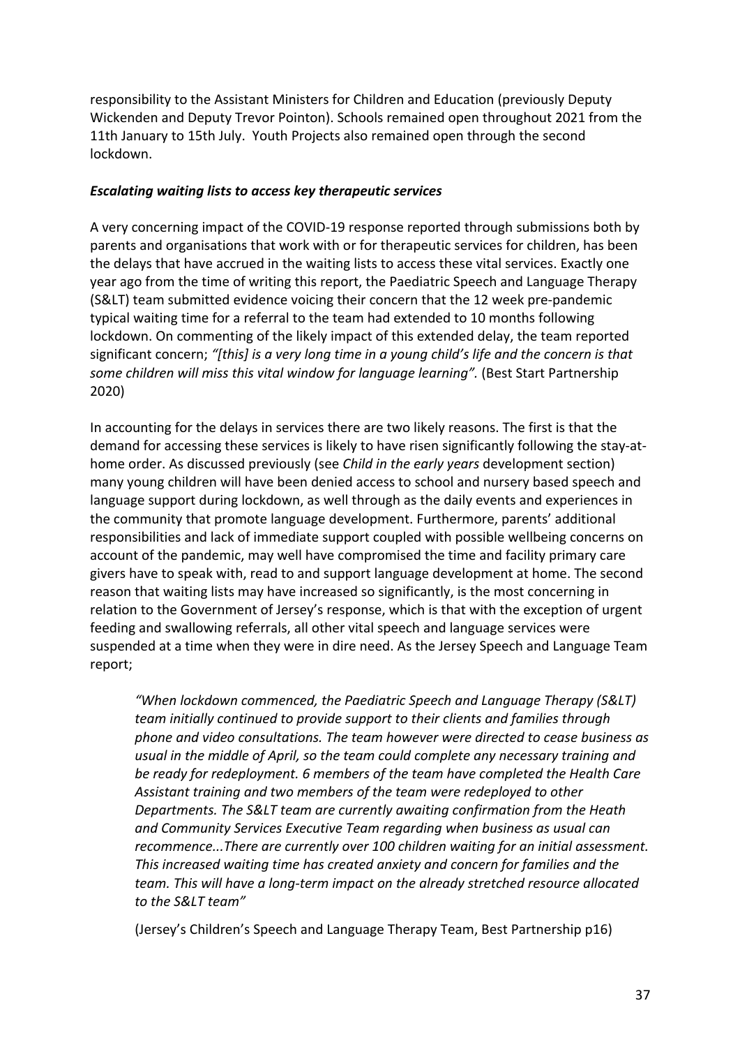responsibility to the Assistant Ministers for Children and Education (previously Deputy Wickenden and Deputy Trevor Pointon). Schools remained open throughout 2021 from the 11th January to 15th July. Youth Projects also remained open through the second lockdown.

### ***Escalating waiting lists to access key therapeutic services***

A very concerning impact of the COVID-19 response reported through submissions both by parents and organisations that work with or for therapeutic services for children, has been the delays that have accrued in the waiting lists to access these vital services. Exactly one year ago from the time of writing this report, the Paediatric Speech and Language Therapy (S&LT) team submitted evidence voicing their concern that the 12 week pre-pandemic typical waiting time for a referral to the team had extended to 10 months following lockdown. On commenting of the likely impact of this extended delay, the team reported significant concern; *"[this] is a very long time in a young child's life and the concern is that some children will miss this vital window for language learning".* (Best Start Partnership 2020)

In accounting for the delays in services there are two likely reasons. The first is that the demand for accessing these services is likely to have risen significantly following the stay-at-home order. As discussed previously (see *Child in the early years* development section) many young children will have been denied access to school and nursery based speech and language support during lockdown, as well through as the daily events and experiences in the community that promote language development. Furthermore, parents' additional responsibilities and lack of immediate support coupled with possible wellbeing concerns on account of the pandemic, may well have compromised the time and facility primary care givers have to speak with, read to and support language development at home. The second reason that waiting lists may have increased so significantly, is the most concerning in relation to the Government of Jersey's response, which is that with the exception of urgent feeding and swallowing referrals, all other vital speech and language services were suspended at a time when they were in dire need. As the Jersey Speech and Language Team report;

> *"When lockdown commenced, the Paediatric Speech and Language Therapy (S&LT) team initially continued to provide support to their clients and families through phone and video consultations. The team however were directed to cease business as usual in the middle of April, so the team could complete any necessary training and be ready for redeployment. 6 members of the team have completed the Health Care Assistant training and two members of the team were redeployed to other Departments. The S&LT team are currently awaiting confirmation from the Heath and Community Services Executive Team regarding when business as usual can recommence...There are currently over 100 children waiting for an initial assessment. This increased waiting time has created anxiety and concern for families and the team. This will have a long-term impact on the already stretched resource allocated to the S&LT team"*
>
> (Jersey's Children's Speech and Language Therapy Team, Best Partnership p16)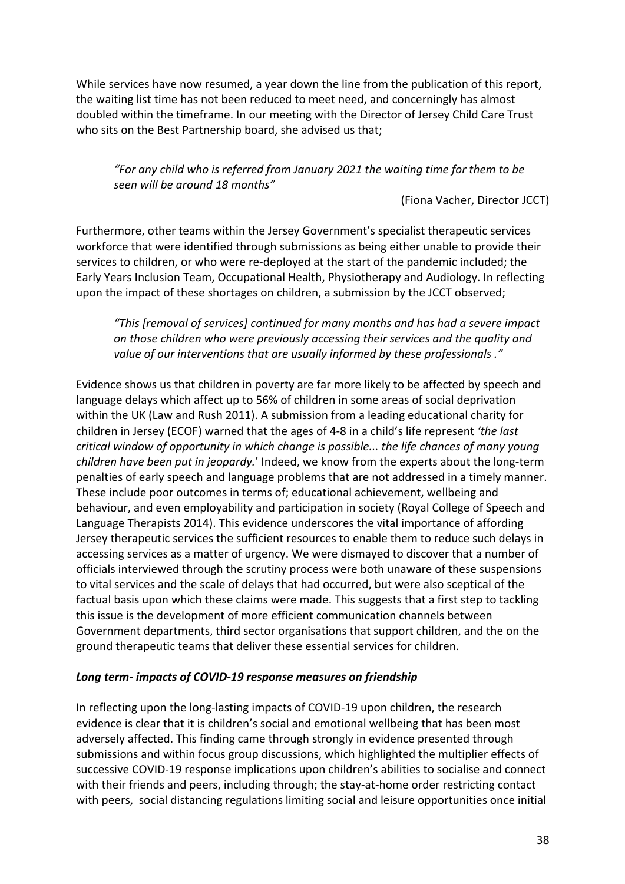While services have now resumed, a year down the line from the publication of this report, the waiting list time has not been reduced to meet need, and concerningly has almost doubled within the timeframe. In our meeting with the Director of Jersey Child Care Trust who sits on the Best Partnership board, she advised us that;

> *"For any child who is referred from January 2021 the waiting time for them to be seen will be around 18 months"*
>
> (Fiona Vacher, Director JCCT)

Furthermore, other teams within the Jersey Government's specialist therapeutic services workforce that were identified through submissions as being either unable to provide their services to children, or who were re-deployed at the start of the pandemic included; the Early Years Inclusion Team, Occupational Health, Physiotherapy and Audiology. In reflecting upon the impact of these shortages on children, a submission by the JCCT observed;

> *"This [removal of services] continued for many months and has had a severe impact on those children who were previously accessing their services and the quality and value of our interventions that are usually informed by these professionals ."*

Evidence shows us that children in poverty are far more likely to be affected by speech and language delays which affect up to 56% of children in some areas of social deprivation within the UK (Law and Rush 2011). A submission from a leading educational charity for children in Jersey (ECOF) warned that the ages of 4-8 in a child's life represent *'the last critical window of opportunity in which change is possible... the life chances of many young children have been put in jeopardy.*' Indeed, we know from the experts about the long-term penalties of early speech and language problems that are not addressed in a timely manner. These include poor outcomes in terms of; educational achievement, wellbeing and behaviour, and even employability and participation in society (Royal College of Speech and Language Therapists 2014). This evidence underscores the vital importance of affording Jersey therapeutic services the sufficient resources to enable them to reduce such delays in accessing services as a matter of urgency. We were dismayed to discover that a number of officials interviewed through the scrutiny process were both unaware of these suspensions to vital services and the scale of delays that had occurred, but were also sceptical of the factual basis upon which these claims were made. This suggests that a first step to tackling this issue is the development of more efficient communication channels between Government departments, third sector organisations that support children, and the on the ground therapeutic teams that deliver these essential services for children.

***Long term- impacts of COVID-19 response measures on friendship***

In reflecting upon the long-lasting impacts of COVID-19 upon children, the research evidence is clear that it is children's social and emotional wellbeing that has been most adversely affected. This finding came through strongly in evidence presented through submissions and within focus group discussions, which highlighted the multiplier effects of successive COVID-19 response implications upon children's abilities to socialise and connect with their friends and peers, including through; the stay-at-home order restricting contact with peers, social distancing regulations limiting social and leisure opportunities once initial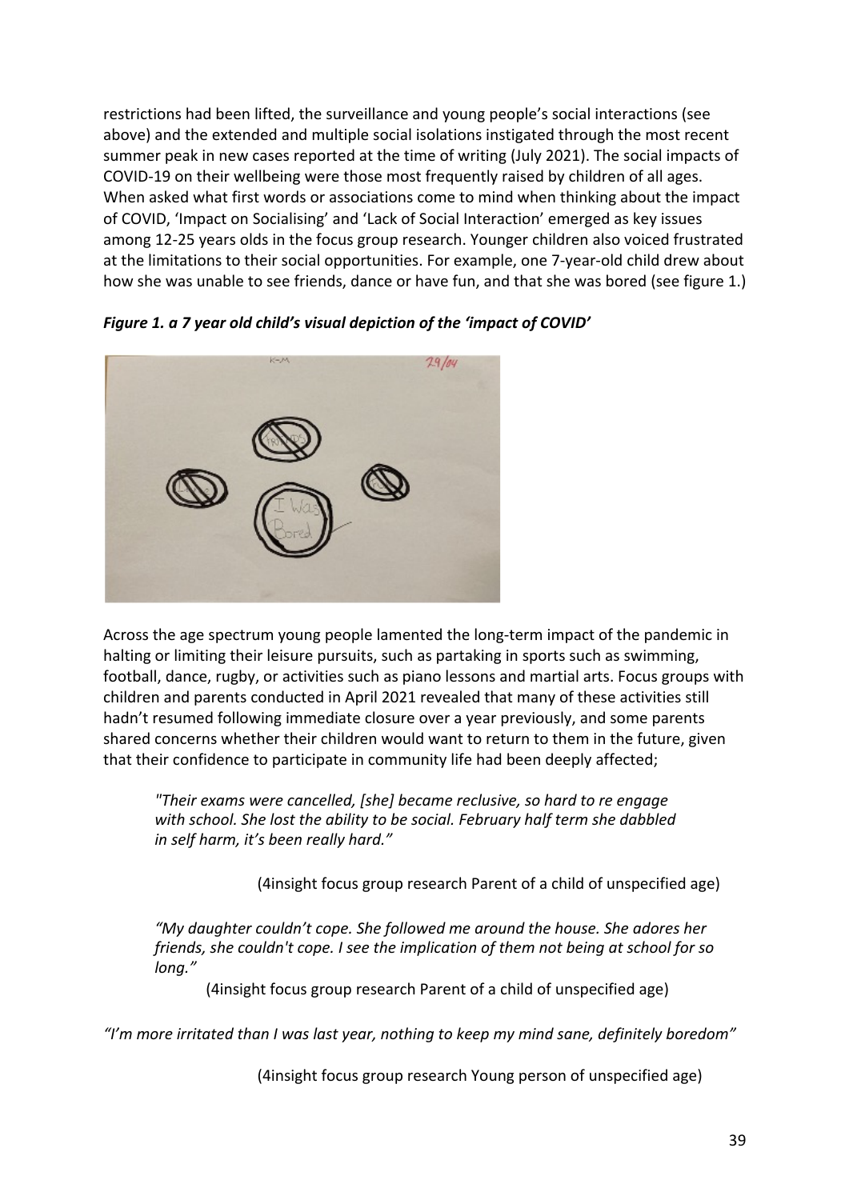restrictions had been lifted, the surveillance and young people's social interactions (see above) and the extended and multiple social isolations instigated through the most recent summer peak in new cases reported at the time of writing (July 2021). The social impacts of COVID-19 on their wellbeing were those most frequently raised by children of all ages. When asked what first words or associations come to mind when thinking about the impact of COVID, 'Impact on Socialising' and 'Lack of Social Interaction' emerged as key issues among 12-25 years olds in the focus group research. Younger children also voiced frustrated at the limitations to their social opportunities. For example, one 7-year-old child drew about how she was unable to see friends, dance or have fun, and that she was bored (see figure 1.)

***Figure 1. a 7 year old child's visual depiction of the 'impact of COVID'***

Across the age spectrum young people lamented the long-term impact of the pandemic in halting or limiting their leisure pursuits, such as partaking in sports such as swimming, football, dance, rugby, or activities such as piano lessons and martial arts. Focus groups with children and parents conducted in April 2021 revealed that many of these activities still hadn't resumed following immediate closure over a year previously, and some parents shared concerns whether their children would want to return to them in the future, given that their confidence to participate in community life had been deeply affected;

> *"Their exams were cancelled, [she] became reclusive, so hard to re engage with school. She lost the ability to be social. February half term she dabbled in self harm, it's been really hard."*
>
> (4insight focus group research Parent of a child of unspecified age)

> *"My daughter couldn't cope. She followed me around the house. She adores her friends, she couldn't cope. I see the implication of them not being at school for so long."*
>
> (4insight focus group research Parent of a child of unspecified age)

*"I'm more irritated than I was last year, nothing to keep my mind sane, definitely boredom"*

(4insight focus group research Young person of unspecified age)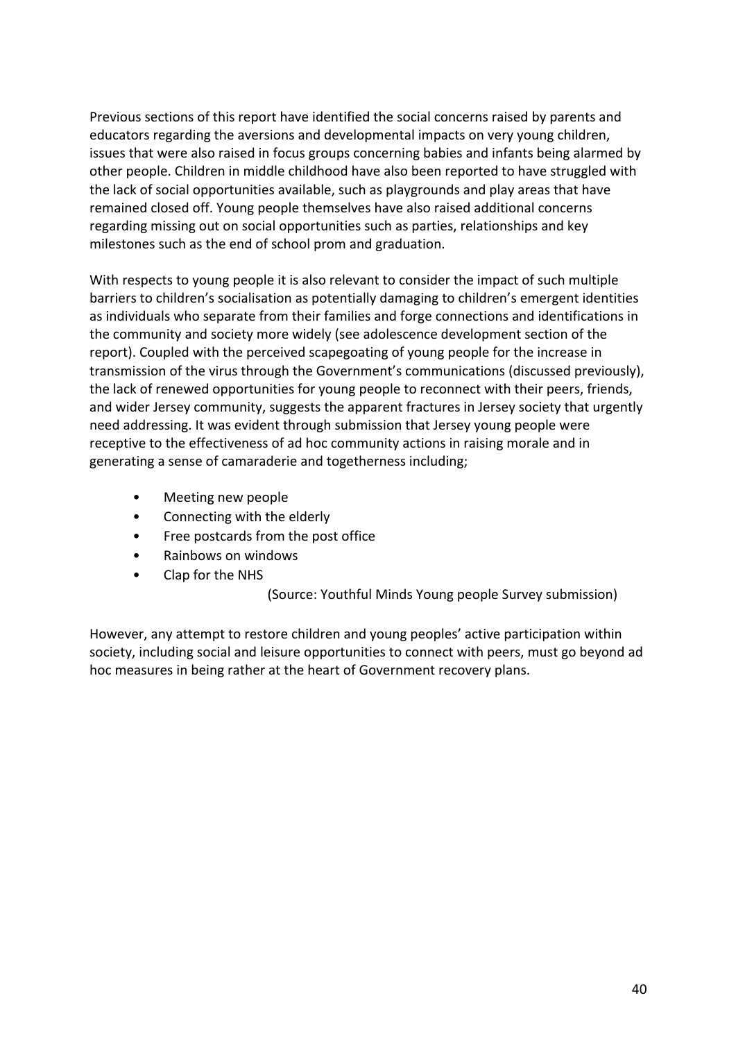Previous sections of this report have identified the social concerns raised by parents and educators regarding the aversions and developmental impacts on very young children, issues that were also raised in focus groups concerning babies and infants being alarmed by other people. Children in middle childhood have also been reported to have struggled with the lack of social opportunities available, such as playgrounds and play areas that have remained closed off. Young people themselves have also raised additional concerns regarding missing out on social opportunities such as parties, relationships and key milestones such as the end of school prom and graduation.

With respects to young people it is also relevant to consider the impact of such multiple barriers to children's socialisation as potentially damaging to children's emergent identities as individuals who separate from their families and forge connections and identifications in the community and society more widely (see adolescence development section of the report). Coupled with the perceived scapegoating of young people for the increase in transmission of the virus through the Government's communications (discussed previously), the lack of renewed opportunities for young people to reconnect with their peers, friends, and wider Jersey community, suggests the apparent fractures in Jersey society that urgently need addressing. It was evident through submission that Jersey young people were receptive to the effectiveness of ad hoc community actions in raising morale and in generating a sense of camaraderie and togetherness including;

- Meeting new people
- Connecting with the elderly
- Free postcards from the post office
- Rainbows on windows
- Clap for the NHS

(Source: Youthful Minds Young people Survey submission)

However, any attempt to restore children and young peoples' active participation within society, including social and leisure opportunities to connect with peers, must go beyond ad hoc measures in being rather at the heart of Government recovery plans.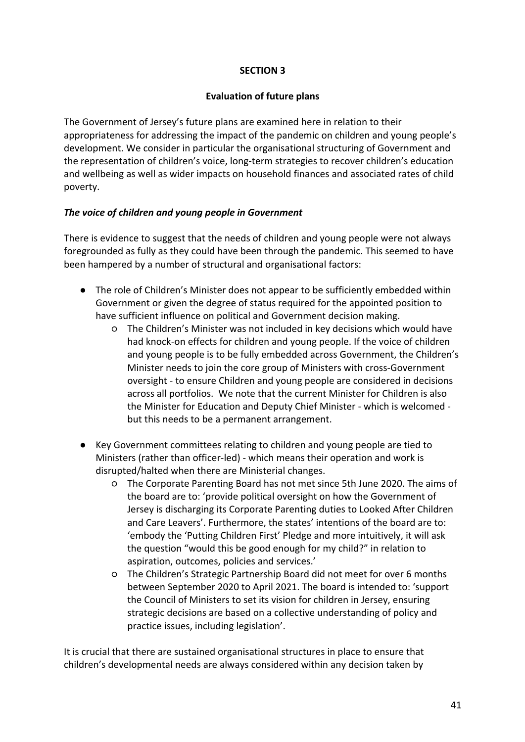## SECTION 3

### Evaluation of future plans

The Government of Jersey's future plans are examined here in relation to their appropriateness for addressing the impact of the pandemic on children and young people's development. We consider in particular the organisational structuring of Government and the representation of children's voice, long-term strategies to recover children's education and wellbeing as well as wider impacts on household finances and associated rates of child poverty.

#### *The voice of children and young people in Government*

There is evidence to suggest that the needs of children and young people were not always foregrounded as fully as they could have been through the pandemic. This seemed to have been hampered by a number of structural and organisational factors:

- The role of Children's Minister does not appear to be sufficiently embedded within Government or given the degree of status required for the appointed position to have sufficient influence on political and Government decision making.
    - The Children's Minister was not included in key decisions which would have had knock-on effects for children and young people. If the voice of children and young people is to be fully embedded across Government, the Children's Minister needs to join the core group of Ministers with cross-Government oversight - to ensure Children and young people are considered in decisions across all portfolios. We note that the current Minister for Children is also the Minister for Education and Deputy Chief Minister - which is welcomed - but this needs to be a permanent arrangement.

- Key Government committees relating to children and young people are tied to Ministers (rather than officer-led) - which means their operation and work is disrupted/halted when there are Ministerial changes.
    - The Corporate Parenting Board has not met since 5th June 2020. The aims of the board are to: 'provide political oversight on how the Government of Jersey is discharging its Corporate Parenting duties to Looked After Children and Care Leavers'. Furthermore, the states' intentions of the board are to: 'embody the 'Putting Children First' Pledge and more intuitively, it will ask the question "would this be good enough for my child?" in relation to aspiration, outcomes, policies and services.'
    - The Children's Strategic Partnership Board did not meet for over 6 months between September 2020 to April 2021. The board is intended to: 'support the Council of Ministers to set its vision for children in Jersey, ensuring strategic decisions are based on a collective understanding of policy and practice issues, including legislation'.

It is crucial that there are sustained organisational structures in place to ensure that children's developmental needs are always considered within any decision taken by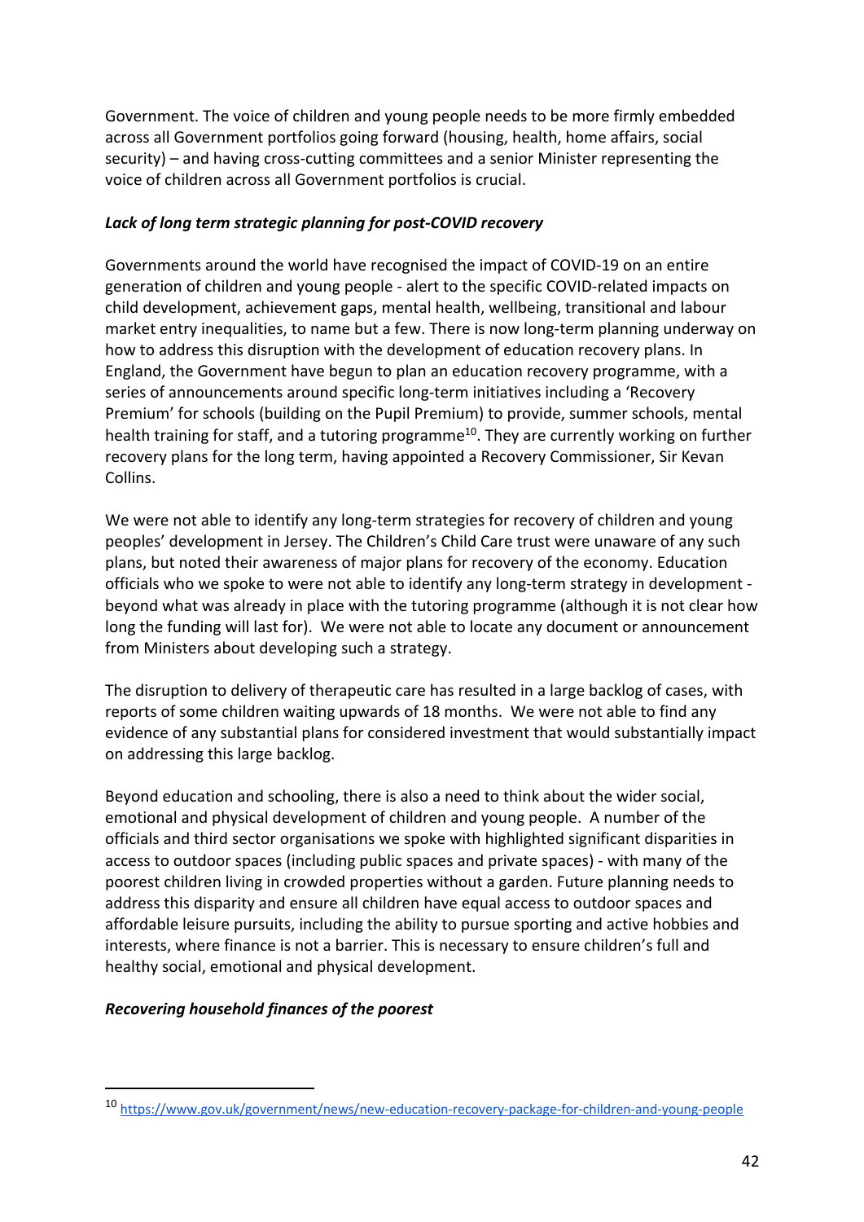Government. The voice of children and young people needs to be more firmly embedded across all Government portfolios going forward (housing, health, home affairs, social security) – and having cross-cutting committees and a senior Minister representing the voice of children across all Government portfolios is crucial.

***Lack of long term strategic planning for post-COVID recovery***

Governments around the world have recognised the impact of COVID-19 on an entire generation of children and young people - alert to the specific COVID-related impacts on child development, achievement gaps, mental health, wellbeing, transitional and labour market entry inequalities, to name but a few. There is now long-term planning underway on how to address this disruption with the development of education recovery plans. In England, the Government have begun to plan an education recovery programme, with a series of announcements around specific long-term initiatives including a 'Recovery Premium' for schools (building on the Pupil Premium) to provide, summer schools, mental health training for staff, and a tutoring programme[10]. They are currently working on further recovery plans for the long term, having appointed a Recovery Commissioner, Sir Kevan Collins.

We were not able to identify any long-term strategies for recovery of children and young peoples' development in Jersey. The Children's Child Care trust were unaware of any such plans, but noted their awareness of major plans for recovery of the economy. Education officials who we spoke to were not able to identify any long-term strategy in development - beyond what was already in place with the tutoring programme (although it is not clear how long the funding will last for). We were not able to locate any document or announcement from Ministers about developing such a strategy.

The disruption to delivery of therapeutic care has resulted in a large backlog of cases, with reports of some children waiting upwards of 18 months. We were not able to find any evidence of any substantial plans for considered investment that would substantially impact on addressing this large backlog.

Beyond education and schooling, there is also a need to think about the wider social, emotional and physical development of children and young people. A number of the officials and third sector organisations we spoke with highlighted significant disparities in access to outdoor spaces (including public spaces and private spaces) - with many of the poorest children living in crowded properties without a garden. Future planning needs to address this disparity and ensure all children have equal access to outdoor spaces and affordable leisure pursuits, including the ability to pursue sporting and active hobbies and interests, where finance is not a barrier. This is necessary to ensure children's full and healthy social, emotional and physical development.

***Recovering household finances of the poorest***

---

[10] https://www.gov.uk/government/news/new-education-recovery-package-for-children-and-young-people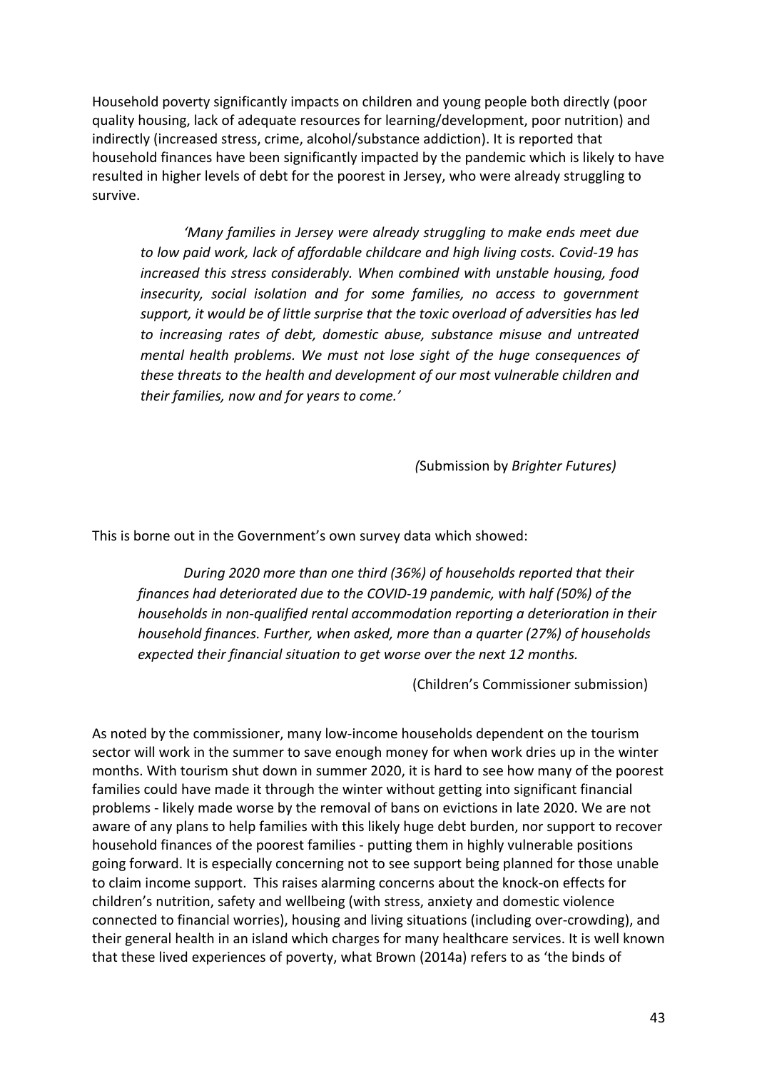Household poverty significantly impacts on children and young people both directly (poor quality housing, lack of adequate resources for learning/development, poor nutrition) and indirectly (increased stress, crime, alcohol/substance addiction). It is reported that household finances have been significantly impacted by the pandemic which is likely to have resulted in higher levels of debt for the poorest in Jersey, who were already struggling to survive.

> *'Many families in Jersey were already struggling to make ends meet due to low paid work, lack of affordable childcare and high living costs. Covid-19 has increased this stress considerably. When combined with unstable housing, food insecurity, social isolation and for some families, no access to government support, it would be of little surprise that the toxic overload of adversities has led to increasing rates of debt, domestic abuse, substance misuse and untreated mental health problems. We must not lose sight of the huge consequences of these threats to the health and development of our most vulnerable children and their families, now and for years to come.'*
>
> *(*Submission by *Brighter Futures)*

This is borne out in the Government's own survey data which showed:

> *During 2020 more than one third (36%) of households reported that their finances had deteriorated due to the COVID-19 pandemic, with half (50%) of the households in non-qualified rental accommodation reporting a deterioration in their household finances. Further, when asked, more than a quarter (27%) of households expected their financial situation to get worse over the next 12 months.*
>
> (Children's Commissioner submission)

As noted by the commissioner, many low-income households dependent on the tourism sector will work in the summer to save enough money for when work dries up in the winter months. With tourism shut down in summer 2020, it is hard to see how many of the poorest families could have made it through the winter without getting into significant financial problems - likely made worse by the removal of bans on evictions in late 2020. We are not aware of any plans to help families with this likely huge debt burden, nor support to recover household finances of the poorest families - putting them in highly vulnerable positions going forward. It is especially concerning not to see support being planned for those unable to claim income support. This raises alarming concerns about the knock-on effects for children's nutrition, safety and wellbeing (with stress, anxiety and domestic violence connected to financial worries), housing and living situations (including over-crowding), and their general health in an island which charges for many healthcare services. It is well known that these lived experiences of poverty, what Brown (2014a) refers to as 'the binds of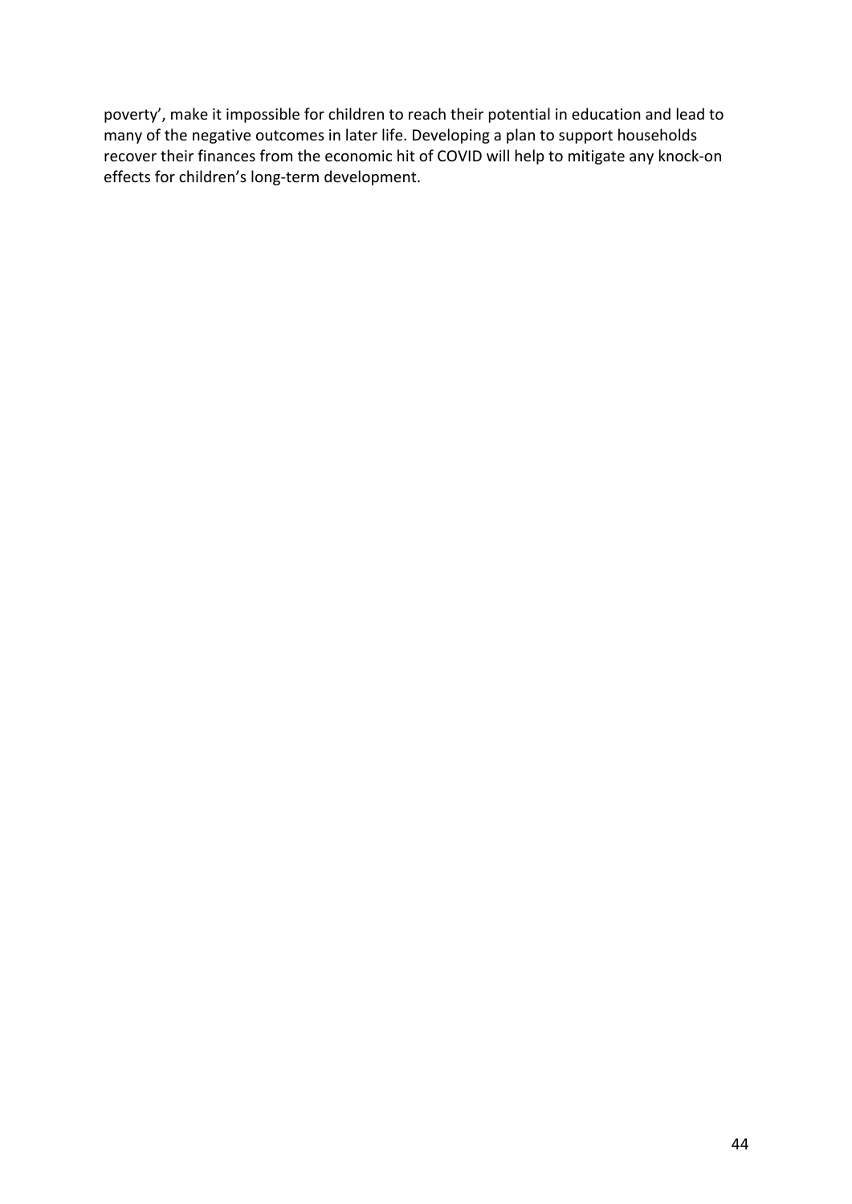poverty', make it impossible for children to reach their potential in education and lead to many of the negative outcomes in later life. Developing a plan to support households recover their finances from the economic hit of COVID will help to mitigate any knock-on effects for children's long-term development.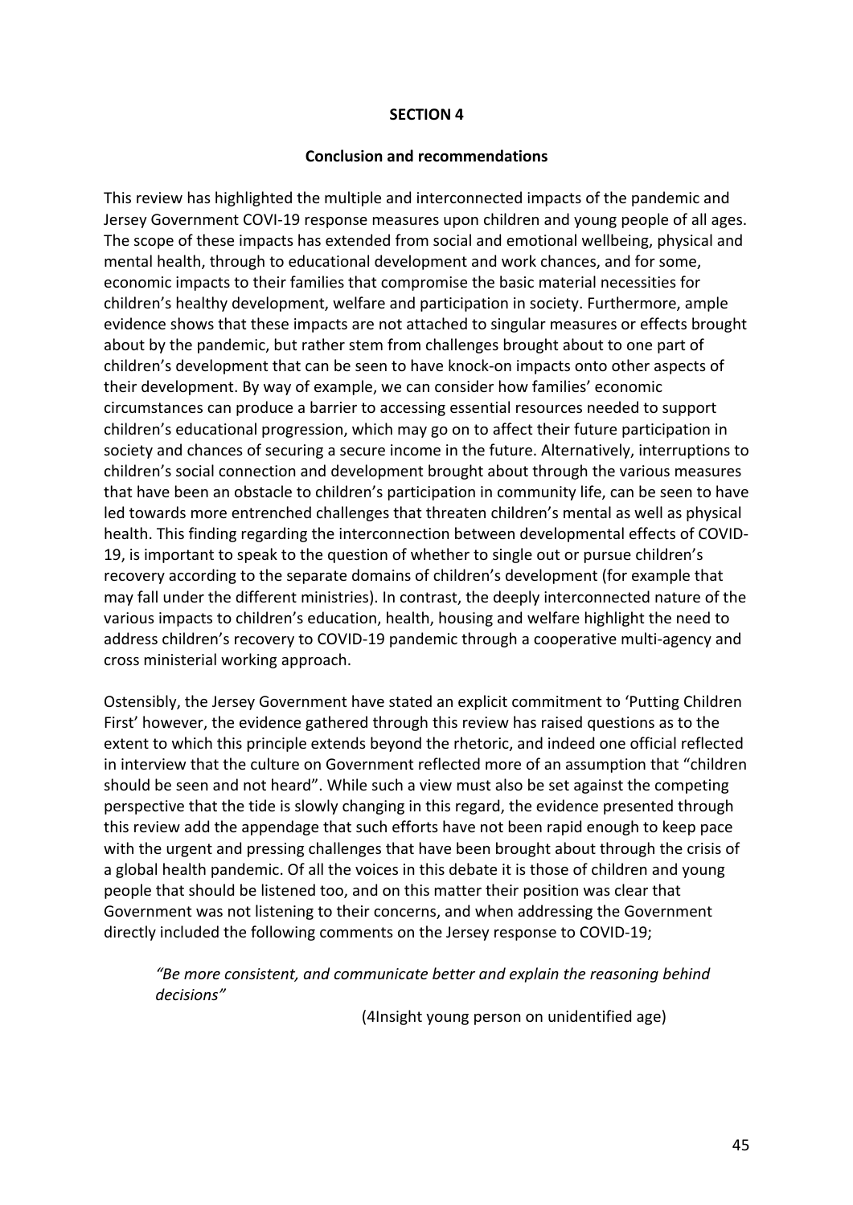## SECTION 4

### Conclusion and recommendations

This review has highlighted the multiple and interconnected impacts of the pandemic and Jersey Government COVI-19 response measures upon children and young people of all ages. The scope of these impacts has extended from social and emotional wellbeing, physical and mental health, through to educational development and work chances, and for some, economic impacts to their families that compromise the basic material necessities for children's healthy development, welfare and participation in society. Furthermore, ample evidence shows that these impacts are not attached to singular measures or effects brought about by the pandemic, but rather stem from challenges brought about to one part of children's development that can be seen to have knock-on impacts onto other aspects of their development. By way of example, we can consider how families' economic circumstances can produce a barrier to accessing essential resources needed to support children's educational progression, which may go on to affect their future participation in society and chances of securing a secure income in the future. Alternatively, interruptions to children's social connection and development brought about through the various measures that have been an obstacle to children's participation in community life, can be seen to have led towards more entrenched challenges that threaten children's mental as well as physical health. This finding regarding the interconnection between developmental effects of COVID-19, is important to speak to the question of whether to single out or pursue children's recovery according to the separate domains of children's development (for example that may fall under the different ministries). In contrast, the deeply interconnected nature of the various impacts to children's education, health, housing and welfare highlight the need to address children's recovery to COVID-19 pandemic through a cooperative multi-agency and cross ministerial working approach.

Ostensibly, the Jersey Government have stated an explicit commitment to 'Putting Children First' however, the evidence gathered through this review has raised questions as to the extent to which this principle extends beyond the rhetoric, and indeed one official reflected in interview that the culture on Government reflected more of an assumption that "children should be seen and not heard". While such a view must also be set against the competing perspective that the tide is slowly changing in this regard, the evidence presented through this review add the appendage that such efforts have not been rapid enough to keep pace with the urgent and pressing challenges that have been brought about through the crisis of a global health pandemic. Of all the voices in this debate it is those of children and young people that should be listened too, and on this matter their position was clear that Government was not listening to their concerns, and when addressing the Government directly included the following comments on the Jersey response to COVID-19;

> *"Be more consistent, and communicate better and explain the reasoning behind decisions"*
>
> (4Insight young person on unidentified age)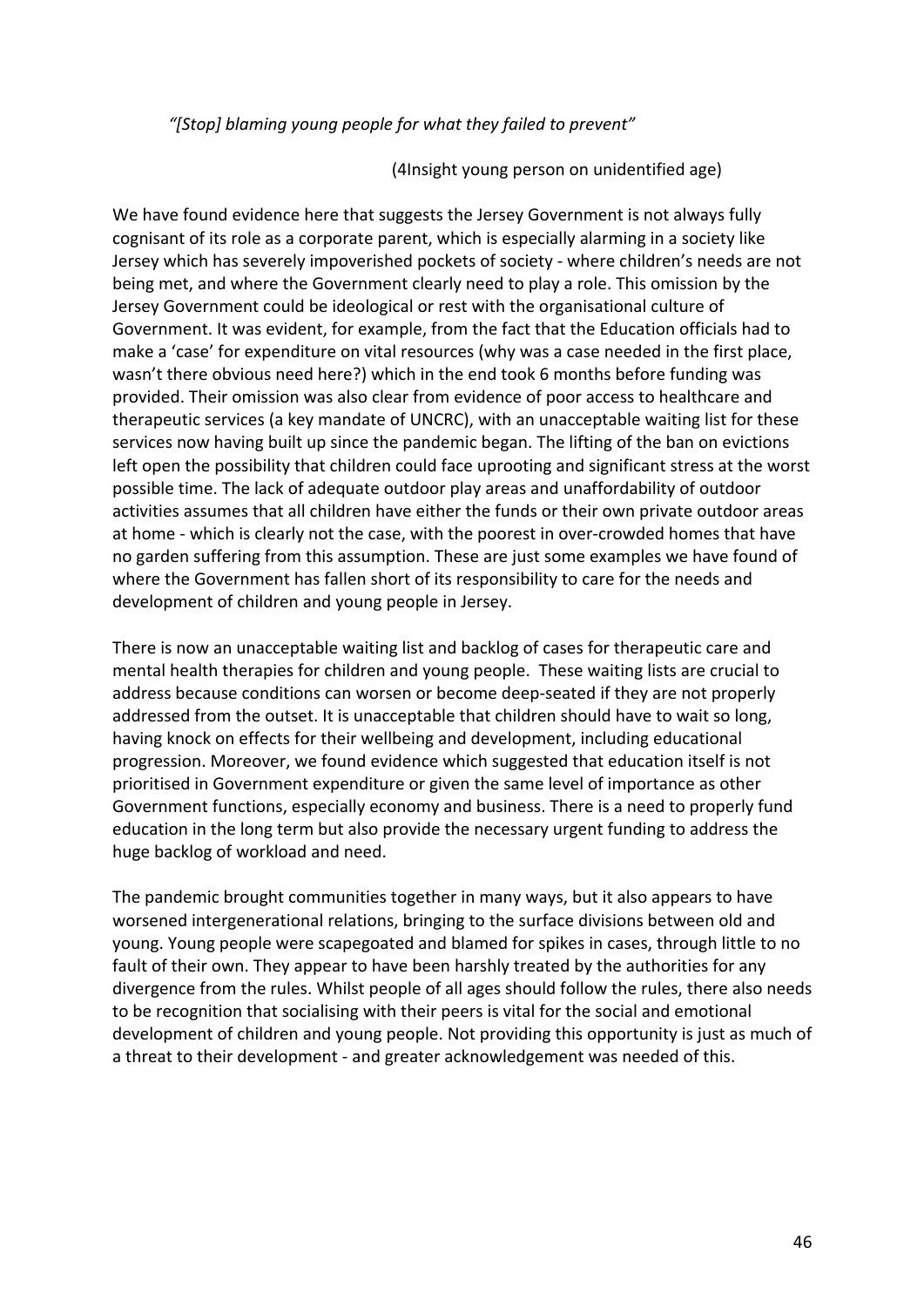*"[Stop] blaming young people for what they failed to prevent"*

(4Insight young person on unidentified age)

We have found evidence here that suggests the Jersey Government is not always fully cognisant of its role as a corporate parent, which is especially alarming in a society like Jersey which has severely impoverished pockets of society - where children's needs are not being met, and where the Government clearly need to play a role. This omission by the Jersey Government could be ideological or rest with the organisational culture of Government. It was evident, for example, from the fact that the Education officials had to make a 'case' for expenditure on vital resources (why was a case needed in the first place, wasn't there obvious need here?) which in the end took 6 months before funding was provided. Their omission was also clear from evidence of poor access to healthcare and therapeutic services (a key mandate of UNCRC), with an unacceptable waiting list for these services now having built up since the pandemic began. The lifting of the ban on evictions left open the possibility that children could face uprooting and significant stress at the worst possible time. The lack of adequate outdoor play areas and unaffordability of outdoor activities assumes that all children have either the funds or their own private outdoor areas at home - which is clearly not the case, with the poorest in over-crowded homes that have no garden suffering from this assumption. These are just some examples we have found of where the Government has fallen short of its responsibility to care for the needs and development of children and young people in Jersey.

There is now an unacceptable waiting list and backlog of cases for therapeutic care and mental health therapies for children and young people. These waiting lists are crucial to address because conditions can worsen or become deep-seated if they are not properly addressed from the outset. It is unacceptable that children should have to wait so long, having knock on effects for their wellbeing and development, including educational progression. Moreover, we found evidence which suggested that education itself is not prioritised in Government expenditure or given the same level of importance as other Government functions, especially economy and business. There is a need to properly fund education in the long term but also provide the necessary urgent funding to address the huge backlog of workload and need.

The pandemic brought communities together in many ways, but it also appears to have worsened intergenerational relations, bringing to the surface divisions between old and young. Young people were scapegoated and blamed for spikes in cases, through little to no fault of their own. They appear to have been harshly treated by the authorities for any divergence from the rules. Whilst people of all ages should follow the rules, there also needs to be recognition that socialising with their peers is vital for the social and emotional development of children and young people. Not providing this opportunity is just as much of a threat to their development - and greater acknowledgement was needed of this.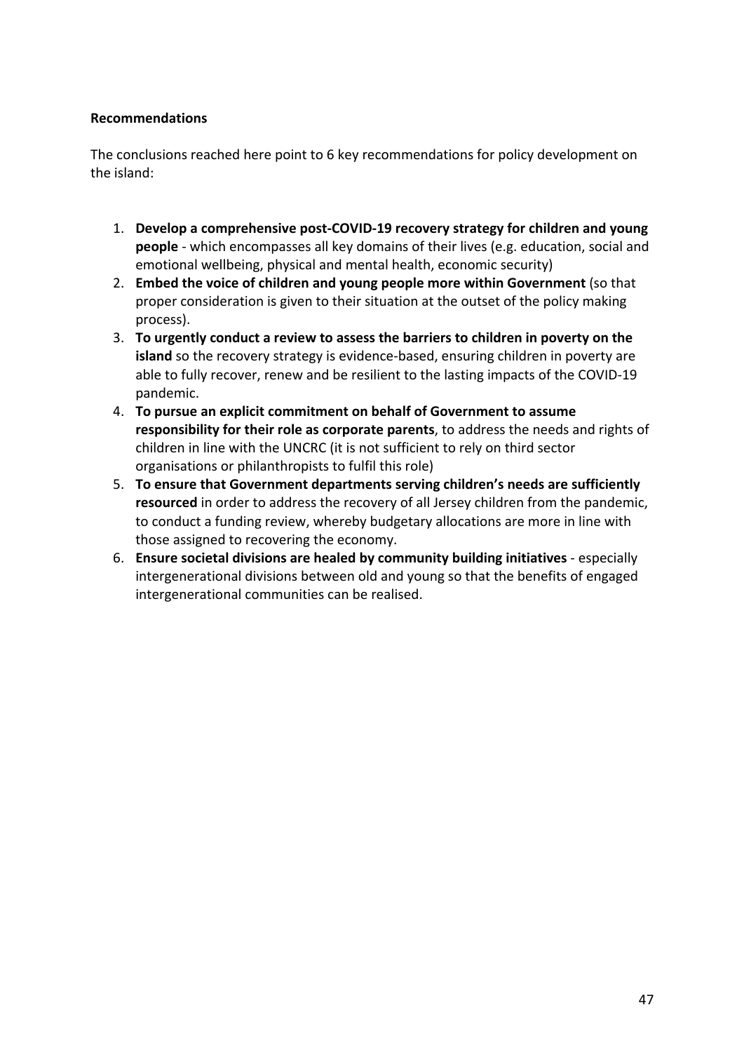**Recommendations**

The conclusions reached here point to 6 key recommendations for policy development on the island:

1. **Develop a comprehensive post-COVID-19 recovery strategy for children and young people** - which encompasses all key domains of their lives (e.g. education, social and emotional wellbeing, physical and mental health, economic security)
2. **Embed the voice of children and young people more within Government** (so that proper consideration is given to their situation at the outset of the policy making process).
3. **To urgently conduct a review to assess the barriers to children in poverty on the island** so the recovery strategy is evidence-based, ensuring children in poverty are able to fully recover, renew and be resilient to the lasting impacts of the COVID-19 pandemic.
4. **To pursue an explicit commitment on behalf of Government to assume responsibility for their role as corporate parents**, to address the needs and rights of children in line with the UNCRC (it is not sufficient to rely on third sector organisations or philanthropists to fulfil this role)
5. **To ensure that Government departments serving children's needs are sufficiently resourced** in order to address the recovery of all Jersey children from the pandemic, to conduct a funding review, whereby budgetary allocations are more in line with those assigned to recovering the economy.
6. **Ensure societal divisions are healed by community building initiatives** - especially intergenerational divisions between old and young so that the benefits of engaged intergenerational communities can be realised.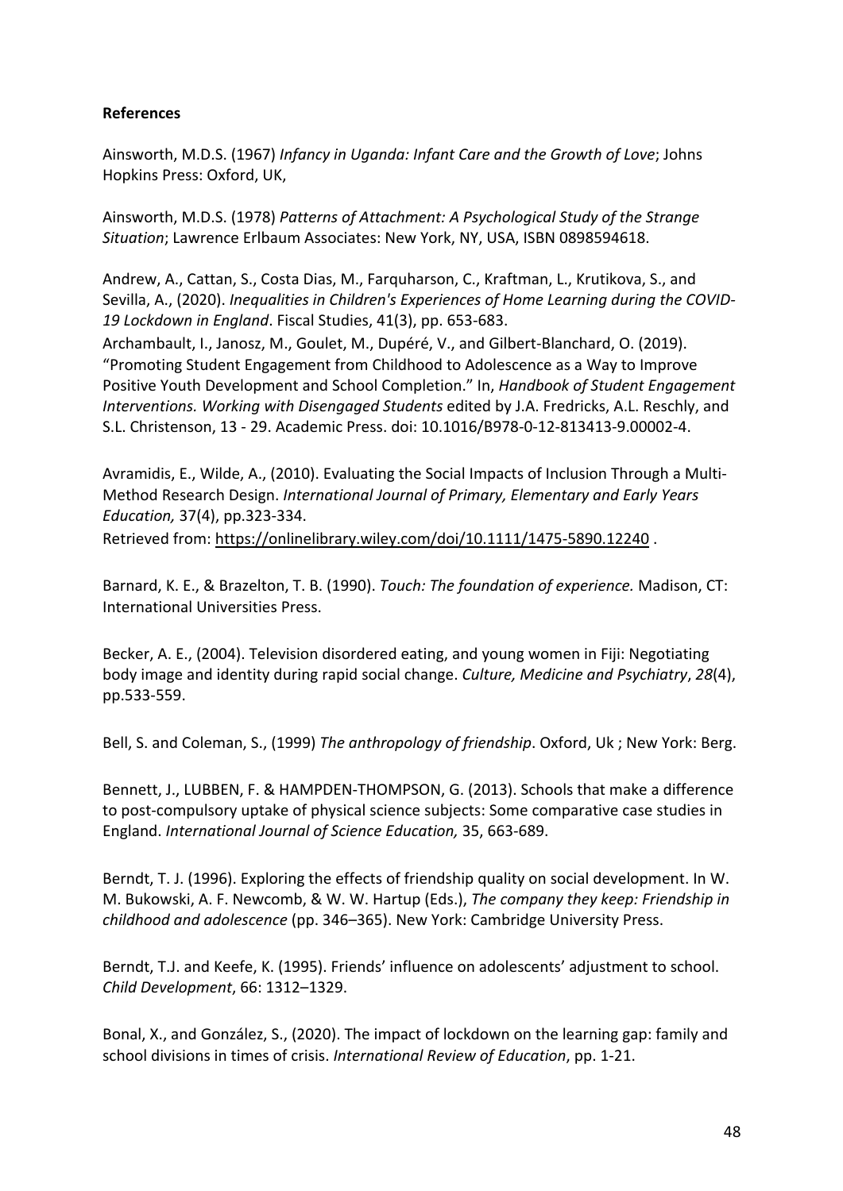**References**

Ainsworth, M.D.S. (1967) *Infancy in Uganda: Infant Care and the Growth of Love*; Johns Hopkins Press: Oxford, UK,

Ainsworth, M.D.S. (1978) *Patterns of Attachment: A Psychological Study of the Strange Situation*; Lawrence Erlbaum Associates: New York, NY, USA, ISBN 0898594618.

Andrew, A., Cattan, S., Costa Dias, M., Farquharson, C., Kraftman, L., Krutikova, S., and Sevilla, A., (2020). *Inequalities in Children's Experiences of Home Learning during the COVID-19 Lockdown in England*. Fiscal Studies, 41(3), pp. 653-683.

Archambault, I., Janosz, M., Goulet, M., Dupéré, V., and Gilbert-Blanchard, O. (2019). "Promoting Student Engagement from Childhood to Adolescence as a Way to Improve Positive Youth Development and School Completion." In, *Handbook of Student Engagement Interventions. Working with Disengaged Students* edited by J.A. Fredricks, A.L. Reschly, and S.L. Christenson, 13 - 29. Academic Press. doi: 10.1016/B978-0-12-813413-9.00002-4.

Avramidis, E., Wilde, A., (2010). Evaluating the Social Impacts of Inclusion Through a Multi-Method Research Design. *International Journal of Primary, Elementary and Early Years Education,* 37(4), pp.323-334.
Retrieved from: https://onlinelibrary.wiley.com/doi/10.1111/1475-5890.12240 .

Barnard, K. E., & Brazelton, T. B. (1990). *Touch: The foundation of experience.* Madison, CT: International Universities Press.

Becker, A. E., (2004). Television disordered eating, and young women in Fiji: Negotiating body image and identity during rapid social change. *Culture, Medicine and Psychiatry*, *28*(4), pp.533-559.

Bell, S. and Coleman, S., (1999) *The anthropology of friendship*. Oxford, Uk ; New York: Berg.

Bennett, J., LUBBEN, F. & HAMPDEN-THOMPSON, G. (2013). Schools that make a difference to post-compulsory uptake of physical science subjects: Some comparative case studies in England. *International Journal of Science Education,* 35, 663-689.

Berndt, T. J. (1996). Exploring the effects of friendship quality on social development. In W. M. Bukowski, A. F. Newcomb, & W. W. Hartup (Eds.), *The company they keep: Friendship in childhood and adolescence* (pp. 346–365). New York: Cambridge University Press.

Berndt, T.J. and Keefe, K. (1995). Friends' influence on adolescents' adjustment to school. *Child Development*, 66: 1312–1329.

Bonal, X., and González, S., (2020). The impact of lockdown on the learning gap: family and school divisions in times of crisis. *International Review of Education*, pp. 1-21.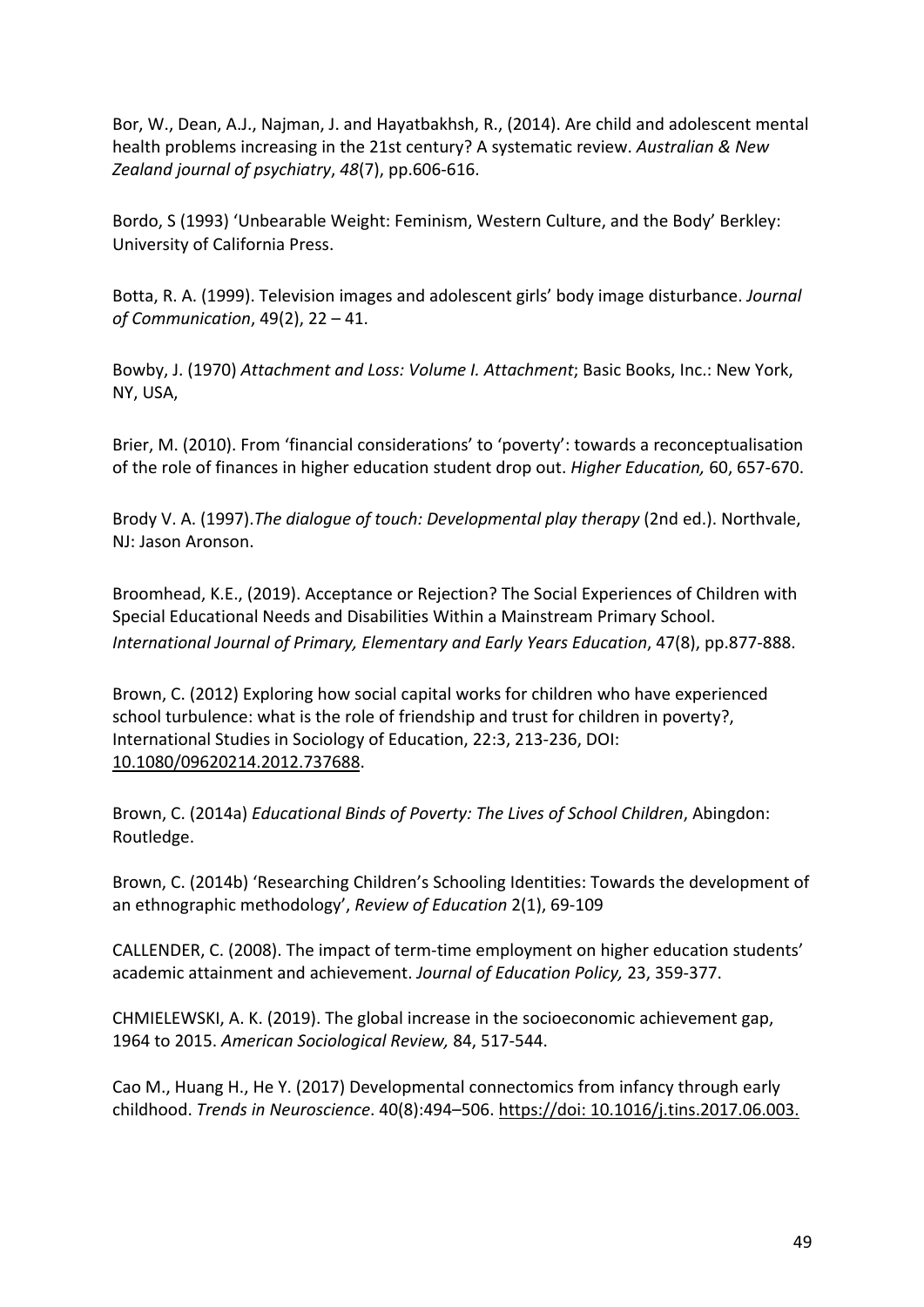Bor, W., Dean, A.J., Najman, J. and Hayatbakhsh, R., (2014). Are child and adolescent mental health problems increasing in the 21st century? A systematic review. *Australian & New Zealand journal of psychiatry*, *48*(7), pp.606-616.

Bordo, S (1993) 'Unbearable Weight: Feminism, Western Culture, and the Body' Berkley: University of California Press.

Botta, R. A. (1999). Television images and adolescent girls' body image disturbance. *Journal of Communication*, 49(2), 22 – 41.

Bowby, J. (1970) *Attachment and Loss: Volume I. Attachment*; Basic Books, Inc.: New York, NY, USA,

Brier, M. (2010). From 'financial considerations' to 'poverty': towards a reconceptualisation of the role of finances in higher education student drop out. *Higher Education,* 60, 657-670.

Brody V. A. (1997).*The dialogue of touch: Developmental play therapy* (2nd ed.). Northvale, NJ: Jason Aronson.

Broomhead, K.E., (2019). Acceptance or Rejection? The Social Experiences of Children with Special Educational Needs and Disabilities Within a Mainstream Primary School. *International Journal of Primary, Elementary and Early Years Education*, 47(8), pp.877-888.

Brown, C. (2012) Exploring how social capital works for children who have experienced school turbulence: what is the role of friendship and trust for children in poverty?, International Studies in Sociology of Education, 22:3, 213-236, DOI: 10.1080/09620214.2012.737688.

Brown, C. (2014a) *Educational Binds of Poverty: The Lives of School Children*, Abingdon: Routledge.

Brown, C. (2014b) 'Researching Children's Schooling Identities: Towards the development of an ethnographic methodology', *Review of Education* 2(1), 69-109

CALLENDER, C. (2008). The impact of term-time employment on higher education students' academic attainment and achievement. *Journal of Education Policy,* 23, 359-377.

CHMIELEWSKI, A. K. (2019). The global increase in the socioeconomic achievement gap, 1964 to 2015. *American Sociological Review,* 84, 517-544.

Cao M., Huang H., He Y. (2017) Developmental connectomics from infancy through early childhood. *Trends in Neuroscience*. 40(8):494–506. https://doi: 10.1016/j.tins.2017.06.003.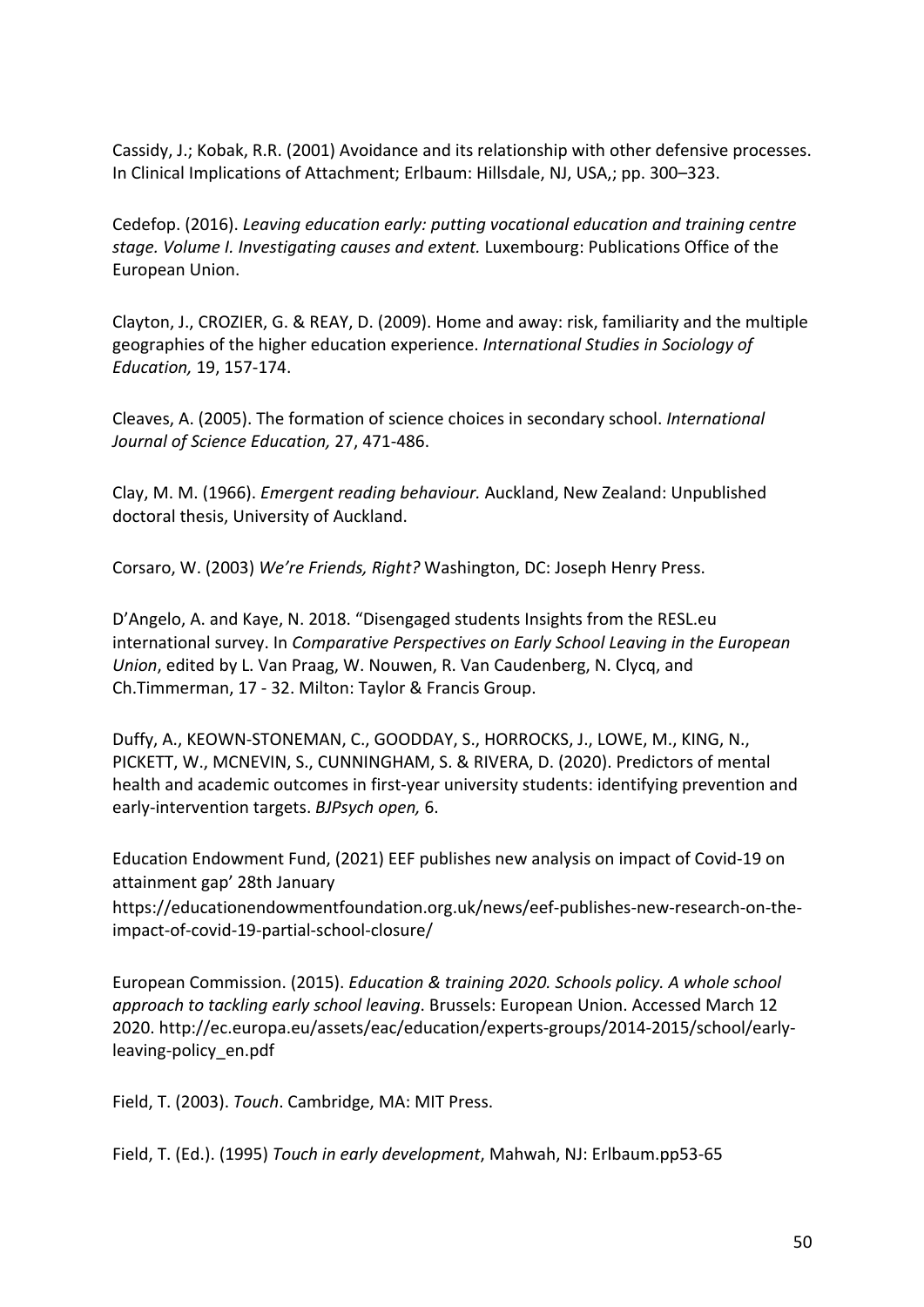Cassidy, J.; Kobak, R.R. (2001) Avoidance and its relationship with other defensive processes. In Clinical Implications of Attachment; Erlbaum: Hillsdale, NJ, USA,; pp. 300–323.

Cedefop. (2016). *Leaving education early: putting vocational education and training centre stage. Volume I. Investigating causes and extent.* Luxembourg: Publications Office of the European Union.

Clayton, J., CROZIER, G. & REAY, D. (2009). Home and away: risk, familiarity and the multiple geographies of the higher education experience. *International Studies in Sociology of Education,* 19, 157-174.

Cleaves, A. (2005). The formation of science choices in secondary school. *International Journal of Science Education,* 27, 471-486.

Clay, M. M. (1966). *Emergent reading behaviour.* Auckland, New Zealand: Unpublished doctoral thesis, University of Auckland.

Corsaro, W. (2003) *We're Friends, Right?* Washington, DC: Joseph Henry Press.

D'Angelo, A. and Kaye, N. 2018. "Disengaged students Insights from the RESL.eu international survey. In *Comparative Perspectives on Early School Leaving in the European Union*, edited by L. Van Praag, W. Nouwen, R. Van Caudenberg, N. Clycq, and Ch.Timmerman, 17 - 32. Milton: Taylor & Francis Group.

Duffy, A., KEOWN-STONEMAN, C., GOODDAY, S., HORROCKS, J., LOWE, M., KING, N., PICKETT, W., MCNEVIN, S., CUNNINGHAM, S. & RIVERA, D. (2020). Predictors of mental health and academic outcomes in first-year university students: identifying prevention and early-intervention targets. *BJPsych open,* 6.

Education Endowment Fund, (2021) EEF publishes new analysis on impact of Covid-19 on attainment gap' 28th January
https://educationendowmentfoundation.org.uk/news/eef-publishes-new-research-on-the-impact-of-covid-19-partial-school-closure/

European Commission. (2015). *Education & training 2020. Schools policy. A whole school approach to tackling early school leaving*. Brussels: European Union. Accessed March 12 2020. http://ec.europa.eu/assets/eac/education/experts-groups/2014-2015/school/early-leaving-policy_en.pdf

Field, T. (2003). *Touch*. Cambridge, MA: MIT Press.

Field, T. (Ed.). (1995) *Touch in early development*, Mahwah, NJ: Erlbaum.pp53-65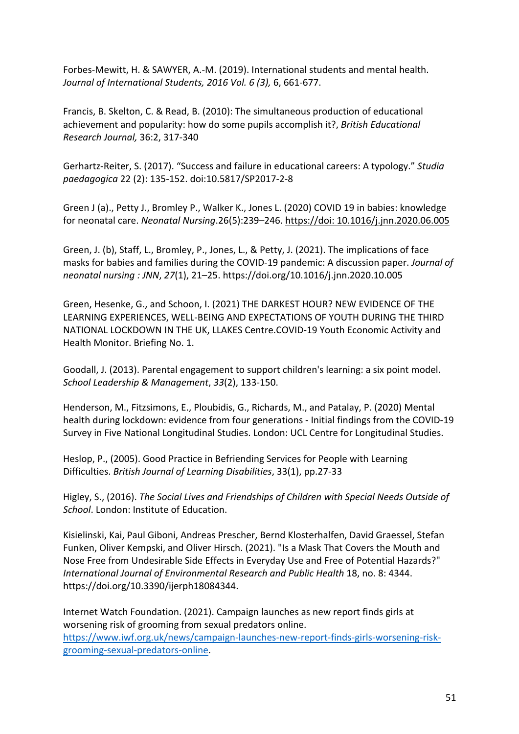Forbes-Mewitt, H. & SAWYER, A.-M. (2019). International students and mental health. *Journal of International Students, 2016 Vol. 6 (3),* 6, 661-677.

Francis, B. Skelton, C. & Read, B. (2010): The simultaneous production of educational achievement and popularity: how do some pupils accomplish it?, *British Educational Research Journal,* 36:2, 317-340

Gerhartz-Reiter, S. (2017). "Success and failure in educational careers: A typology." *Studia paedagogica* 22 (2): 135-152. doi:10.5817/SP2017-2-8

Green J (a)., Petty J., Bromley P., Walker K., Jones L. (2020) COVID 19 in babies: knowledge for neonatal care. *Neonatal Nursing*.26(5):239–246. https://doi: 10.1016/j.jnn.2020.06.005

Green, J. (b), Staff, L., Bromley, P., Jones, L., & Petty, J. (2021). The implications of face masks for babies and families during the COVID-19 pandemic: A discussion paper. *Journal of neonatal nursing : JNN*, *27*(1), 21–25. https://doi.org/10.1016/j.jnn.2020.10.005

Green, Hesenke, G., and Schoon, I. (2021) THE DARKEST HOUR? NEW EVIDENCE OF THE LEARNING EXPERIENCES, WELL-BEING AND EXPECTATIONS OF YOUTH DURING THE THIRD NATIONAL LOCKDOWN IN THE UK, LLAKES Centre.COVID-19 Youth Economic Activity and Health Monitor. Briefing No. 1.

Goodall, J. (2013). Parental engagement to support children's learning: a six point model. *School Leadership & Management*, *33*(2), 133-150.

Henderson, M., Fitzsimons, E., Ploubidis, G., Richards, M., and Patalay, P. (2020) Mental health during lockdown: evidence from four generations - Initial findings from the COVID-19 Survey in Five National Longitudinal Studies. London: UCL Centre for Longitudinal Studies.

Heslop, P., (2005). Good Practice in Befriending Services for People with Learning Difficulties. *British Journal of Learning Disabilities*, 33(1), pp.27-33

Higley, S., (2016). *The Social Lives and Friendships of Children with Special Needs Outside of School*. London: Institute of Education.

Kisielinski, Kai, Paul Giboni, Andreas Prescher, Bernd Klosterhalfen, David Graessel, Stefan Funken, Oliver Kempski, and Oliver Hirsch. (2021). "Is a Mask That Covers the Mouth and Nose Free from Undesirable Side Effects in Everyday Use and Free of Potential Hazards?" *International Journal of Environmental Research and Public Health* 18, no. 8: 4344. https://doi.org/10.3390/ijerph18084344.

Internet Watch Foundation. (2021). Campaign launches as new report finds girls at worsening risk of grooming from sexual predators online. https://www.iwf.org.uk/news/campaign-launches-new-report-finds-girls-worsening-risk-grooming-sexual-predators-online.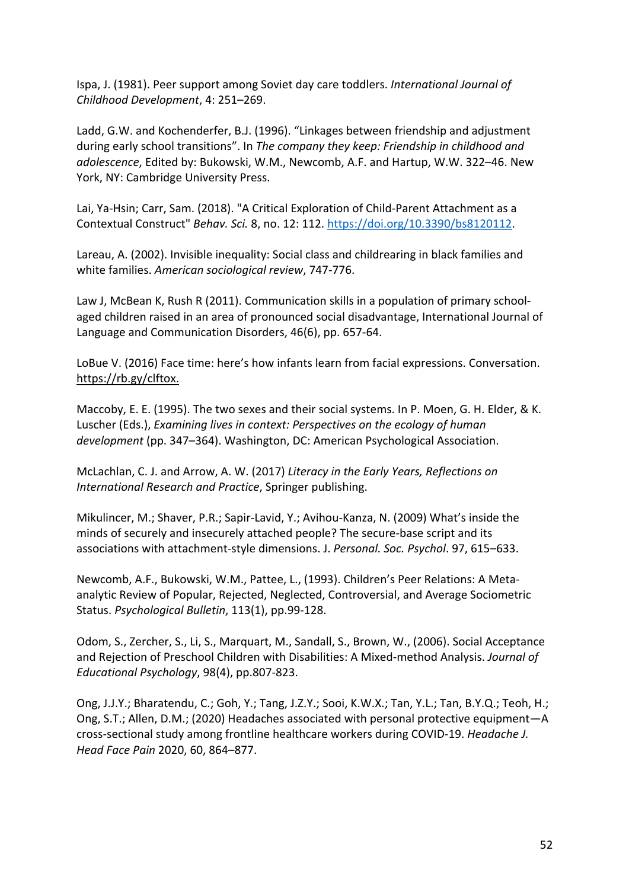Ispa, J. (1981). Peer support among Soviet day care toddlers. *International Journal of Childhood Development*, 4: 251–269.

Ladd, G.W. and Kochenderfer, B.J. (1996). "Linkages between friendship and adjustment during early school transitions". In *The company they keep: Friendship in childhood and adolescence*, Edited by: Bukowski, W.M., Newcomb, A.F. and Hartup, W.W. 322–46. New York, NY: Cambridge University Press.

Lai, Ya-Hsin; Carr, Sam. (2018). "A Critical Exploration of Child-Parent Attachment as a Contextual Construct" *Behav. Sci.* 8, no. 12: 112. https://doi.org/10.3390/bs8120112.

Lareau, A. (2002). Invisible inequality: Social class and childrearing in black families and white families. *American sociological review*, 747-776.

Law J, McBean K, Rush R (2011). Communication skills in a population of primary school-aged children raised in an area of pronounced social disadvantage, International Journal of Language and Communication Disorders, 46(6), pp. 657-64.

LoBue V. (2016) Face time: here's how infants learn from facial expressions. Conversation. https://rb.gy/clftox.

Maccoby, E. E. (1995). The two sexes and their social systems. In P. Moen, G. H. Elder, & K. Luscher (Eds.), *Examining lives in context: Perspectives on the ecology of human development* (pp. 347–364). Washington, DC: American Psychological Association.

McLachlan, C. J. and Arrow, A. W. (2017) *Literacy in the Early Years, Reflections on International Research and Practice*, Springer publishing.

Mikulincer, M.; Shaver, P.R.; Sapir-Lavid, Y.; Avihou-Kanza, N. (2009) What's inside the minds of securely and insecurely attached people? The secure-base script and its associations with attachment-style dimensions. J. *Personal. Soc. Psychol*. 97, 615–633.

Newcomb, A.F., Bukowski, W.M., Pattee, L., (1993). Children's Peer Relations: A Meta-analytic Review of Popular, Rejected, Neglected, Controversial, and Average Sociometric Status. *Psychological Bulletin*, 113(1), pp.99-128.

Odom, S., Zercher, S., Li, S., Marquart, M., Sandall, S., Brown, W., (2006). Social Acceptance and Rejection of Preschool Children with Disabilities: A Mixed-method Analysis. *Journal of Educational Psychology*, 98(4), pp.807-823.

Ong, J.J.Y.; Bharatendu, C.; Goh, Y.; Tang, J.Z.Y.; Sooi, K.W.X.; Tan, Y.L.; Tan, B.Y.Q.; Teoh, H.; Ong, S.T.; Allen, D.M.; (2020) Headaches associated with personal protective equipment—A cross-sectional study among frontline healthcare workers during COVID-19. *Headache J. Head Face Pain* 2020, 60, 864–877.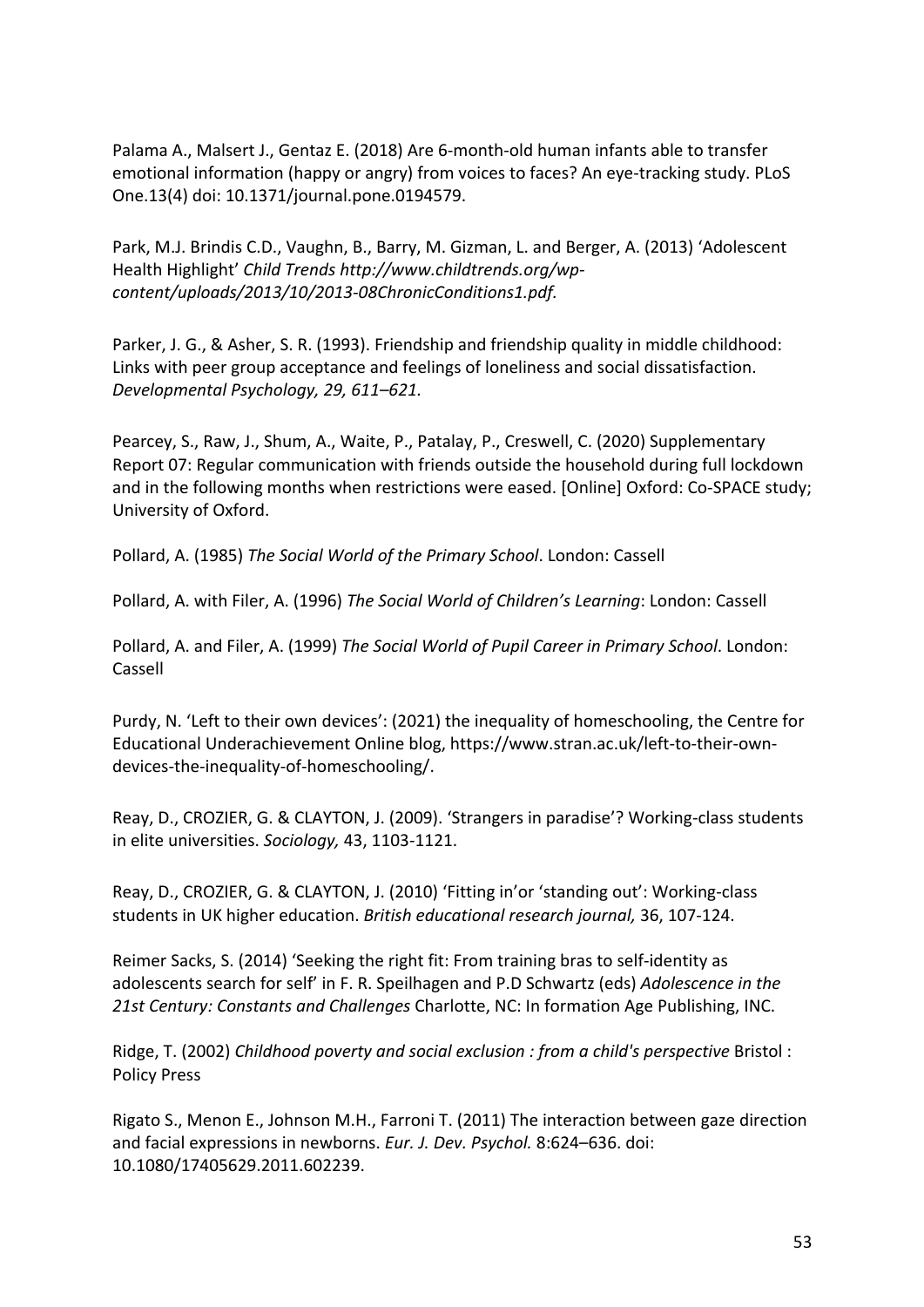Palama A., Malsert J., Gentaz E. (2018) Are 6-month-old human infants able to transfer emotional information (happy or angry) from voices to faces? An eye-tracking study. PLoS One.13(4) doi: 10.1371/journal.pone.0194579.

Park, M.J. Brindis C.D., Vaughn, B., Barry, M. Gizman, L. and Berger, A. (2013) 'Adolescent Health Highlight' *Child Trends http://www.childtrends.org/wp-content/uploads/2013/10/2013-08ChronicConditions1.pdf.*

Parker, J. G., & Asher, S. R. (1993). Friendship and friendship quality in middle childhood: Links with peer group acceptance and feelings of loneliness and social dissatisfaction. *Developmental Psychology, 29, 611–621*.

Pearcey, S., Raw, J., Shum, A., Waite, P., Patalay, P., Creswell, C. (2020) Supplementary Report 07: Regular communication with friends outside the household during full lockdown and in the following months when restrictions were eased. [Online] Oxford: Co-SPACE study; University of Oxford.

Pollard, A. (1985) *The Social World of the Primary School*. London: Cassell

Pollard, A. with Filer, A. (1996) *The Social World of Children's Learning*: London: Cassell

Pollard, A. and Filer, A. (1999) *The Social World of Pupil Career in Primary School*. London: Cassell

Purdy, N. 'Left to their own devices': (2021) the inequality of homeschooling, the Centre for Educational Underachievement Online blog, https://www.stran.ac.uk/left-to-their-own-devices-the-inequality-of-homeschooling/.

Reay, D., CROZIER, G. & CLAYTON, J. (2009). 'Strangers in paradise'? Working-class students in elite universities. *Sociology,* 43, 1103-1121.

Reay, D., CROZIER, G. & CLAYTON, J. (2010) 'Fitting in'or 'standing out': Working-class students in UK higher education. *British educational research journal,* 36, 107-124.

Reimer Sacks, S. (2014) 'Seeking the right fit: From training bras to self-identity as adolescents search for self' in F. R. Speilhagen and P.D Schwartz (eds) *Adolescence in the 21st Century: Constants and Challenges* Charlotte, NC: In formation Age Publishing, INC.

Ridge, T. (2002) *Childhood poverty and social exclusion : from a child's perspective* Bristol : Policy Press

Rigato S., Menon E., Johnson M.H., Farroni T. (2011) The interaction between gaze direction and facial expressions in newborns. *Eur. J. Dev. Psychol.* 8:624–636. doi: 10.1080/17405629.2011.602239.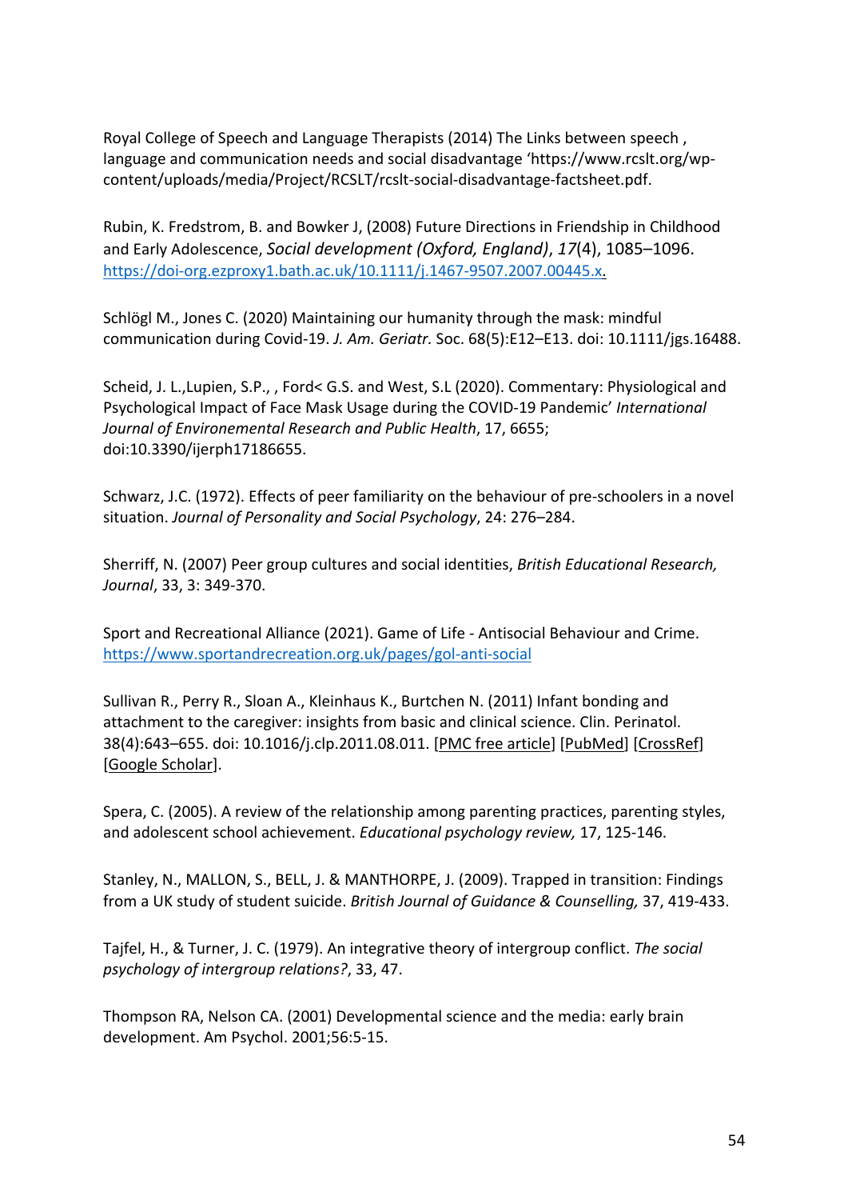Royal College of Speech and Language Therapists (2014) The Links between speech , language and communication needs and social disadvantage 'https://www.rcslt.org/wp-content/uploads/media/Project/RCSLT/rcslt-social-disadvantage-factsheet.pdf.

Rubin, K. Fredstrom, B. and Bowker J, (2008) Future Directions in Friendship in Childhood and Early Adolescence, *Social development (Oxford, England)*, *17*(4), 1085–1096. https://doi-org.ezproxy1.bath.ac.uk/10.1111/j.1467-9507.2007.00445.x.

Schlögl M., Jones C. (2020) Maintaining our humanity through the mask: mindful communication during Covid-19. *J. Am. Geriatr.* Soc. 68(5):E12–E13. doi: 10.1111/jgs.16488.

Scheid, J. L.,Lupien, S.P., , Ford< G.S. and West, S.L (2020). Commentary: Physiological and Psychological Impact of Face Mask Usage during the COVID-19 Pandemic' *International Journal of Environemental Research and Public Health*, 17, 6655; doi:10.3390/ijerph17186655.

Schwarz, J.C. (1972). Effects of peer familiarity on the behaviour of pre-schoolers in a novel situation. *Journal of Personality and Social Psychology*, 24: 276–284.

Sherriff, N. (2007) Peer group cultures and social identities, *British Educational Research, Journal*, 33, 3: 349-370.

Sport and Recreational Alliance (2021). Game of Life - Antisocial Behaviour and Crime. https://www.sportandrecreation.org.uk/pages/gol-anti-social

Sullivan R., Perry R., Sloan A., Kleinhaus K., Burtchen N. (2011) Infant bonding and attachment to the caregiver: insights from basic and clinical science. Clin. Perinatol. 38(4):643–655. doi: 10.1016/j.clp.2011.08.011. [PMC free article] [PubMed] [CrossRef] [Google Scholar].

Spera, C. (2005). A review of the relationship among parenting practices, parenting styles, and adolescent school achievement. *Educational psychology review,* 17, 125-146.

Stanley, N., MALLON, S., BELL, J. & MANTHORPE, J. (2009). Trapped in transition: Findings from a UK study of student suicide. *British Journal of Guidance & Counselling,* 37, 419-433.

Tajfel, H., & Turner, J. C. (1979). An integrative theory of intergroup conflict. *The social psychology of intergroup relations?*, 33, 47.

Thompson RA, Nelson CA. (2001) Developmental science and the media: early brain development. Am Psychol. 2001;56:5-15.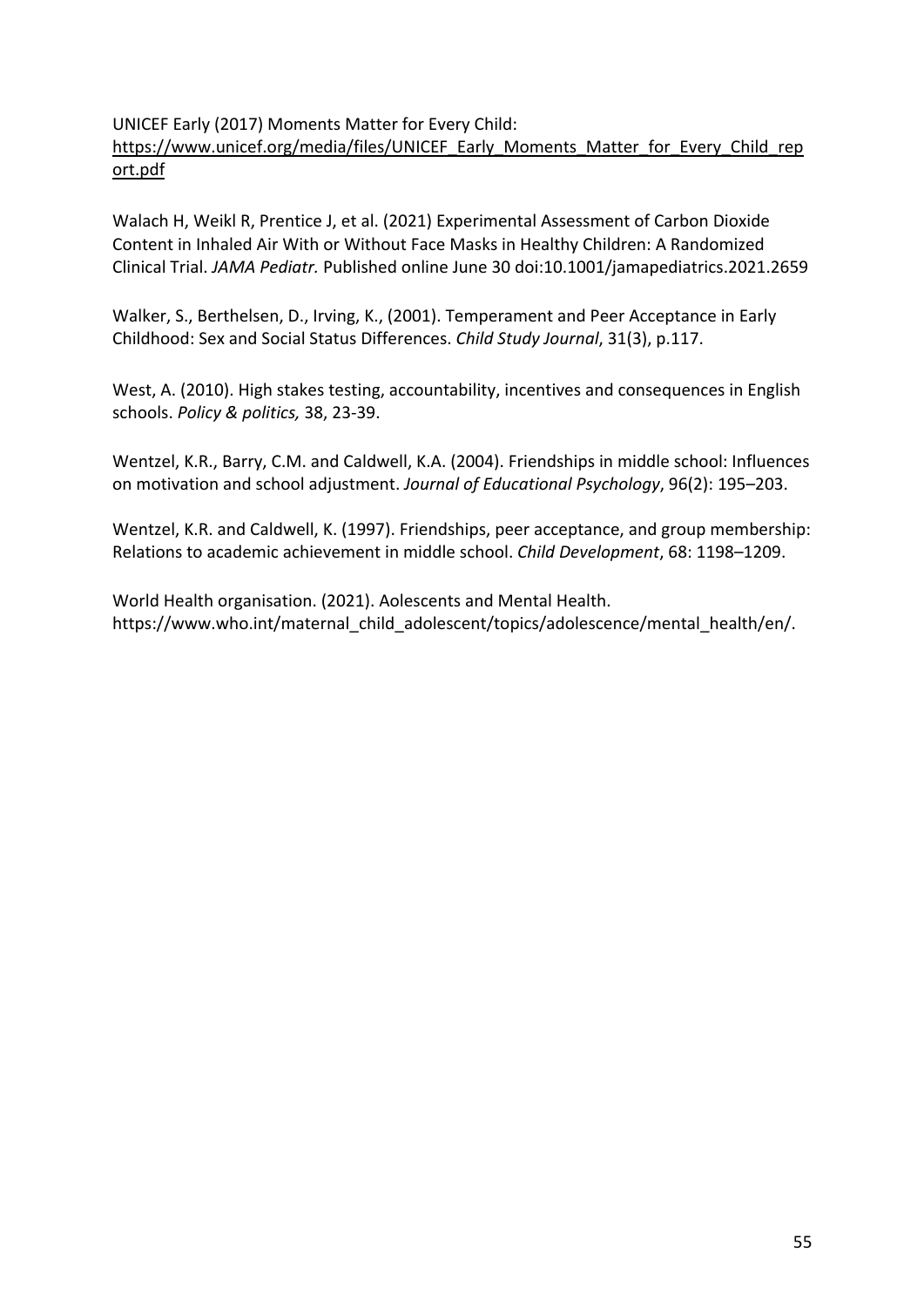UNICEF Early (2017) Moments Matter for Every Child: https://www.unicef.org/media/files/UNICEF_Early_Moments_Matter_for_Every_Child_report.pdf

Walach H, Weikl R, Prentice J, et al. (2021) Experimental Assessment of Carbon Dioxide Content in Inhaled Air With or Without Face Masks in Healthy Children: A Randomized Clinical Trial. *JAMA Pediatr.* Published online June 30 doi:10.1001/jamapediatrics.2021.2659

Walker, S., Berthelsen, D., Irving, K., (2001). Temperament and Peer Acceptance in Early Childhood: Sex and Social Status Differences. *Child Study Journal*, 31(3), p.117.

West, A. (2010). High stakes testing, accountability, incentives and consequences in English schools. *Policy & politics,* 38, 23-39.

Wentzel, K.R., Barry, C.M. and Caldwell, K.A. (2004). Friendships in middle school: Influences on motivation and school adjustment. *Journal of Educational Psychology*, 96(2): 195–203.

Wentzel, K.R. and Caldwell, K. (1997). Friendships, peer acceptance, and group membership: Relations to academic achievement in middle school. *Child Development*, 68: 1198–1209.

World Health organisation. (2021). Aolescents and Mental Health. https://www.who.int/maternal_child_adolescent/topics/adolescence/mental_health/en/.